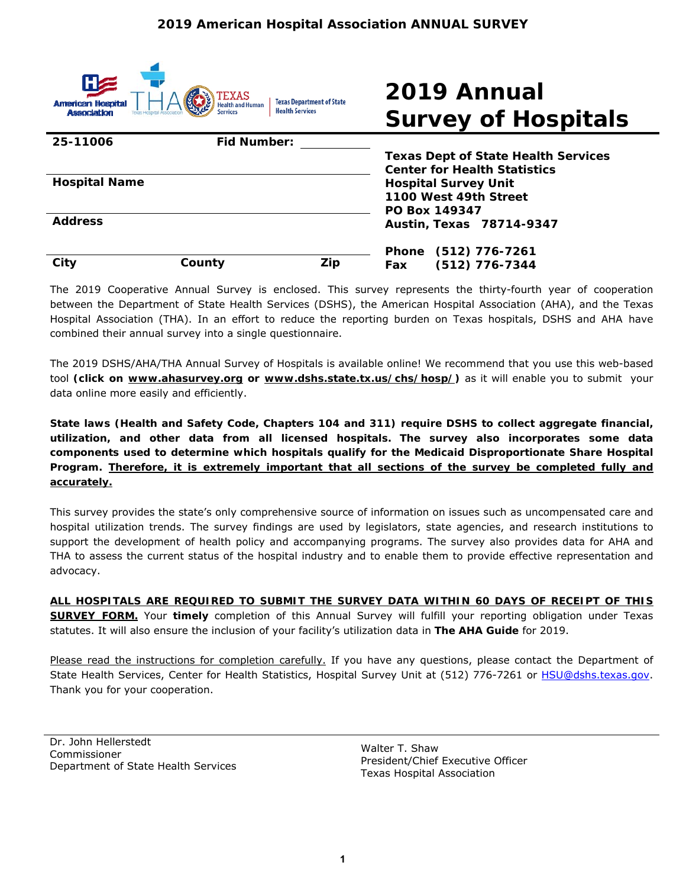# 2019 American Hospital Association ANNUAL SURVEY

# 2019 Annual Survey of Hospitals

**25-11006** **Fid Number:** ____________

**Hospital Name**

**Address**

**City** **County** **Zip**

**Texas Dept of State Health Services**
**Center for Health Statistics**
**Hospital Survey Unit**
**1100 West 49th Street**
**PO Box 149347**
**Austin, Texas 78714-9347**

**Phone (512) 776-7261**
**Fax (512) 776-7344**

The 2019 Cooperative Annual Survey is enclosed. This survey represents the thirty-fourth year of cooperation between the Department of State Health Services (DSHS), the American Hospital Association (AHA), and the Texas Hospital Association (THA). In an effort to reduce the reporting burden on Texas hospitals, DSHS and AHA have combined their annual survey into a single questionnaire.

The 2019 DSHS/AHA/THA Annual Survey of Hospitals is available online! We recommend that you use this web-based tool **(click on www.ahasurvey.org or www.dshs.state.tx.us/chs/hosp/)** as it will enable you to submit your data online more easily and efficiently.

**State laws (Health and Safety Code, Chapters 104 and 311) require DSHS to collect aggregate financial, utilization, and other data from all licensed hospitals. The survey also incorporates some data components used to determine which hospitals qualify for the Medicaid Disproportionate Share Hospital Program. Therefore, it is extremely important that all sections of the survey be completed fully and accurately.**

This survey provides the state's only comprehensive source of information on issues such as uncompensated care and hospital utilization trends. The survey findings are used by legislators, state agencies, and research institutions to support the development of health policy and accompanying programs. The survey also provides data for AHA and THA to assess the current status of the hospital industry and to enable them to provide effective representation and advocacy.

**ALL HOSPITALS ARE REQUIRED TO SUBMIT THE SURVEY DATA WITHIN 60 DAYS OF RECEIPT OF THIS SURVEY FORM.** Your **timely** completion of this Annual Survey will fulfill your reporting obligation under Texas statutes. It will also ensure the inclusion of your facility's utilization data in **The AHA Guide** for 2019.

Please read the instructions for completion carefully. If you have any questions, please contact the Department of State Health Services, Center for Health Statistics, Hospital Survey Unit at (512) 776-7261 or HSU@dshs.texas.gov. Thank you for your cooperation.

Dr. John Hellerstedt
Commissioner
Department of State Health Services

Walter T. Shaw
President/Chief Executive Officer
Texas Hospital Association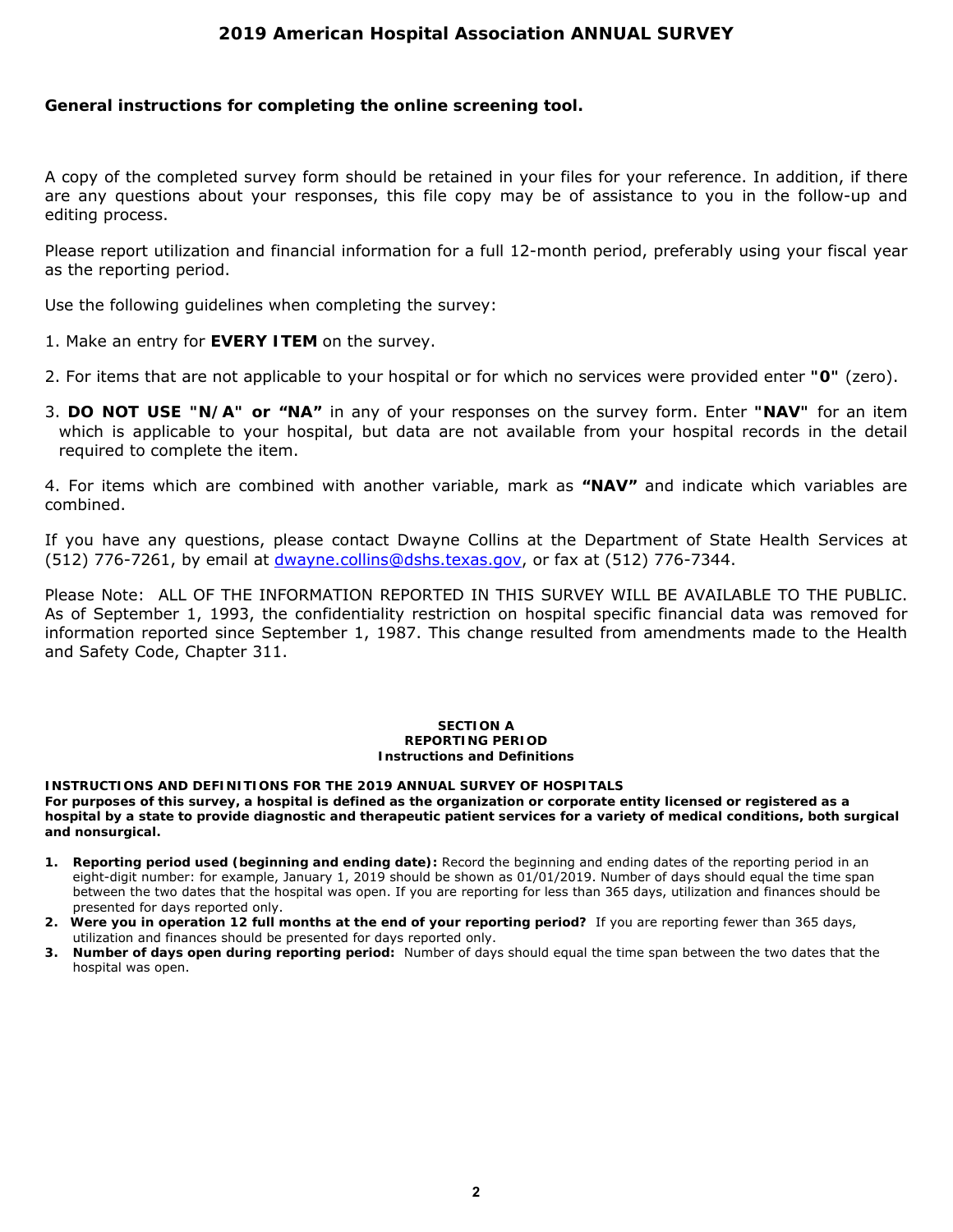# 2019 American Hospital Association ANNUAL SURVEY

**General instructions for completing the online screening tool.**

A copy of the completed survey form should be retained in your files for your reference. In addition, if there are any questions about your responses, this file copy may be of assistance to you in the follow-up and editing process.

Please report utilization and financial information for a full 12-month period, preferably using your fiscal year as the reporting period.

Use the following guidelines when completing the survey:

1. Make an entry for **EVERY ITEM** on the survey.

2. For items that are not applicable to your hospital or for which no services were provided enter **"0"** (zero).

3. **DO NOT USE "N/A" or "NA"** in any of your responses on the survey form. Enter **"NAV"** for an item which is applicable to your hospital, but data are not available from your hospital records in the detail required to complete the item.

4. For items which are combined with another variable, mark as **"NAV"** and indicate which variables are combined.

If you have any questions, please contact Dwayne Collins at the Department of State Health Services at (512) 776-7261, by email at dwayne.collins@dshs.texas.gov, or fax at (512) 776-7344.

Please Note: ALL OF THE INFORMATION REPORTED IN THIS SURVEY WILL BE AVAILABLE TO THE PUBLIC. As of September 1, 1993, the confidentiality restriction on hospital specific financial data was removed for information reported since September 1, 1987. This change resulted from amendments made to the Health and Safety Code, Chapter 311.

## SECTION A
## REPORTING PERIOD
### Instructions and Definitions

**INSTRUCTIONS AND DEFINITIONS FOR THE 2019 ANNUAL SURVEY OF HOSPITALS**
**For purposes of this survey, a hospital is defined as the organization or corporate entity licensed or registered as a hospital by a state to provide diagnostic and therapeutic patient services for a variety of medical conditions, both surgical and nonsurgical.**

1. **Reporting period used (beginning and ending date):** Record the beginning and ending dates of the reporting period in an eight-digit number: for example, January 1, 2019 should be shown as 01/01/2019. Number of days should equal the time span between the two dates that the hospital was open. If you are reporting for less than 365 days, utilization and finances should be presented for days reported only.
2. **Were you in operation 12 full months at the end of your reporting period?** If you are reporting fewer than 365 days, utilization and finances should be presented for days reported only.
3. **Number of days open during reporting period:** Number of days should equal the time span between the two dates that the hospital was open.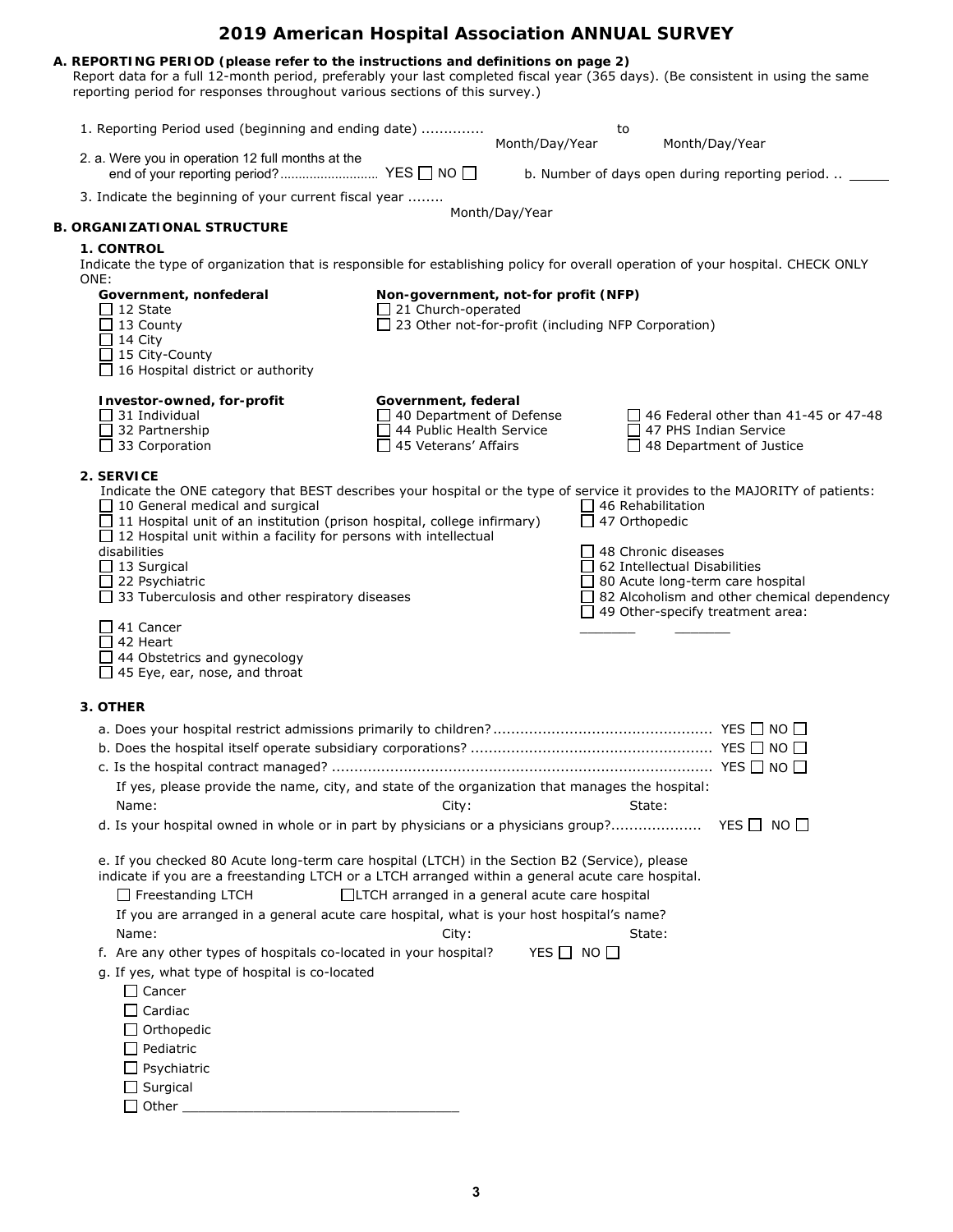# 2019 American Hospital Association ANNUAL SURVEY

## A. REPORTING PERIOD (please refer to the instructions and definitions on page 2)

Report data for a full 12-month period, preferably your last completed fiscal year (365 days). (Be consistent in using the same reporting period for responses throughout various sections of this survey.)

1. Reporting Period used (beginning and ending date) .............. Month/Day/Year to Month/Day/Year

2. a. Were you in operation 12 full months at the end of your reporting period? .......................... YES ☐ NO ☐

   b. Number of days open during reporting period. .. _____

3. Indicate the beginning of your current fiscal year ........ Month/Day/Year

## B. ORGANIZATIONAL STRUCTURE

### 1. CONTROL

Indicate the type of organization that is responsible for establishing policy for overall operation of your hospital. CHECK ONLY ONE:

**Government, nonfederal**
- ☐ 12 State
- ☐ 13 County
- ☐ 14 City
- ☐ 15 City-County
- ☐ 16 Hospital district or authority

**Non-government, not-for profit (NFP)**
- ☐ 21 Church-operated
- ☐ 23 Other not-for-profit (including NFP Corporation)

**Investor-owned, for-profit**
- ☐ 31 Individual
- ☐ 32 Partnership
- ☐ 33 Corporation

**Government, federal**
- ☐ 40 Department of Defense
- ☐ 44 Public Health Service
- ☐ 45 Veterans' Affairs
- ☐ 46 Federal other than 41-45 or 47-48
- ☐ 47 PHS Indian Service
- ☐ 48 Department of Justice

### 2. SERVICE

Indicate the ONE category that BEST describes your hospital or the type of service it provides to the MAJORITY of patients:

- ☐ 10 General medical and surgical
- ☐ 11 Hospital unit of an institution (prison hospital, college infirmary)
- ☐ 12 Hospital unit within a facility for persons with intellectual disabilities
- ☐ 13 Surgical
- ☐ 22 Psychiatric
- ☐ 33 Tuberculosis and other respiratory diseases
- ☐ 41 Cancer
- ☐ 42 Heart
- ☐ 44 Obstetrics and gynecology
- ☐ 45 Eye, ear, nose, and throat
- ☐ 46 Rehabilitation
- ☐ 47 Orthopedic
- ☐ 48 Chronic diseases
- ☐ 62 Intellectual Disabilities
- ☐ 80 Acute long-term care hospital
- ☐ 82 Alcoholism and other chemical dependency
- ☐ 49 Other-specify treatment area: _______ _______

### 3. OTHER

a. Does your hospital restrict admissions primarily to children? ................................................ YES ☐ NO ☐

b. Does the hospital itself operate subsidiary corporations? ..................................................... YES ☐ NO ☐

c. Is the hospital contract managed? ..................................................................................... YES ☐ NO ☐

   If yes, please provide the name, city, and state of the organization that manages the hospital:

   Name: City: State:

d. Is your hospital owned in whole or in part by physicians or a physicians group?.................... YES ☐ NO ☐

e. If you checked 80 Acute long-term care hospital (LTCH) in the Section B2 (Service), please indicate if you are a freestanding LTCH or a LTCH arranged within a general acute care hospital.

   ☐ Freestanding LTCH ☐ LTCH arranged in a general acute care hospital

   If you are arranged in a general acute care hospital, what is your host hospital's name?

   Name: City: State:

f. Are any other types of hospitals co-located in your hospital? YES ☐ NO ☐

g. If yes, what type of hospital is co-located
   - ☐ Cancer
   - ☐ Cardiac
   - ☐ Orthopedic
   - ☐ Pediatric
   - ☐ Psychiatric
   - ☐ Surgical
   - ☐ Other ___________________________________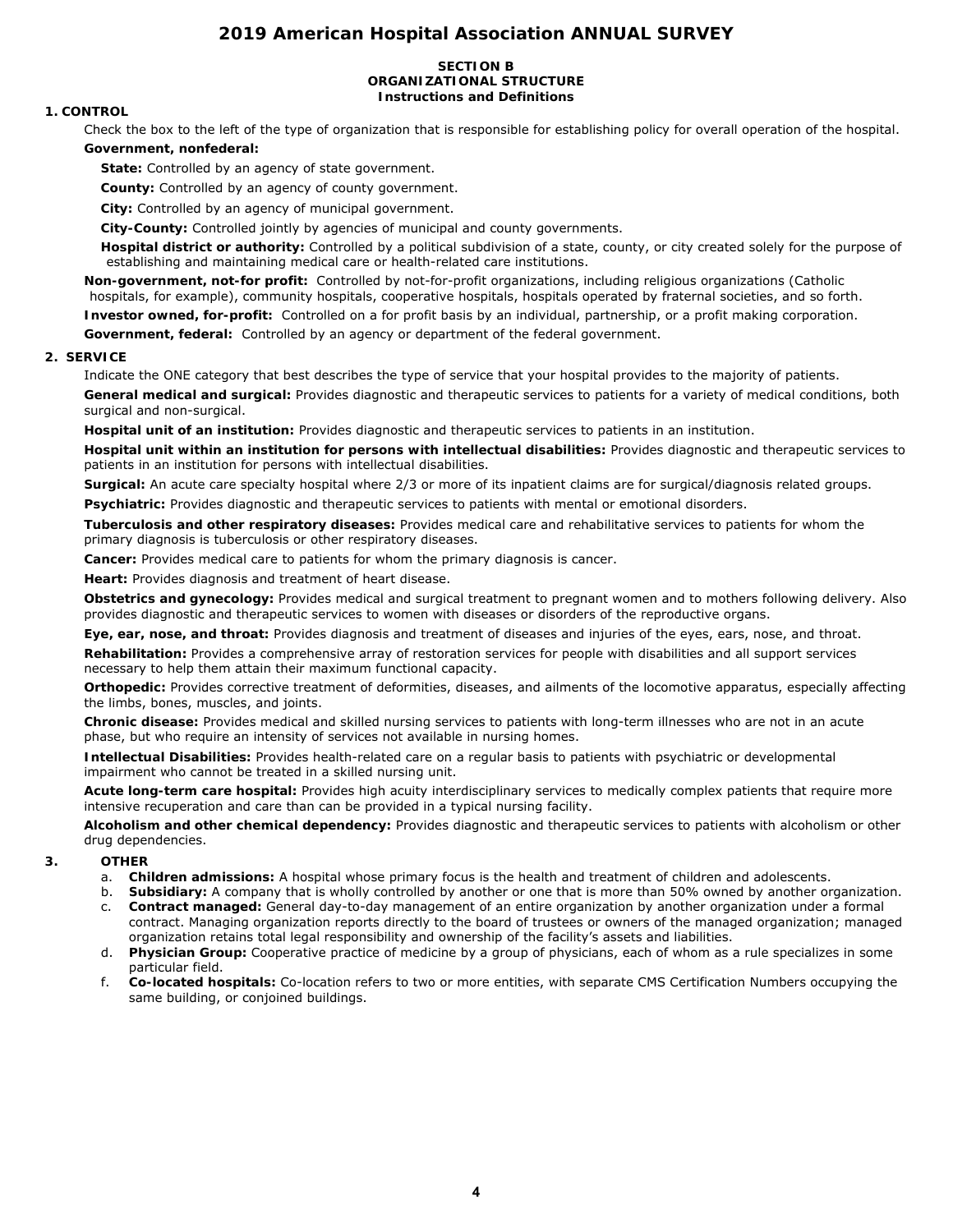# 2019 American Hospital Association ANNUAL SURVEY

**SECTION B**
**ORGANIZATIONAL STRUCTURE**
**Instructions and Definitions**

**1. CONTROL**

Check the box to the left of the type of organization that is responsible for establishing policy for overall operation of the hospital.

**Government, nonfederal:**

**State:** Controlled by an agency of state government.

**County:** Controlled by an agency of county government.

**City:** Controlled by an agency of municipal government.

**City-County:** Controlled jointly by agencies of municipal and county governments.

**Hospital district or authority:** Controlled by a political subdivision of a state, county, or city created solely for the purpose of establishing and maintaining medical care or health-related care institutions.

**Non-government, not-for profit:** Controlled by not-for-profit organizations, including religious organizations (Catholic hospitals, for example), community hospitals, cooperative hospitals, hospitals operated by fraternal societies, and so forth.

**Investor owned, for-profit:** Controlled on a for profit basis by an individual, partnership, or a profit making corporation.

**Government, federal:** Controlled by an agency or department of the federal government.

**2. SERVICE**

Indicate the ONE category that best describes the type of service that your hospital provides to the majority of patients.

**General medical and surgical:** Provides diagnostic and therapeutic services to patients for a variety of medical conditions, both surgical and non-surgical.

**Hospital unit of an institution:** Provides diagnostic and therapeutic services to patients in an institution.

**Hospital unit within an institution for persons with intellectual disabilities:** Provides diagnostic and therapeutic services to patients in an institution for persons with intellectual disabilities.

**Surgical:** An acute care specialty hospital where 2/3 or more of its inpatient claims are for surgical/diagnosis related groups.

**Psychiatric:** Provides diagnostic and therapeutic services to patients with mental or emotional disorders.

**Tuberculosis and other respiratory diseases:** Provides medical care and rehabilitative services to patients for whom the primary diagnosis is tuberculosis or other respiratory diseases.

**Cancer:** Provides medical care to patients for whom the primary diagnosis is cancer.

**Heart:** Provides diagnosis and treatment of heart disease.

**Obstetrics and gynecology:** Provides medical and surgical treatment to pregnant women and to mothers following delivery. Also provides diagnostic and therapeutic services to women with diseases or disorders of the reproductive organs.

**Eye, ear, nose, and throat:** Provides diagnosis and treatment of diseases and injuries of the eyes, ears, nose, and throat.

**Rehabilitation:** Provides a comprehensive array of restoration services for people with disabilities and all support services necessary to help them attain their maximum functional capacity.

**Orthopedic:** Provides corrective treatment of deformities, diseases, and ailments of the locomotive apparatus, especially affecting the limbs, bones, muscles, and joints.

**Chronic disease:** Provides medical and skilled nursing services to patients with long-term illnesses who are not in an acute phase, but who require an intensity of services not available in nursing homes.

**Intellectual Disabilities:** Provides health-related care on a regular basis to patients with psychiatric or developmental impairment who cannot be treated in a skilled nursing unit.

**Acute long-term care hospital:** Provides high acuity interdisciplinary services to medically complex patients that require more intensive recuperation and care than can be provided in a typical nursing facility.

**Alcoholism and other chemical dependency:** Provides diagnostic and therapeutic services to patients with alcoholism or other drug dependencies.

**3. OTHER**

a. **Children admissions:** A hospital whose primary focus is the health and treatment of children and adolescents.

b. **Subsidiary:** A company that is wholly controlled by another or one that is more than 50% owned by another organization.

c. **Contract managed:** General day-to-day management of an entire organization by another organization under a formal contract. Managing organization reports directly to the board of trustees or owners of the managed organization; managed organization retains total legal responsibility and ownership of the facility's assets and liabilities.

d. **Physician Group:** Cooperative practice of medicine by a group of physicians, each of whom as a rule specializes in some particular field.

f. **Co-located hospitals:** Co-location refers to two or more entities, with separate CMS Certification Numbers occupying the same building, or conjoined buildings.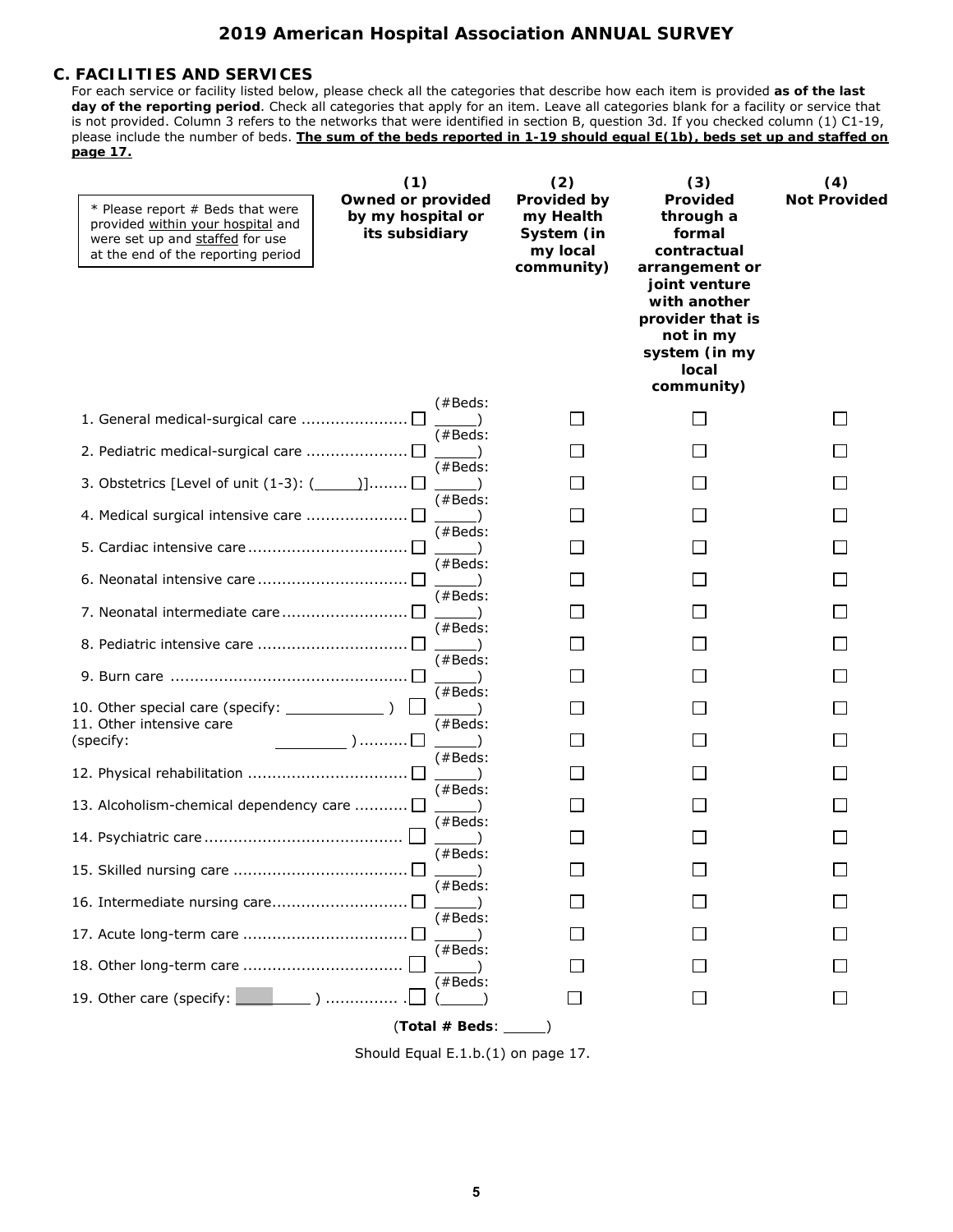## 2019 American Hospital Association ANNUAL SURVEY

### C. FACILITIES AND SERVICES

For each service or facility listed below, please check all the categories that describe how each item is provided **as of the last day of the reporting period**. Check all categories that apply for an item. Leave all categories blank for a facility or service that is not provided. Column 3 refers to the networks that were identified in section B, question 3d. If you checked column (1) C1-19, please include the number of beds. **The sum of the beds reported in 1-19 should equal E(1b), beds set up and staffed on page 17.**

| * Please report # Beds that were provided within your hospital and were set up and staffed for use at the end of the reporting period | (1) Owned or provided by my hospital or its subsidiary | (2) Provided by my Health System (in my local community) | (3) Provided through a formal contractual arrangement or joint venture with another provider that is not in my system (in my local community) | (4) Not Provided |
|---|---|---|---|---|
| 1. General medical-surgical care | ☐ (#Beds: _____) | ☐ | ☐ | ☐ |
| 2. Pediatric medical-surgical care | ☐ (#Beds: _____) | ☐ | ☐ | ☐ |
| 3. Obstetrics [Level of unit (1-3): (_____)] | ☐ (#Beds: _____) | ☐ | ☐ | ☐ |
| 4. Medical surgical intensive care | ☐ (#Beds: _____) | ☐ | ☐ | ☐ |
| 5. Cardiac intensive care | ☐ (#Beds: _____) | ☐ | ☐ | ☐ |
| 6. Neonatal intensive care | ☐ (#Beds: _____) | ☐ | ☐ | ☐ |
| 7. Neonatal intermediate care | ☐ (#Beds: _____) | ☐ | ☐ | ☐ |
| 8. Pediatric intensive care | ☐ (#Beds: _____) | ☐ | ☐ | ☐ |
| 9. Burn care | ☐ (#Beds: _____) | ☐ | ☐ | ☐ |
| 10. Other special care (specify: ___________ ) | ☐ (#Beds: _____) | ☐ | ☐ | ☐ |
| 11. Other intensive care (specify: ________ ) | ☐ (#Beds: _____) | ☐ | ☐ | ☐ |
| 12. Physical rehabilitation | ☐ (#Beds: _____) | ☐ | ☐ | ☐ |
| 13. Alcoholism-chemical dependency care | ☐ (#Beds: _____) | ☐ | ☐ | ☐ |
| 14. Psychiatric care | ☐ (#Beds: _____) | ☐ | ☐ | ☐ |
| 15. Skilled nursing care | ☐ (#Beds: _____) | ☐ | ☐ | ☐ |
| 16. Intermediate nursing care | ☐ (#Beds: _____) | ☐ | ☐ | ☐ |
| 17. Acute long-term care | ☐ (#Beds: _____) | ☐ | ☐ | ☐ |
| 18. Other long-term care | ☐ (#Beds: _____) | ☐ | ☐ | ☐ |
| 19. Other care (specify: ________ ) | ☐ (#Beds: _____) | ☐ | ☐ | ☐ |

(**Total # Beds**: _____)

Should Equal E.1.b.(1) on page 17.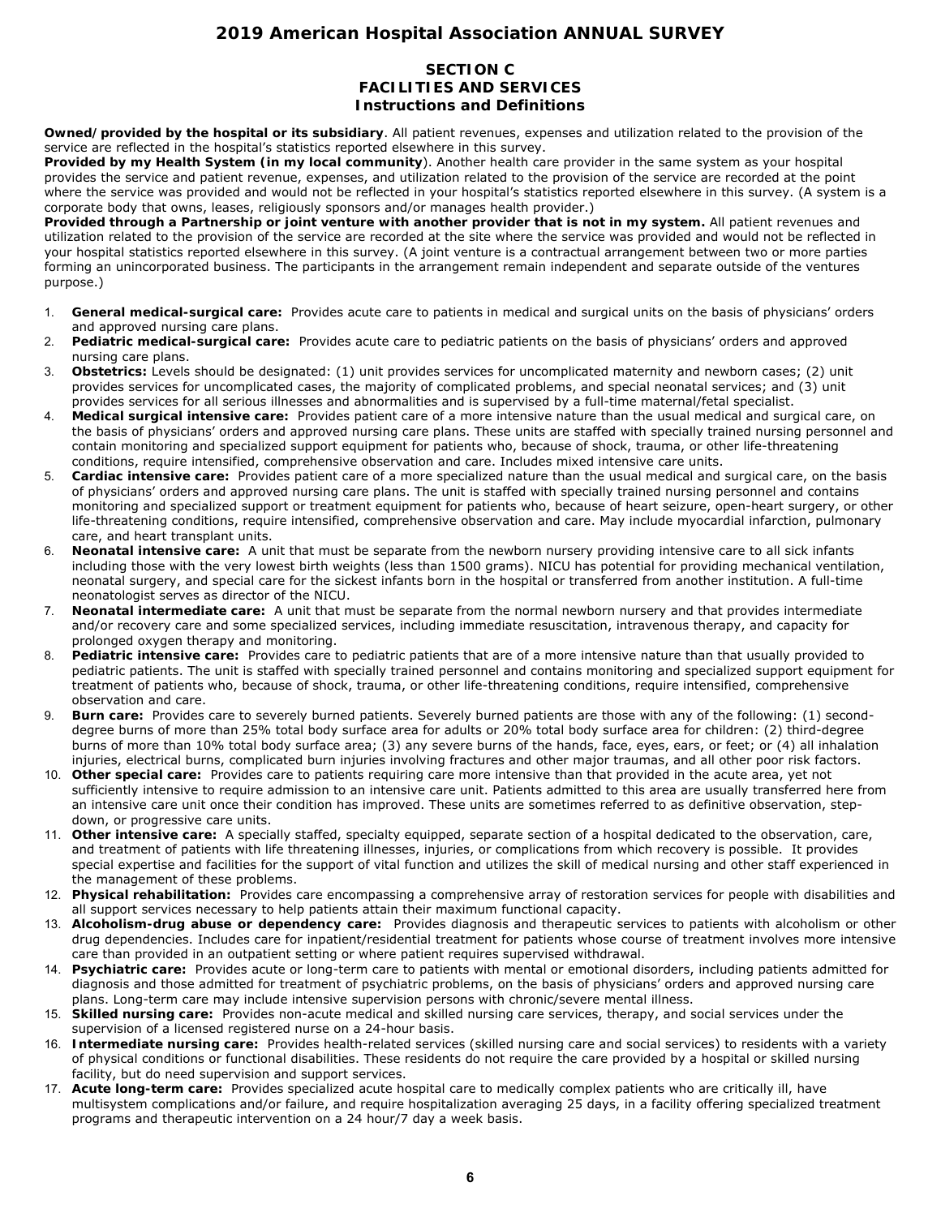# 2019 American Hospital Association ANNUAL SURVEY

## SECTION C
## FACILITIES AND SERVICES
### Instructions and Definitions

**Owned/provided by the hospital or its subsidiary**. All patient revenues, expenses and utilization related to the provision of the service are reflected in the hospital's statistics reported elsewhere in this survey.

**Provided by my Health System (in my local community**). Another health care provider in the same system as your hospital provides the service and patient revenue, expenses, and utilization related to the provision of the service are recorded at the point where the service was provided and would not be reflected in your hospital's statistics reported elsewhere in this survey. (A system is a corporate body that owns, leases, religiously sponsors and/or manages health provider.)

**Provided through a Partnership or joint venture with another provider that is not in my system.** All patient revenues and utilization related to the provision of the service are recorded at the site where the service was provided and would not be reflected in your hospital statistics reported elsewhere in this survey. (A joint venture is a contractual arrangement between two or more parties forming an unincorporated business. The participants in the arrangement remain independent and separate outside of the ventures purpose.)

1. **General medical-surgical care:** Provides acute care to patients in medical and surgical units on the basis of physicians' orders and approved nursing care plans.
2. **Pediatric medical-surgical care:** Provides acute care to pediatric patients on the basis of physicians' orders and approved nursing care plans.
3. **Obstetrics:** Levels should be designated: (1) unit provides services for uncomplicated maternity and newborn cases; (2) unit provides services for uncomplicated cases, the majority of complicated problems, and special neonatal services; and (3) unit provides services for all serious illnesses and abnormalities and is supervised by a full-time maternal/fetal specialist.
4. **Medical surgical intensive care:** Provides patient care of a more intensive nature than the usual medical and surgical care, on the basis of physicians' orders and approved nursing care plans. These units are staffed with specially trained nursing personnel and contain monitoring and specialized support equipment for patients who, because of shock, trauma, or other life-threatening conditions, require intensified, comprehensive observation and care. Includes mixed intensive care units.
5. **Cardiac intensive care:** Provides patient care of a more specialized nature than the usual medical and surgical care, on the basis of physicians' orders and approved nursing care plans. The unit is staffed with specially trained nursing personnel and contains monitoring and specialized support or treatment equipment for patients who, because of heart seizure, open-heart surgery, or other life-threatening conditions, require intensified, comprehensive observation and care. May include myocardial infarction, pulmonary care, and heart transplant units.
6. **Neonatal intensive care:** A unit that must be separate from the newborn nursery providing intensive care to all sick infants including those with the very lowest birth weights (less than 1500 grams). NICU has potential for providing mechanical ventilation, neonatal surgery, and special care for the sickest infants born in the hospital or transferred from another institution. A full-time neonatologist serves as director of the NICU.
7. **Neonatal intermediate care:** A unit that must be separate from the normal newborn nursery and that provides intermediate and/or recovery care and some specialized services, including immediate resuscitation, intravenous therapy, and capacity for prolonged oxygen therapy and monitoring.
8. **Pediatric intensive care:** Provides care to pediatric patients that are of a more intensive nature than that usually provided to pediatric patients. The unit is staffed with specially trained personnel and contains monitoring and specialized support equipment for treatment of patients who, because of shock, trauma, or other life-threatening conditions, require intensified, comprehensive observation and care.
9. **Burn care:** Provides care to severely burned patients. Severely burned patients are those with any of the following: (1) second-degree burns of more than 25% total body surface area for adults or 20% total body surface area for children: (2) third-degree burns of more than 10% total body surface area; (3) any severe burns of the hands, face, eyes, ears, or feet; or (4) all inhalation injuries, electrical burns, complicated burn injuries involving fractures and other major traumas, and all other poor risk factors.
10. **Other special care:** Provides care to patients requiring care more intensive than that provided in the acute area, yet not sufficiently intensive to require admission to an intensive care unit. Patients admitted to this area are usually transferred here from an intensive care unit once their condition has improved. These units are sometimes referred to as definitive observation, step-down, or progressive care units.
11. **Other intensive care:** A specially staffed, specialty equipped, separate section of a hospital dedicated to the observation, care, and treatment of patients with life threatening illnesses, injuries, or complications from which recovery is possible. It provides special expertise and facilities for the support of vital function and utilizes the skill of medical nursing and other staff experienced in the management of these problems.
12. **Physical rehabilitation:** Provides care encompassing a comprehensive array of restoration services for people with disabilities and all support services necessary to help patients attain their maximum functional capacity.
13. **Alcoholism-drug abuse or dependency care:** Provides diagnosis and therapeutic services to patients with alcoholism or other drug dependencies. Includes care for inpatient/residential treatment for patients whose course of treatment involves more intensive care than provided in an outpatient setting or where patient requires supervised withdrawal.
14. **Psychiatric care:** Provides acute or long-term care to patients with mental or emotional disorders, including patients admitted for diagnosis and those admitted for treatment of psychiatric problems, on the basis of physicians' orders and approved nursing care plans. Long-term care may include intensive supervision persons with chronic/severe mental illness.
15. **Skilled nursing care:** Provides non-acute medical and skilled nursing care services, therapy, and social services under the supervision of a licensed registered nurse on a 24-hour basis.
16. **Intermediate nursing care:** Provides health-related services (skilled nursing care and social services) to residents with a variety of physical conditions or functional disabilities. These residents do not require the care provided by a hospital or skilled nursing facility, but do need supervision and support services.
17. **Acute long-term care:** Provides specialized acute hospital care to medically complex patients who are critically ill, have multisystem complications and/or failure, and require hospitalization averaging 25 days, in a facility offering specialized treatment programs and therapeutic intervention on a 24 hour/7 day a week basis.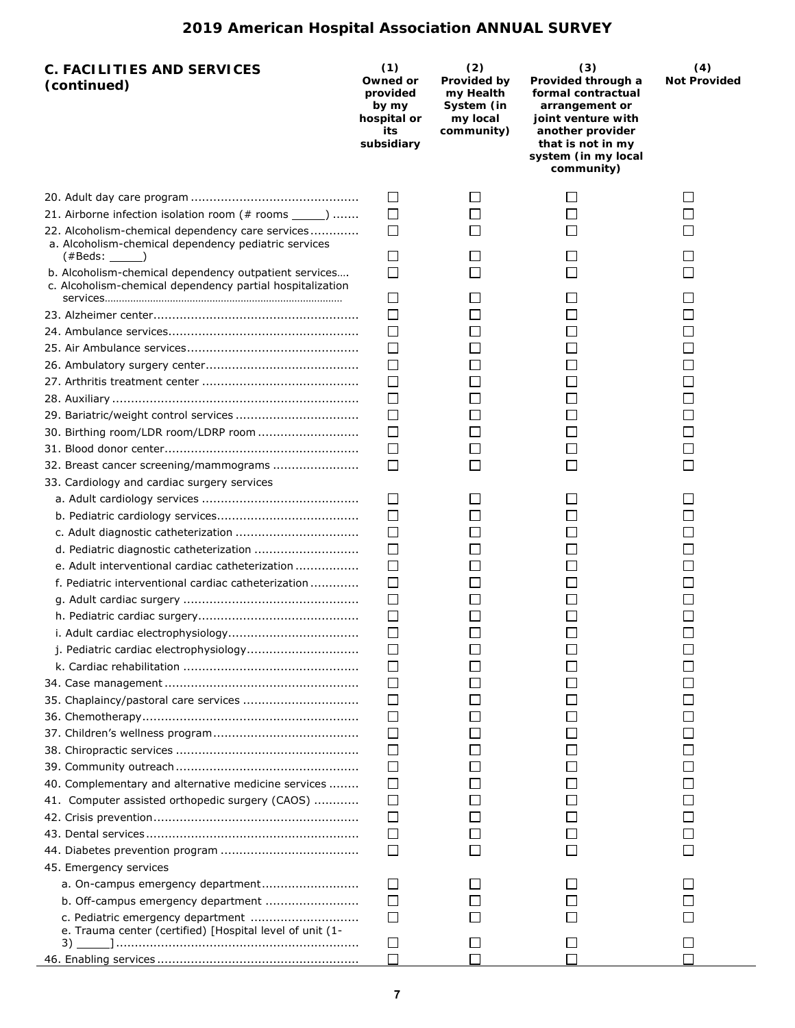## C. FACILITIES AND SERVICES (continued)

| | (1) Owned or provided by my hospital or its subsidiary | (2) Provided by my Health System (in my local community) | (3) Provided through a formal contractual arrangement or joint venture with another provider that is not in my system (in my local community) | (4) Not Provided |
|---|---|---|---|---|
| 20. Adult day care program | ☐ | ☐ | ☐ | ☐ |
| 21. Airborne infection isolation room (# rooms _____) | ☐ | ☐ | ☐ | ☐ |
| 22. Alcoholism-chemical dependency care services | ☐ | ☐ | ☐ | ☐ |
| a. Alcoholism-chemical dependency pediatric services (#Beds: _____) | ☐ | ☐ | ☐ | ☐ |
| b. Alcoholism-chemical dependency outpatient services | ☐ | ☐ | ☐ | ☐ |
| c. Alcoholism-chemical dependency partial hospitalization services | ☐ | ☐ | ☐ | ☐ |
| 23. Alzheimer center | ☐ | ☐ | ☐ | ☐ |
| 24. Ambulance services | ☐ | ☐ | ☐ | ☐ |
| 25. Air Ambulance services | ☐ | ☐ | ☐ | ☐ |
| 26. Ambulatory surgery center | ☐ | ☐ | ☐ | ☐ |
| 27. Arthritis treatment center | ☐ | ☐ | ☐ | ☐ |
| 28. Auxiliary | ☐ | ☐ | ☐ | ☐ |
| 29. Bariatric/weight control services | ☐ | ☐ | ☐ | ☐ |
| 30. Birthing room/LDR room/LDRP room | ☐ | ☐ | ☐ | ☐ |
| 31. Blood donor center | ☐ | ☐ | ☐ | ☐ |
| 32. Breast cancer screening/mammograms | ☐ | ☐ | ☐ | ☐ |
| 33. Cardiology and cardiac surgery services | | | | |
| a. Adult cardiology services | ☐ | ☐ | ☐ | ☐ |
| b. Pediatric cardiology services | ☐ | ☐ | ☐ | ☐ |
| c. Adult diagnostic catheterization | ☐ | ☐ | ☐ | ☐ |
| d. Pediatric diagnostic catheterization | ☐ | ☐ | ☐ | ☐ |
| e. Adult interventional cardiac catheterization | ☐ | ☐ | ☐ | ☐ |
| f. Pediatric interventional cardiac catheterization | ☐ | ☐ | ☐ | ☐ |
| g. Adult cardiac surgery | ☐ | ☐ | ☐ | ☐ |
| h. Pediatric cardiac surgery | ☐ | ☐ | ☐ | ☐ |
| i. Adult cardiac electrophysiology | ☐ | ☐ | ☐ | ☐ |
| j. Pediatric cardiac electrophysiology | ☐ | ☐ | ☐ | ☐ |
| k. Cardiac rehabilitation | ☐ | ☐ | ☐ | ☐ |
| 34. Case management | ☐ | ☐ | ☐ | ☐ |
| 35. Chaplaincy/pastoral care services | ☐ | ☐ | ☐ | ☐ |
| 36. Chemotherapy | ☐ | ☐ | ☐ | ☐ |
| 37. Children's wellness program | ☐ | ☐ | ☐ | ☐ |
| 38. Chiropractic services | ☐ | ☐ | ☐ | ☐ |
| 39. Community outreach | ☐ | ☐ | ☐ | ☐ |
| 40. Complementary and alternative medicine services | ☐ | ☐ | ☐ | ☐ |
| 41. Computer assisted orthopedic surgery (CAOS) | ☐ | ☐ | ☐ | ☐ |
| 42. Crisis prevention | ☐ | ☐ | ☐ | ☐ |
| 43. Dental services | ☐ | ☐ | ☐ | ☐ |
| 44. Diabetes prevention program | ☐ | ☐ | ☐ | ☐ |
| 45. Emergency services | | | | |
| a. On-campus emergency department | ☐ | ☐ | ☐ | ☐ |
| b. Off-campus emergency department | ☐ | ☐ | ☐ | ☐ |
| c. Pediatric emergency department | ☐ | ☐ | ☐ | ☐ |
| e. Trauma center (certified) [Hospital level of unit (1-3) _____] | ☐ | ☐ | ☐ | ☐ |
| 46. Enabling services | ☐ | ☐ | ☐ | ☐ |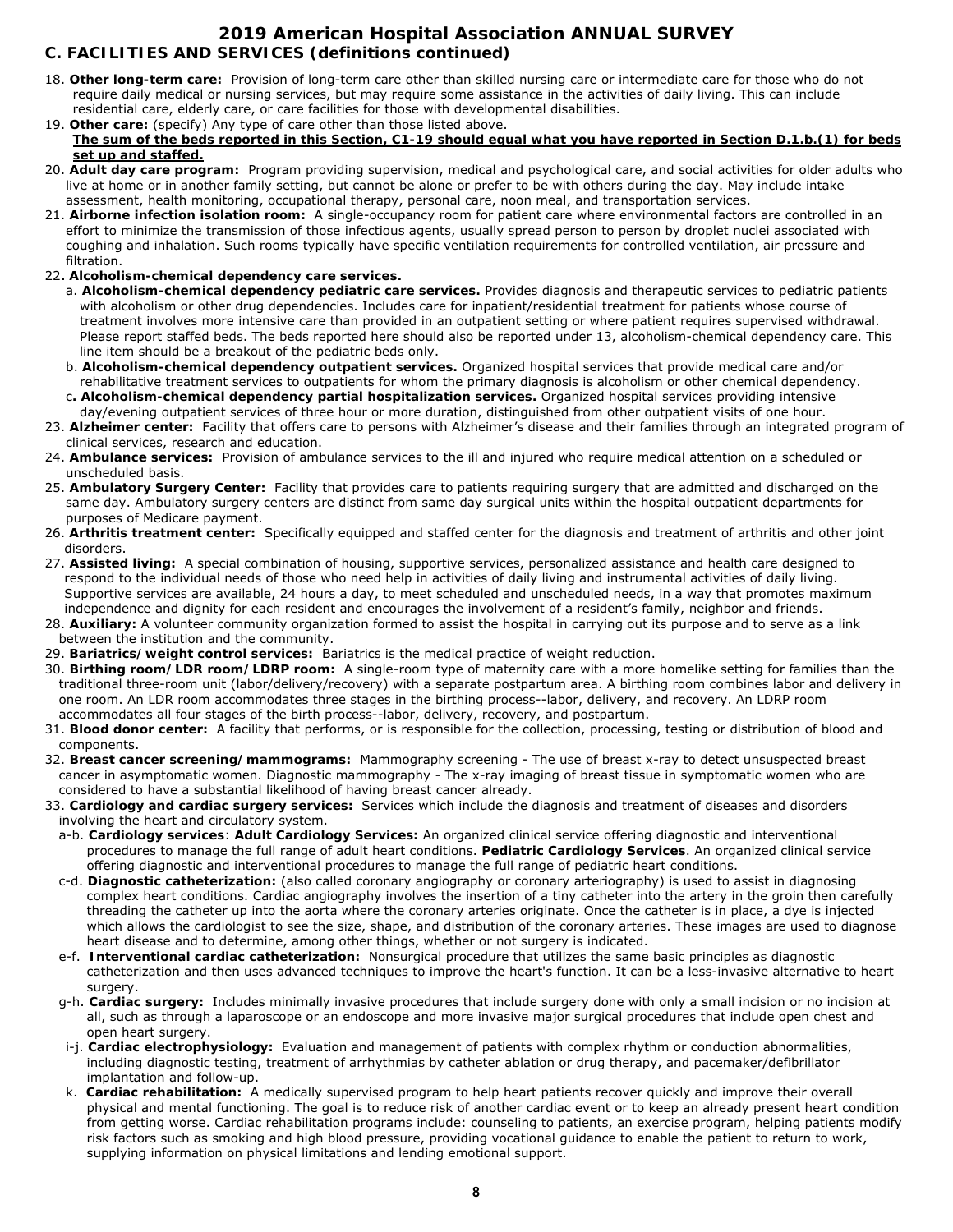# 2019 American Hospital Association ANNUAL SURVEY

## C. FACILITIES AND SERVICES (definitions continued)

18. **Other long-term care:** Provision of long-term care other than skilled nursing care or intermediate care for those who do not require daily medical or nursing services, but may require some assistance in the activities of daily living. This can include residential care, elderly care, or care facilities for those with developmental disabilities.
19. **Other care:** (specify) Any type of care other than those listed above.
    **The sum of the beds reported in this Section, C1-19 should equal what you have reported in Section D.1.b.(1) for beds set up and staffed.**
20. **Adult day care program:** Program providing supervision, medical and psychological care, and social activities for older adults who live at home or in another family setting, but cannot be alone or prefer to be with others during the day. May include intake assessment, health monitoring, occupational therapy, personal care, noon meal, and transportation services.
21. **Airborne infection isolation room:** A single-occupancy room for patient care where environmental factors are controlled in an effort to minimize the transmission of those infectious agents, usually spread person to person by droplet nuclei associated with coughing and inhalation. Such rooms typically have specific ventilation requirements for controlled ventilation, air pressure and filtration.
22. **Alcoholism-chemical dependency care services.**
    a. **Alcoholism-chemical dependency pediatric care services.** Provides diagnosis and therapeutic services to pediatric patients with alcoholism or other drug dependencies. Includes care for inpatient/residential treatment for patients whose course of treatment involves more intensive care than provided in an outpatient setting or where patient requires supervised withdrawal. Please report staffed beds. The beds reported here should also be reported under 13, alcoholism-chemical dependency care. This line item should be a breakout of the pediatric beds only.
    b. **Alcoholism-chemical dependency outpatient services.** Organized hospital services that provide medical care and/or rehabilitative treatment services to outpatients for whom the primary diagnosis is alcoholism or other chemical dependency.
    c. **Alcoholism-chemical dependency partial hospitalization services.** Organized hospital services providing intensive day/evening outpatient services of three hour or more duration, distinguished from other outpatient visits of one hour.
23. **Alzheimer center:** Facility that offers care to persons with Alzheimer's disease and their families through an integrated program of clinical services, research and education.
24. **Ambulance services:** Provision of ambulance services to the ill and injured who require medical attention on a scheduled or unscheduled basis.
25. **Ambulatory Surgery Center:** Facility that provides care to patients requiring surgery that are admitted and discharged on the same day. Ambulatory surgery centers are distinct from same day surgical units within the hospital outpatient departments for purposes of Medicare payment.
26. **Arthritis treatment center:** Specifically equipped and staffed center for the diagnosis and treatment of arthritis and other joint disorders.
27. **Assisted living:** A special combination of housing, supportive services, personalized assistance and health care designed to respond to the individual needs of those who need help in activities of daily living and instrumental activities of daily living. Supportive services are available, 24 hours a day, to meet scheduled and unscheduled needs, in a way that promotes maximum independence and dignity for each resident and encourages the involvement of a resident's family, neighbor and friends.
28. **Auxiliary:** A volunteer community organization formed to assist the hospital in carrying out its purpose and to serve as a link between the institution and the community.
29. **Bariatrics/weight control services:** Bariatrics is the medical practice of weight reduction.
30. **Birthing room/LDR room/LDRP room:** A single-room type of maternity care with a more homelike setting for families than the traditional three-room unit (labor/delivery/recovery) with a separate postpartum area. A birthing room combines labor and delivery in one room. An LDR room accommodates three stages in the birthing process--labor, delivery, and recovery. An LDRP room accommodates all four stages of the birth process--labor, delivery, recovery, and postpartum.
31. **Blood donor center:** A facility that performs, or is responsible for the collection, processing, testing or distribution of blood and components.
32. **Breast cancer screening/mammograms:** Mammography screening - The use of breast x-ray to detect unsuspected breast cancer in asymptomatic women. Diagnostic mammography - The x-ray imaging of breast tissue in symptomatic women who are considered to have a substantial likelihood of having breast cancer already.
33. **Cardiology and cardiac surgery services:** Services which include the diagnosis and treatment of diseases and disorders involving the heart and circulatory system.
    a-b. **Cardiology services**: **Adult Cardiology Services:** An organized clinical service offering diagnostic and interventional procedures to manage the full range of adult heart conditions. **Pediatric Cardiology Services**. An organized clinical service offering diagnostic and interventional procedures to manage the full range of pediatric heart conditions.
    c-d. **Diagnostic catheterization:** (also called coronary angiography or coronary arteriography) is used to assist in diagnosing complex heart conditions. Cardiac angiography involves the insertion of a tiny catheter into the artery in the groin then carefully threading the catheter up into the aorta where the coronary arteries originate. Once the catheter is in place, a dye is injected which allows the cardiologist to see the size, shape, and distribution of the coronary arteries. These images are used to diagnose heart disease and to determine, among other things, whether or not surgery is indicated.
    e-f. **Interventional cardiac catheterization:** Nonsurgical procedure that utilizes the same basic principles as diagnostic catheterization and then uses advanced techniques to improve the heart's function. It can be a less-invasive alternative to heart surgery.
    g-h. **Cardiac surgery:** Includes minimally invasive procedures that include surgery done with only a small incision or no incision at all, such as through a laparoscope or an endoscope and more invasive major surgical procedures that include open chest and open heart surgery.
    i-j. **Cardiac electrophysiology:** Evaluation and management of patients with complex rhythm or conduction abnormalities, including diagnostic testing, treatment of arrhythmias by catheter ablation or drug therapy, and pacemaker/defibrillator implantation and follow-up.
    k. **Cardiac rehabilitation:** A medically supervised program to help heart patients recover quickly and improve their overall physical and mental functioning. The goal is to reduce risk of another cardiac event or to keep an already present heart condition from getting worse. Cardiac rehabilitation programs include: counseling to patients, an exercise program, helping patients modify risk factors such as smoking and high blood pressure, providing vocational guidance to enable the patient to return to work, supplying information on physical limitations and lending emotional support.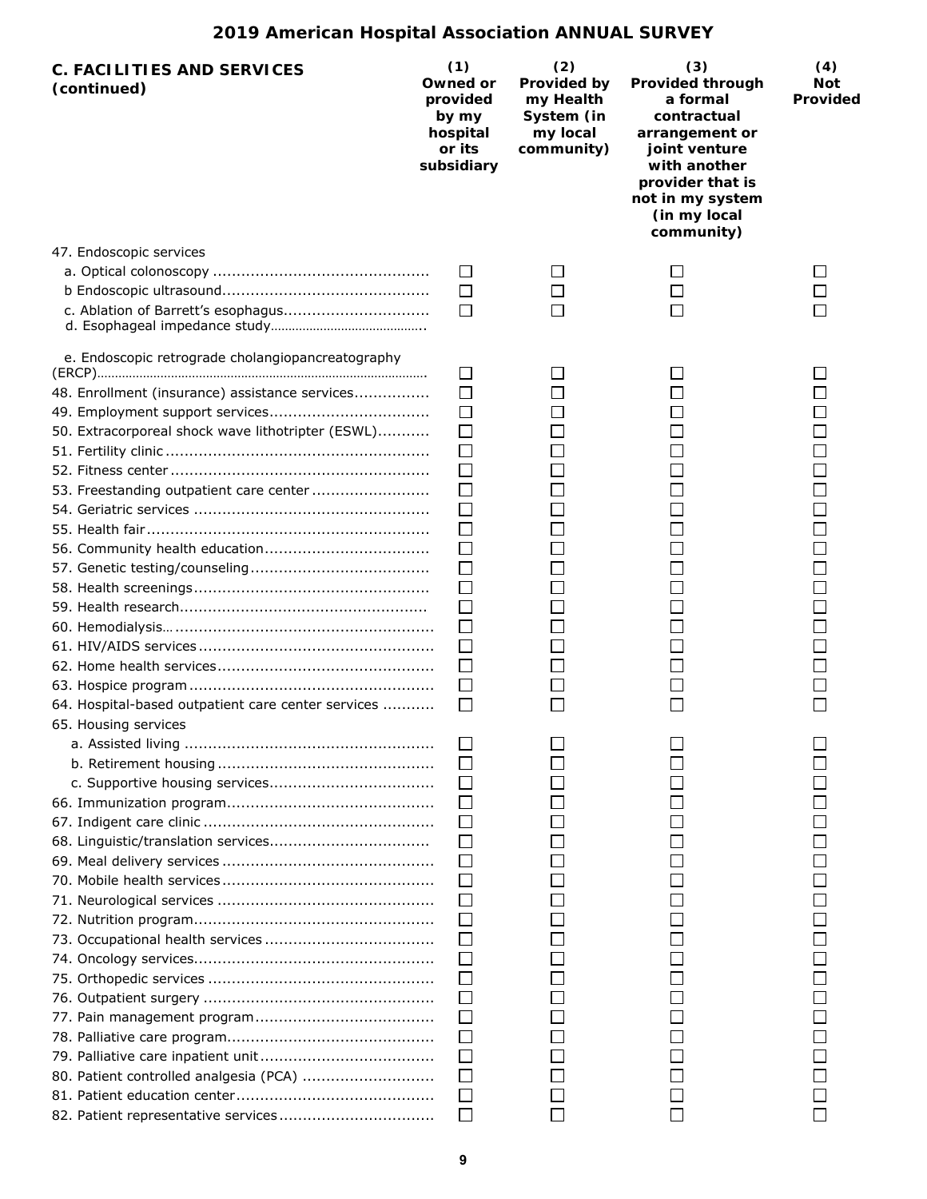# 2019 American Hospital Association ANNUAL SURVEY

| C. FACILITIES AND SERVICES (continued) | (1) Owned or provided by my hospital or its subsidiary | (2) Provided by my Health System (in my local community) | (3) Provided through a formal contractual arrangement or joint venture with another provider that is not in my system (in my local community) | (4) Not Provided |
|---|---|---|---|---|
| 47. Endoscopic services | | | | |
| a. Optical colonoscopy | ☐ | ☐ | ☐ | ☐ |
| b Endoscopic ultrasound | ☐ | ☐ | ☐ | ☐ |
| c. Ablation of Barrett's esophagus | ☐ | ☐ | ☐ | ☐ |
| d. Esophageal impedance study | | | | |
| e. Endoscopic retrograde cholangiopancreatography (ERCP) | ☐ | ☐ | ☐ | ☐ |
| 48. Enrollment (insurance) assistance services | ☐ | ☐ | ☐ | ☐ |
| 49. Employment support services | ☐ | ☐ | ☐ | ☐ |
| 50. Extracorporeal shock wave lithotripter (ESWL) | ☐ | ☐ | ☐ | ☐ |
| 51. Fertility clinic | ☐ | ☐ | ☐ | ☐ |
| 52. Fitness center | ☐ | ☐ | ☐ | ☐ |
| 53. Freestanding outpatient care center | ☐ | ☐ | ☐ | ☐ |
| 54. Geriatric services | ☐ | ☐ | ☐ | ☐ |
| 55. Health fair | ☐ | ☐ | ☐ | ☐ |
| 56. Community health education | ☐ | ☐ | ☐ | ☐ |
| 57. Genetic testing/counseling | ☐ | ☐ | ☐ | ☐ |
| 58. Health screenings | ☐ | ☐ | ☐ | ☐ |
| 59. Health research | ☐ | ☐ | ☐ | ☐ |
| 60. Hemodialysis | ☐ | ☐ | ☐ | ☐ |
| 61. HIV/AIDS services | ☐ | ☐ | ☐ | ☐ |
| 62. Home health services | ☐ | ☐ | ☐ | ☐ |
| 63. Hospice program | ☐ | ☐ | ☐ | ☐ |
| 64. Hospital-based outpatient care center services | ☐ | ☐ | ☐ | ☐ |
| 65. Housing services | | | | |
| a. Assisted living | ☐ | ☐ | ☐ | ☐ |
| b. Retirement housing | ☐ | ☐ | ☐ | ☐ |
| c. Supportive housing services | ☐ | ☐ | ☐ | ☐ |
| 66. Immunization program | ☐ | ☐ | ☐ | ☐ |
| 67. Indigent care clinic | ☐ | ☐ | ☐ | ☐ |
| 68. Linguistic/translation services | ☐ | ☐ | ☐ | ☐ |
| 69. Meal delivery services | ☐ | ☐ | ☐ | ☐ |
| 70. Mobile health services | ☐ | ☐ | ☐ | ☐ |
| 71. Neurological services | ☐ | ☐ | ☐ | ☐ |
| 72. Nutrition program | ☐ | ☐ | ☐ | ☐ |
| 73. Occupational health services | ☐ | ☐ | ☐ | ☐ |
| 74. Oncology services | ☐ | ☐ | ☐ | ☐ |
| 75. Orthopedic services | ☐ | ☐ | ☐ | ☐ |
| 76. Outpatient surgery | ☐ | ☐ | ☐ | ☐ |
| 77. Pain management program | ☐ | ☐ | ☐ | ☐ |
| 78. Palliative care program | ☐ | ☐ | ☐ | ☐ |
| 79. Palliative care inpatient unit | ☐ | ☐ | ☐ | ☐ |
| 80. Patient controlled analgesia (PCA) | ☐ | ☐ | ☐ | ☐ |
| 81. Patient education center | ☐ | ☐ | ☐ | ☐ |
| 82. Patient representative services | ☐ | ☐ | ☐ | ☐ |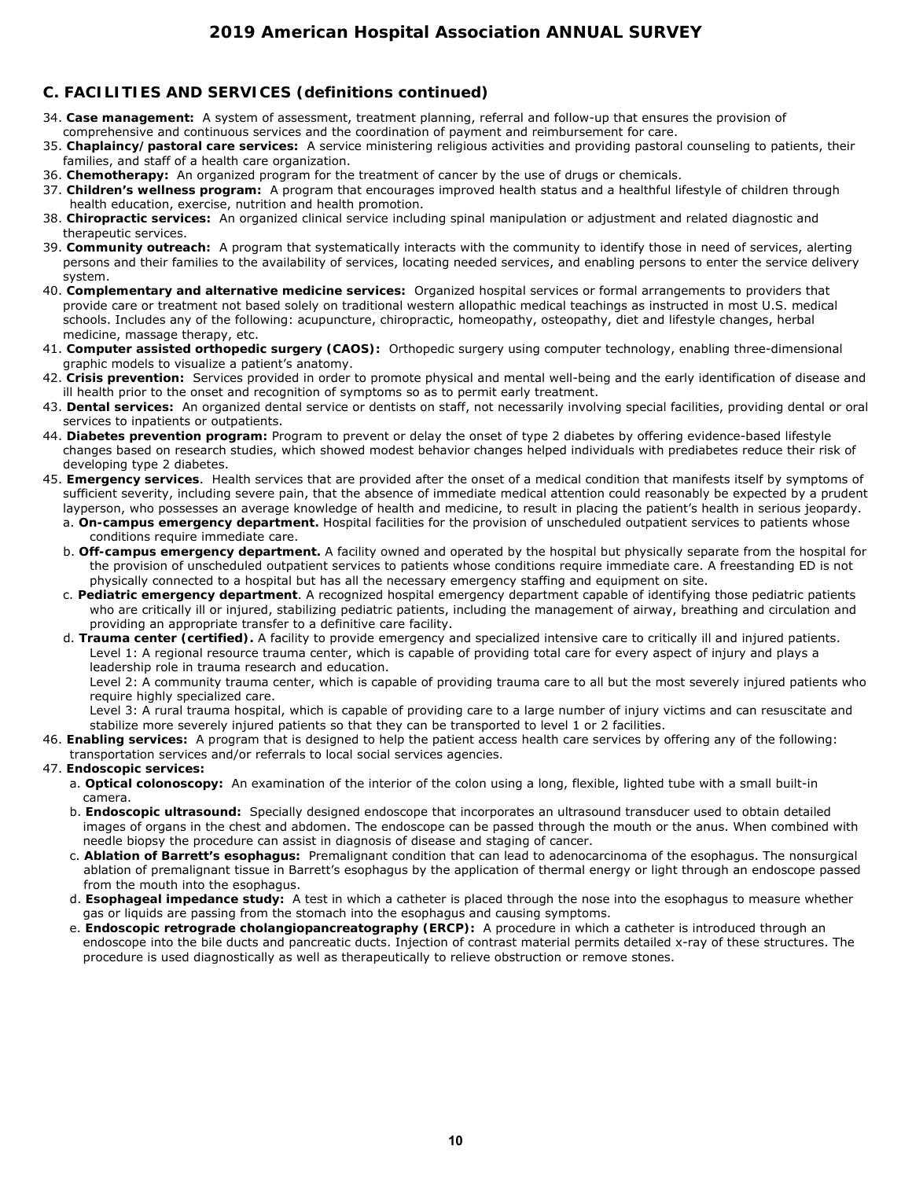## C. FACILITIES AND SERVICES (definitions continued)

34. **Case management:** A system of assessment, treatment planning, referral and follow-up that ensures the provision of comprehensive and continuous services and the coordination of payment and reimbursement for care.
35. **Chaplaincy/pastoral care services:** A service ministering religious activities and providing pastoral counseling to patients, their families, and staff of a health care organization.
36. **Chemotherapy:** An organized program for the treatment of cancer by the use of drugs or chemicals.
37. **Children's wellness program:** A program that encourages improved health status and a healthful lifestyle of children through health education, exercise, nutrition and health promotion.
38. **Chiropractic services:** An organized clinical service including spinal manipulation or adjustment and related diagnostic and therapeutic services.
39. **Community outreach:** A program that systematically interacts with the community to identify those in need of services, alerting persons and their families to the availability of services, locating needed services, and enabling persons to enter the service delivery system.
40. **Complementary and alternative medicine services:** Organized hospital services or formal arrangements to providers that provide care or treatment not based solely on traditional western allopathic medical teachings as instructed in most U.S. medical schools. Includes any of the following: acupuncture, chiropractic, homeopathy, osteopathy, diet and lifestyle changes, herbal medicine, massage therapy, etc.
41. **Computer assisted orthopedic surgery (CAOS):** Orthopedic surgery using computer technology, enabling three-dimensional graphic models to visualize a patient's anatomy.
42. **Crisis prevention:** Services provided in order to promote physical and mental well-being and the early identification of disease and ill health prior to the onset and recognition of symptoms so as to permit early treatment.
43. **Dental services:** An organized dental service or dentists on staff, not necessarily involving special facilities, providing dental or oral services to inpatients or outpatients.
44. **Diabetes prevention program:** Program to prevent or delay the onset of type 2 diabetes by offering evidence-based lifestyle changes based on research studies, which showed modest behavior changes helped individuals with prediabetes reduce their risk of developing type 2 diabetes.
45. **Emergency services**. Health services that are provided after the onset of a medical condition that manifests itself by symptoms of sufficient severity, including severe pain, that the absence of immediate medical attention could reasonably be expected by a prudent layperson, who possesses an average knowledge of health and medicine, to result in placing the patient's health in serious jeopardy.
    a. **On-campus emergency department.** Hospital facilities for the provision of unscheduled outpatient services to patients whose conditions require immediate care.
    b. **Off-campus emergency department.** A facility owned and operated by the hospital but physically separate from the hospital for the provision of unscheduled outpatient services to patients whose conditions require immediate care. A freestanding ED is not physically connected to a hospital but has all the necessary emergency staffing and equipment on site.
    c. **Pediatric emergency department**. A recognized hospital emergency department capable of identifying those pediatric patients who are critically ill or injured, stabilizing pediatric patients, including the management of airway, breathing and circulation and providing an appropriate transfer to a definitive care facility.
    d. **Trauma center (certified).** A facility to provide emergency and specialized intensive care to critically ill and injured patients.
    Level 1: A regional resource trauma center, which is capable of providing total care for every aspect of injury and plays a leadership role in trauma research and education.
    Level 2: A community trauma center, which is capable of providing trauma care to all but the most severely injured patients who require highly specialized care.
    Level 3: A rural trauma hospital, which is capable of providing care to a large number of injury victims and can resuscitate and stabilize more severely injured patients so that they can be transported to level 1 or 2 facilities.
46. **Enabling services:** A program that is designed to help the patient access health care services by offering any of the following: transportation services and/or referrals to local social services agencies.
47. **Endoscopic services:**
    a. **Optical colonoscopy:** An examination of the interior of the colon using a long, flexible, lighted tube with a small built-in camera.
    b. **Endoscopic ultrasound:** Specially designed endoscope that incorporates an ultrasound transducer used to obtain detailed images of organs in the chest and abdomen. The endoscope can be passed through the mouth or the anus. When combined with needle biopsy the procedure can assist in diagnosis of disease and staging of cancer.
    c. **Ablation of Barrett's esophagus:** Premalignant condition that can lead to adenocarcinoma of the esophagus. The nonsurgical ablation of premalignant tissue in Barrett's esophagus by the application of thermal energy or light through an endoscope passed from the mouth into the esophagus.
    d. **Esophageal impedance study:** A test in which a catheter is placed through the nose into the esophagus to measure whether gas or liquids are passing from the stomach into the esophagus and causing symptoms.
    e. **Endoscopic retrograde cholangiopancreatography (ERCP):** A procedure in which a catheter is introduced through an endoscope into the bile ducts and pancreatic ducts. Injection of contrast material permits detailed x-ray of these structures. The procedure is used diagnostically as well as therapeutically to relieve obstruction or remove stones.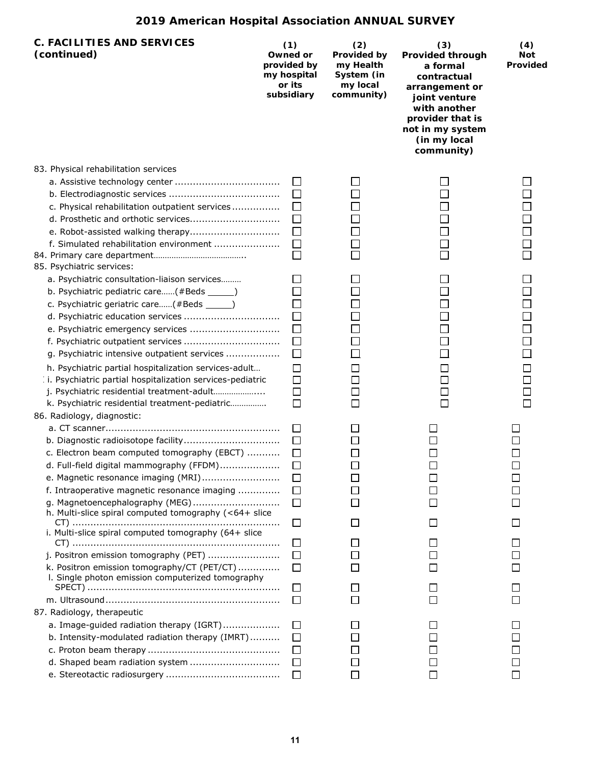## 2019 American Hospital Association ANNUAL SURVEY

| C. FACILITIES AND SERVICES (continued) | (1) Owned or provided by my hospital or its subsidiary | (2) Provided by my Health System (in my local community) | (3) Provided through a formal contractual arrangement or joint venture with another provider that is not in my system (in my local community) | (4) Not Provided |
|---|---|---|---|---|
| 83. Physical rehabilitation services | | | | |
| a. Assistive technology center | ☐ | ☐ | ☐ | ☐ |
| b. Electrodiagnostic services | ☐ | ☐ | ☐ | ☐ |
| c. Physical rehabilitation outpatient services | ☐ | ☐ | ☐ | ☐ |
| d. Prosthetic and orthotic services | ☐ | ☐ | ☐ | ☐ |
| e. Robot-assisted walking therapy | ☐ | ☐ | ☐ | ☐ |
| f. Simulated rehabilitation environment | ☐ | ☐ | ☐ | ☐ |
| 84. Primary care department | ☐ | ☐ | ☐ | ☐ |
| 85. Psychiatric services: | | | | |
| a. Psychiatric consultation-liaison services | ☐ | ☐ | ☐ | ☐ |
| b. Psychiatric pediatric care (#Beds _____) | ☐ | ☐ | ☐ | ☐ |
| c. Psychiatric geriatric care (#Beds _____) | ☐ | ☐ | ☐ | ☐ |
| d. Psychiatric education services | ☐ | ☐ | ☐ | ☐ |
| e. Psychiatric emergency services | ☐ | ☐ | ☐ | ☐ |
| f. Psychiatric outpatient services | ☐ | ☐ | ☐ | ☐ |
| g. Psychiatric intensive outpatient services | ☐ | ☐ | ☐ | ☐ |
| h. Psychiatric partial hospitalization services-adult | ☐ | ☐ | ☐ | ☐ |
| i. Psychiatric partial hospitalization services-pediatric | ☐ | ☐ | ☐ | ☐ |
| j. Psychiatric residential treatment-adult | ☐ | ☐ | ☐ | ☐ |
| k. Psychiatric residential treatment-pediatric | ☐ | ☐ | ☐ | ☐ |
| 86. Radiology, diagnostic: | | | | |
| a. CT scanner | ☐ | ☐ | ☐ | ☐ |
| b. Diagnostic radioisotope facility | ☐ | ☐ | ☐ | ☐ |
| c. Electron beam computed tomography (EBCT) | ☐ | ☐ | ☐ | ☐ |
| d. Full-field digital mammography (FFDM) | ☐ | ☐ | ☐ | ☐ |
| e. Magnetic resonance imaging (MRI) | ☐ | ☐ | ☐ | ☐ |
| f. Intraoperative magnetic resonance imaging | ☐ | ☐ | ☐ | ☐ |
| g. Magnetoencephalography (MEG) | ☐ | ☐ | ☐ | ☐ |
| h. Multi-slice spiral computed tomography (<64+ slice CT) | ☐ | ☐ | ☐ | ☐ |
| i. Multi-slice spiral computed tomography (64+ slice CT) | ☐ | ☐ | ☐ | ☐ |
| j. Positron emission tomography (PET) | ☐ | ☐ | ☐ | ☐ |
| k. Positron emission tomography/CT (PET/CT) | ☐ | ☐ | ☐ | ☐ |
| l. Single photon emission computerized tomography SPECT) | ☐ | ☐ | ☐ | ☐ |
| m. Ultrasound | ☐ | ☐ | ☐ | ☐ |
| 87. Radiology, therapeutic | | | | |
| a. Image-guided radiation therapy (IGRT) | ☐ | ☐ | ☐ | ☐ |
| b. Intensity-modulated radiation therapy (IMRT) | ☐ | ☐ | ☐ | ☐ |
| c. Proton beam therapy | ☐ | ☐ | ☐ | ☐ |
| d. Shaped beam radiation system | ☐ | ☐ | ☐ | ☐ |
| e. Stereotactic radiosurgery | ☐ | ☐ | ☐ | ☐ |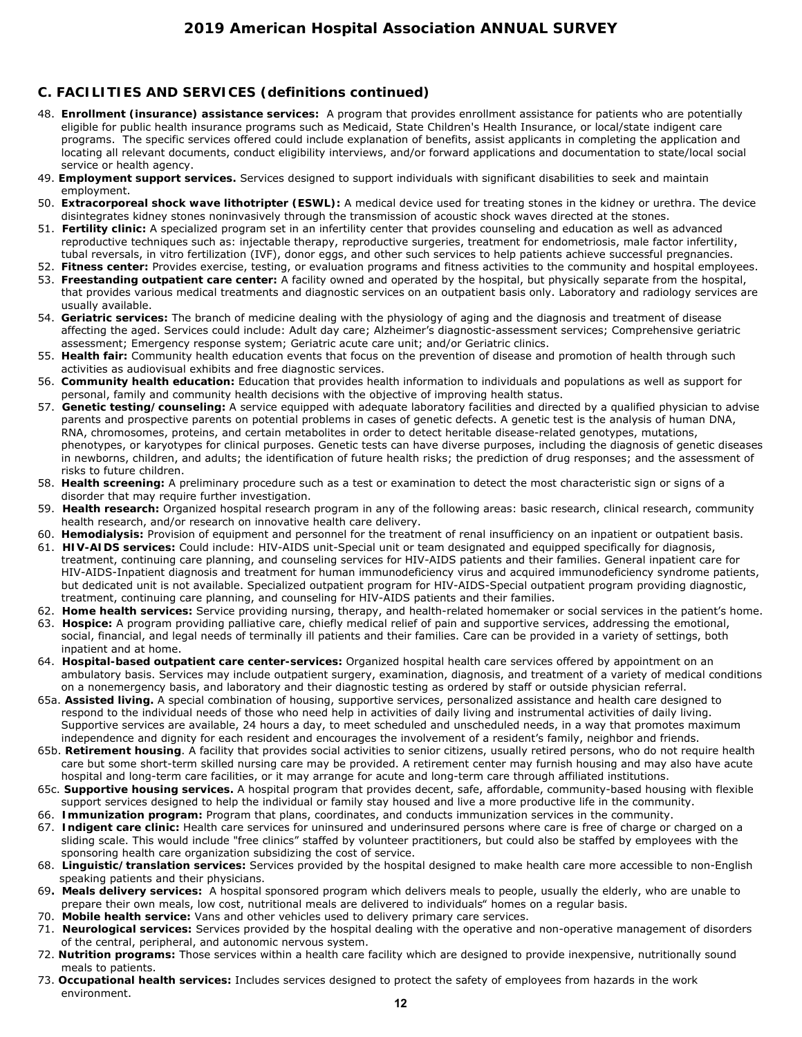## C. FACILITIES AND SERVICES (definitions continued)

48. **Enrollment (insurance) assistance services:** A program that provides enrollment assistance for patients who are potentially eligible for public health insurance programs such as Medicaid, State Children's Health Insurance, or local/state indigent care programs. The specific services offered could include explanation of benefits, assist applicants in completing the application and locating all relevant documents, conduct eligibility interviews, and/or forward applications and documentation to state/local social service or health agency.
49. **Employment support services.** Services designed to support individuals with significant disabilities to seek and maintain employment.
50. **Extracorporeal shock wave lithotripter (ESWL):** A medical device used for treating stones in the kidney or urethra. The device disintegrates kidney stones noninvasively through the transmission of acoustic shock waves directed at the stones.
51. **Fertility clinic:** A specialized program set in an infertility center that provides counseling and education as well as advanced reproductive techniques such as: injectable therapy, reproductive surgeries, treatment for endometriosis, male factor infertility, tubal reversals, in vitro fertilization (IVF), donor eggs, and other such services to help patients achieve successful pregnancies.
52. **Fitness center:** Provides exercise, testing, or evaluation programs and fitness activities to the community and hospital employees.
53. **Freestanding outpatient care center:** A facility owned and operated by the hospital, but physically separate from the hospital, that provides various medical treatments and diagnostic services on an outpatient basis only. Laboratory and radiology services are usually available.
54. **Geriatric services:** The branch of medicine dealing with the physiology of aging and the diagnosis and treatment of disease affecting the aged. Services could include: Adult day care; Alzheimer's diagnostic-assessment services; Comprehensive geriatric assessment; Emergency response system; Geriatric acute care unit; and/or Geriatric clinics.
55. **Health fair:** Community health education events that focus on the prevention of disease and promotion of health through such activities as audiovisual exhibits and free diagnostic services.
56. **Community health education:** Education that provides health information to individuals and populations as well as support for personal, family and community health decisions with the objective of improving health status.
57. **Genetic testing/counseling:** A service equipped with adequate laboratory facilities and directed by a qualified physician to advise parents and prospective parents on potential problems in cases of genetic defects. A genetic test is the analysis of human DNA, RNA, chromosomes, proteins, and certain metabolites in order to detect heritable disease-related genotypes, mutations, phenotypes, or karyotypes for clinical purposes. Genetic tests can have diverse purposes, including the diagnosis of genetic diseases in newborns, children, and adults; the identification of future health risks; the prediction of drug responses; and the assessment of risks to future children.
58. **Health screening:** A preliminary procedure such as a test or examination to detect the most characteristic sign or signs of a disorder that may require further investigation.
59. **Health research:** Organized hospital research program in any of the following areas: basic research, clinical research, community health research, and/or research on innovative health care delivery.
60. **Hemodialysis:** Provision of equipment and personnel for the treatment of renal insufficiency on an inpatient or outpatient basis.
61. **HIV-AIDS services:** Could include: HIV-AIDS unit-Special unit or team designated and equipped specifically for diagnosis, treatment, continuing care planning, and counseling services for HIV-AIDS patients and their families. General inpatient care for HIV-AIDS-Inpatient diagnosis and treatment for human immunodeficiency virus and acquired immunodeficiency syndrome patients, but dedicated unit is not available. Specialized outpatient program for HIV-AIDS-Special outpatient program providing diagnostic, treatment, continuing care planning, and counseling for HIV-AIDS patients and their families.
62. **Home health services:** Service providing nursing, therapy, and health-related homemaker or social services in the patient's home.
63. **Hospice:** A program providing palliative care, chiefly medical relief of pain and supportive services, addressing the emotional, social, financial, and legal needs of terminally ill patients and their families. Care can be provided in a variety of settings, both inpatient and at home.
64. **Hospital-based outpatient care center-services:** Organized hospital health care services offered by appointment on an ambulatory basis. Services may include outpatient surgery, examination, diagnosis, and treatment of a variety of medical conditions on a nonemergency basis, and laboratory and their diagnostic testing as ordered by staff or outside physician referral.

65a. **Assisted living.** A special combination of housing, supportive services, personalized assistance and health care designed to respond to the individual needs of those who need help in activities of daily living and instrumental activities of daily living. Supportive services are available, 24 hours a day, to meet scheduled and unscheduled needs, in a way that promotes maximum independence and dignity for each resident and encourages the involvement of a resident's family, neighbor and friends.

65b. **Retirement housing**. A facility that provides social activities to senior citizens, usually retired persons, who do not require health care but some short-term skilled nursing care may be provided. A retirement center may furnish housing and may also have acute hospital and long-term care facilities, or it may arrange for acute and long-term care through affiliated institutions.

65c. **Supportive housing services.** A hospital program that provides decent, safe, affordable, community-based housing with flexible support services designed to help the individual or family stay housed and live a more productive life in the community.

66. **Immunization program:** Program that plans, coordinates, and conducts immunization services in the community.
67. **Indigent care clinic:** Health care services for uninsured and underinsured persons where care is free of charge or charged on a sliding scale. This would include "free clinics" staffed by volunteer practitioners, but could also be staffed by employees with the sponsoring health care organization subsidizing the cost of service.
68. **Linguistic/translation services:** Services provided by the hospital designed to make health care more accessible to non-English speaking patients and their physicians.
69. **Meals delivery services:** A hospital sponsored program which delivers meals to people, usually the elderly, who are unable to prepare their own meals, low cost, nutritional meals are delivered to individuals" homes on a regular basis.
70. **Mobile health service:** Vans and other vehicles used to delivery primary care services.
71. **Neurological services:** Services provided by the hospital dealing with the operative and non-operative management of disorders of the central, peripheral, and autonomic nervous system.
72. **Nutrition programs:** Those services within a health care facility which are designed to provide inexpensive, nutritionally sound meals to patients.
73. **Occupational health services:** Includes services designed to protect the safety of employees from hazards in the work environment.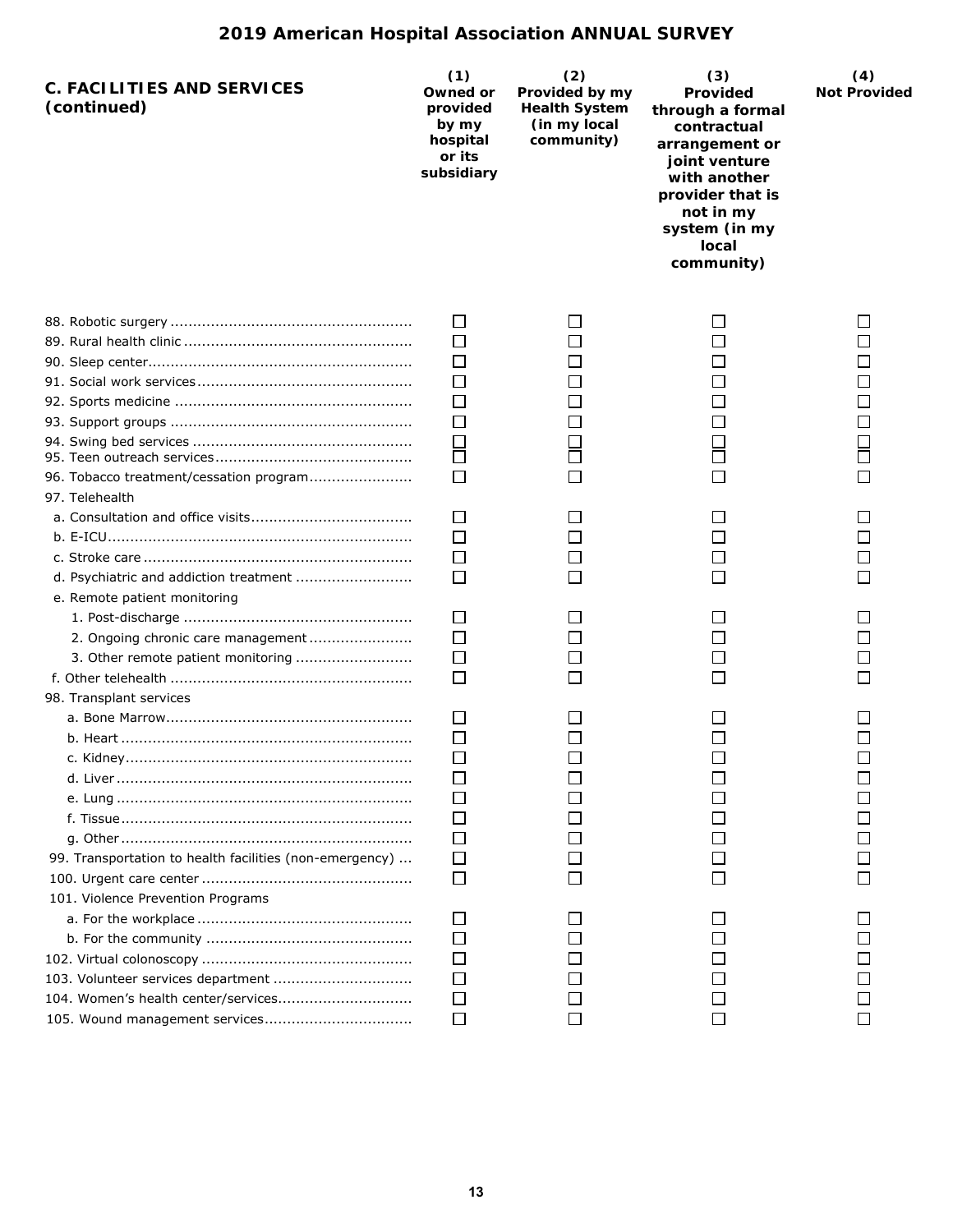# 2019 American Hospital Association ANNUAL SURVEY

| C. FACILITIES AND SERVICES (continued) | (1) Owned or provided by my hospital or its subsidiary | (2) Provided by my Health System (in my local community) | (3) Provided through a formal contractual arrangement or joint venture with another provider that is not in my system (in my local community) | (4) Not Provided |
|---|---|---|---|---|
| 88. Robotic surgery | ☐ | ☐ | ☐ | ☐ |
| 89. Rural health clinic | ☐ | ☐ | ☐ | ☐ |
| 90. Sleep center | ☐ | ☐ | ☐ | ☐ |
| 91. Social work services | ☐ | ☐ | ☐ | ☐ |
| 92. Sports medicine | ☐ | ☐ | ☐ | ☐ |
| 93. Support groups | ☐ | ☐ | ☐ | ☐ |
| 94. Swing bed services | ☐ | ☐ | ☐ | ☐ |
| 95. Teen outreach services | ☐ | ☐ | ☐ | ☐ |
| 96. Tobacco treatment/cessation program | ☐ | ☐ | ☐ | ☐ |
| 97. Telehealth | | | | |
| a. Consultation and office visits | ☐ | ☐ | ☐ | ☐ |
| b. E-ICU | ☐ | ☐ | ☐ | ☐ |
| c. Stroke care | ☐ | ☐ | ☐ | ☐ |
| d. Psychiatric and addiction treatment | ☐ | ☐ | ☐ | ☐ |
| e. Remote patient monitoring | | | | |
| 1. Post-discharge | ☐ | ☐ | ☐ | ☐ |
| 2. Ongoing chronic care management | ☐ | ☐ | ☐ | ☐ |
| 3. Other remote patient monitoring | ☐ | ☐ | ☐ | ☐ |
| f. Other telehealth | ☐ | ☐ | ☐ | ☐ |
| 98. Transplant services | | | | |
| a. Bone Marrow | ☐ | ☐ | ☐ | ☐ |
| b. Heart | ☐ | ☐ | ☐ | ☐ |
| c. Kidney | ☐ | ☐ | ☐ | ☐ |
| d. Liver | ☐ | ☐ | ☐ | ☐ |
| e. Lung | ☐ | ☐ | ☐ | ☐ |
| f. Tissue | ☐ | ☐ | ☐ | ☐ |
| g. Other | ☐ | ☐ | ☐ | ☐ |
| 99. Transportation to health facilities (non-emergency) | ☐ | ☐ | ☐ | ☐ |
| 100. Urgent care center | ☐ | ☐ | ☐ | ☐ |
| 101. Violence Prevention Programs | | | | |
| a. For the workplace | ☐ | ☐ | ☐ | ☐ |
| b. For the community | ☐ | ☐ | ☐ | ☐ |
| 102. Virtual colonoscopy | ☐ | ☐ | ☐ | ☐ |
| 103. Volunteer services department | ☐ | ☐ | ☐ | ☐ |
| 104. Women's health center/services | ☐ | ☐ | ☐ | ☐ |
| 105. Wound management services | ☐ | ☐ | ☐ | ☐ |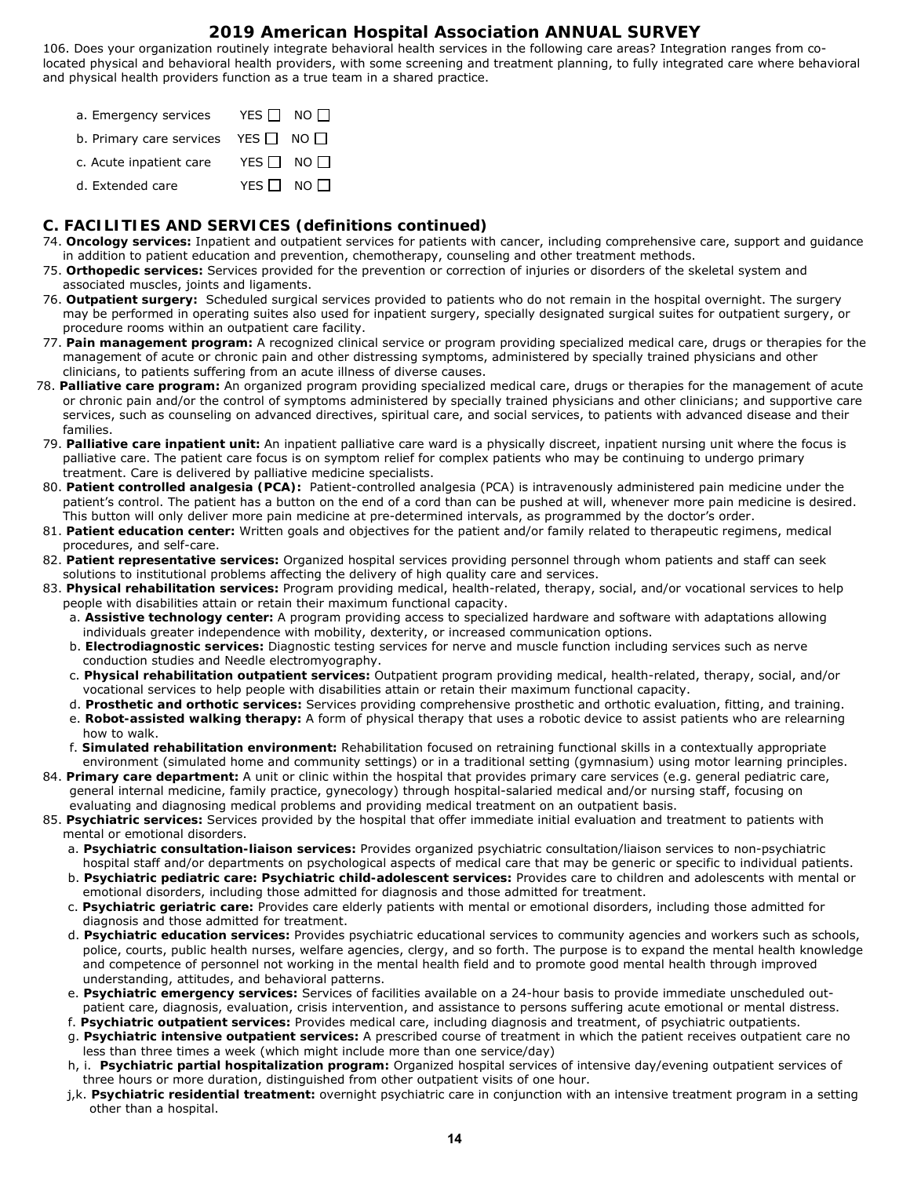## 2019 American Hospital Association ANNUAL SURVEY

106. Does your organization routinely integrate behavioral health services in the following care areas? Integration ranges from co-located physical and behavioral health providers, with some screening and treatment planning, to fully integrated care where behavioral and physical health providers function as a true team in a shared practice.

| | | |
|---|---|---|
| a. Emergency services | YES ☐ | NO ☐ |
| b. Primary care services | YES ☐ | NO ☐ |
| c. Acute inpatient care | YES ☐ | NO ☐ |
| d. Extended care | YES ☐ | NO ☐ |

### C. FACILITIES AND SERVICES (definitions continued)

74. **Oncology services:** Inpatient and outpatient services for patients with cancer, including comprehensive care, support and guidance in addition to patient education and prevention, chemotherapy, counseling and other treatment methods.
75. **Orthopedic services:** Services provided for the prevention or correction of injuries or disorders of the skeletal system and associated muscles, joints and ligaments.
76. **Outpatient surgery:** Scheduled surgical services provided to patients who do not remain in the hospital overnight. The surgery may be performed in operating suites also used for inpatient surgery, specially designated surgical suites for outpatient surgery, or procedure rooms within an outpatient care facility.
77. **Pain management program:** A recognized clinical service or program providing specialized medical care, drugs or therapies for the management of acute or chronic pain and other distressing symptoms, administered by specially trained physicians and other clinicians, to patients suffering from an acute illness of diverse causes.
78. **Palliative care program:** An organized program providing specialized medical care, drugs or therapies for the management of acute or chronic pain and/or the control of symptoms administered by specially trained physicians and other clinicians; and supportive care services, such as counseling on advanced directives, spiritual care, and social services, to patients with advanced disease and their families.
79. **Palliative care inpatient unit:** An inpatient palliative care ward is a physically discreet, inpatient nursing unit where the focus is palliative care. The patient care focus is on symptom relief for complex patients who may be continuing to undergo primary treatment. Care is delivered by palliative medicine specialists.
80. **Patient controlled analgesia (PCA):** Patient-controlled analgesia (PCA) is intravenously administered pain medicine under the patient's control. The patient has a button on the end of a cord than can be pushed at will, whenever more pain medicine is desired. This button will only deliver more pain medicine at pre-determined intervals, as programmed by the doctor's order.
81. **Patient education center:** Written goals and objectives for the patient and/or family related to therapeutic regimens, medical procedures, and self-care.
82. **Patient representative services:** Organized hospital services providing personnel through whom patients and staff can seek solutions to institutional problems affecting the delivery of high quality care and services.
83. **Physical rehabilitation services:** Program providing medical, health-related, therapy, social, and/or vocational services to help people with disabilities attain or retain their maximum functional capacity.
    a. **Assistive technology center:** A program providing access to specialized hardware and software with adaptations allowing individuals greater independence with mobility, dexterity, or increased communication options.
    b. **Electrodiagnostic services:** Diagnostic testing services for nerve and muscle function including services such as nerve conduction studies and Needle electromyography.
    c. **Physical rehabilitation outpatient services:** Outpatient program providing medical, health-related, therapy, social, and/or vocational services to help people with disabilities attain or retain their maximum functional capacity.
    d. **Prosthetic and orthotic services:** Services providing comprehensive prosthetic and orthotic evaluation, fitting, and training.
    e. **Robot-assisted walking therapy:** A form of physical therapy that uses a robotic device to assist patients who are relearning how to walk.
    f. **Simulated rehabilitation environment:** Rehabilitation focused on retraining functional skills in a contextually appropriate environment (simulated home and community settings) or in a traditional setting (gymnasium) using motor learning principles.
84. **Primary care department:** A unit or clinic within the hospital that provides primary care services (e.g. general pediatric care, general internal medicine, family practice, gynecology) through hospital-salaried medical and/or nursing staff, focusing on evaluating and diagnosing medical problems and providing medical treatment on an outpatient basis.
85. **Psychiatric services:** Services provided by the hospital that offer immediate initial evaluation and treatment to patients with mental or emotional disorders.
    a. **Psychiatric consultation-liaison services:** Provides organized psychiatric consultation/liaison services to non-psychiatric hospital staff and/or departments on psychological aspects of medical care that may be generic or specific to individual patients.
    b. **Psychiatric pediatric care: Psychiatric child-adolescent services:** Provides care to children and adolescents with mental or emotional disorders, including those admitted for diagnosis and those admitted for treatment.
    c. **Psychiatric geriatric care:** Provides care elderly patients with mental or emotional disorders, including those admitted for diagnosis and those admitted for treatment.
    d. **Psychiatric education services:** Provides psychiatric educational services to community agencies and workers such as schools, police, courts, public health nurses, welfare agencies, clergy, and so forth. The purpose is to expand the mental health knowledge and competence of personnel not working in the mental health field and to promote good mental health through improved understanding, attitudes, and behavioral patterns.
    e. **Psychiatric emergency services:** Services of facilities available on a 24-hour basis to provide immediate unscheduled out-patient care, diagnosis, evaluation, crisis intervention, and assistance to persons suffering acute emotional or mental distress.
    f. **Psychiatric outpatient services:** Provides medical care, including diagnosis and treatment, of psychiatric outpatients.
    g. **Psychiatric intensive outpatient services:** A prescribed course of treatment in which the patient receives outpatient care no less than three times a week (which might include more than one service/day)
    h, i. **Psychiatric partial hospitalization program:** Organized hospital services of intensive day/evening outpatient services of three hours or more duration, distinguished from other outpatient visits of one hour.
    j,k. **Psychiatric residential treatment:** overnight psychiatric care in conjunction with an intensive treatment program in a setting other than a hospital.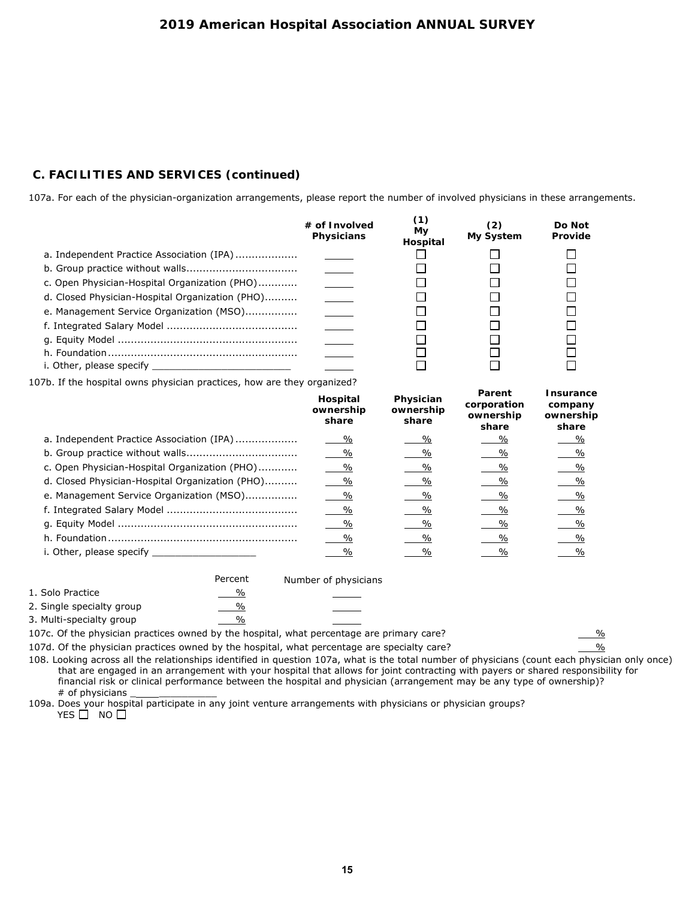## C. FACILITIES AND SERVICES (continued)

107a. For each of the physician-organization arrangements, please report the number of involved physicians in these arrangements.

| | # of Involved Physicians | (1) My Hospital | (2) My System | Do Not Provide |
|---|---|---|---|---|
| a. Independent Practice Association (IPA) | _____ | ☐ | ☐ | ☐ |
| b. Group practice without walls | _____ | ☐ | ☐ | ☐ |
| c. Open Physician-Hospital Organization (PHO) | _____ | ☐ | ☐ | ☐ |
| d. Closed Physician-Hospital Organization (PHO) | _____ | ☐ | ☐ | ☐ |
| e. Management Service Organization (MSO) | _____ | ☐ | ☐ | ☐ |
| f. Integrated Salary Model | _____ | ☐ | ☐ | ☐ |
| g. Equity Model | _____ | ☐ | ☐ | ☐ |
| h. Foundation | _____ | ☐ | ☐ | ☐ |
| i. Other, please specify ____________________ | _____ | ☐ | ☐ | ☐ |

107b. If the hospital owns physician practices, how are they organized?

| | Hospital ownership share | Physician ownership share | Parent corporation ownership share | Insurance company ownership share |
|---|---|---|---|---|
| a. Independent Practice Association (IPA) | ___% | ___% | ___% | ___% |
| b. Group practice without walls | ___% | ___% | ___% | ___% |
| c. Open Physician-Hospital Organization (PHO) | ___% | ___% | ___% | ___% |
| d. Closed Physician-Hospital Organization (PHO) | ___% | ___% | ___% | ___% |
| e. Management Service Organization (MSO) | ___% | ___% | ___% | ___% |
| f. Integrated Salary Model | ___% | ___% | ___% | ___% |
| g. Equity Model | ___% | ___% | ___% | ___% |
| h. Foundation | ___% | ___% | ___% | ___% |
| i. Other, please specify ______________ | ___% | ___% | ___% | ___% |

| | Percent | Number of physicians |
|---|---|---|
| 1. Solo Practice | ___% | _____ |
| 2. Single specialty group | ___% | _____ |
| 3. Multi-specialty group | ___% | _____ |

107c. Of the physician practices owned by the hospital, what percentage are primary care? ___%

107d. Of the physician practices owned by the hospital, what percentage are specialty care? ___%

108. Looking across all the relationships identified in question 107a, what is the total number of physicians (count each physician only once) that are engaged in an arrangement with your hospital that allows for joint contracting with payers or shared responsibility for financial risk or clinical performance between the hospital and physician (arrangement may be any type of ownership)?
# of physicians ______________

109a. Does your hospital participate in any joint venture arrangements with physicians or physician groups?
YES ☐ NO ☐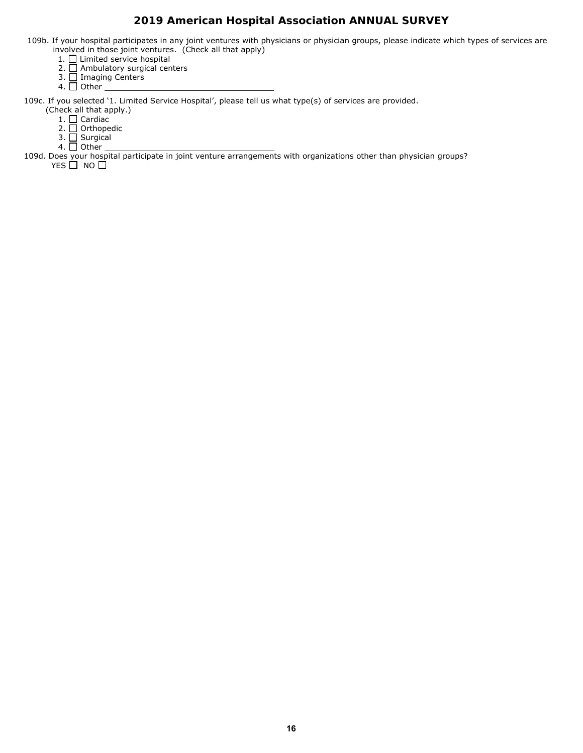## 2019 American Hospital Association ANNUAL SURVEY

109b. If your hospital participates in any joint ventures with physicians or physician groups, please indicate which types of services are involved in those joint ventures. (Check all that apply)

1. ☐ Limited service hospital
2. ☐ Ambulatory surgical centers
3. ☐ Imaging Centers
4. ☐ Other ___________________________________

109c. If you selected '1. Limited Service Hospital', please tell us what type(s) of services are provided. (Check all that apply.)

1. ☐ Cardiac
2. ☐ Orthopedic
3. ☐ Surgical
4. ☐ Other ___________________________________

109d. Does your hospital participate in joint venture arrangements with organizations other than physician groups?

YES ☐ NO ☐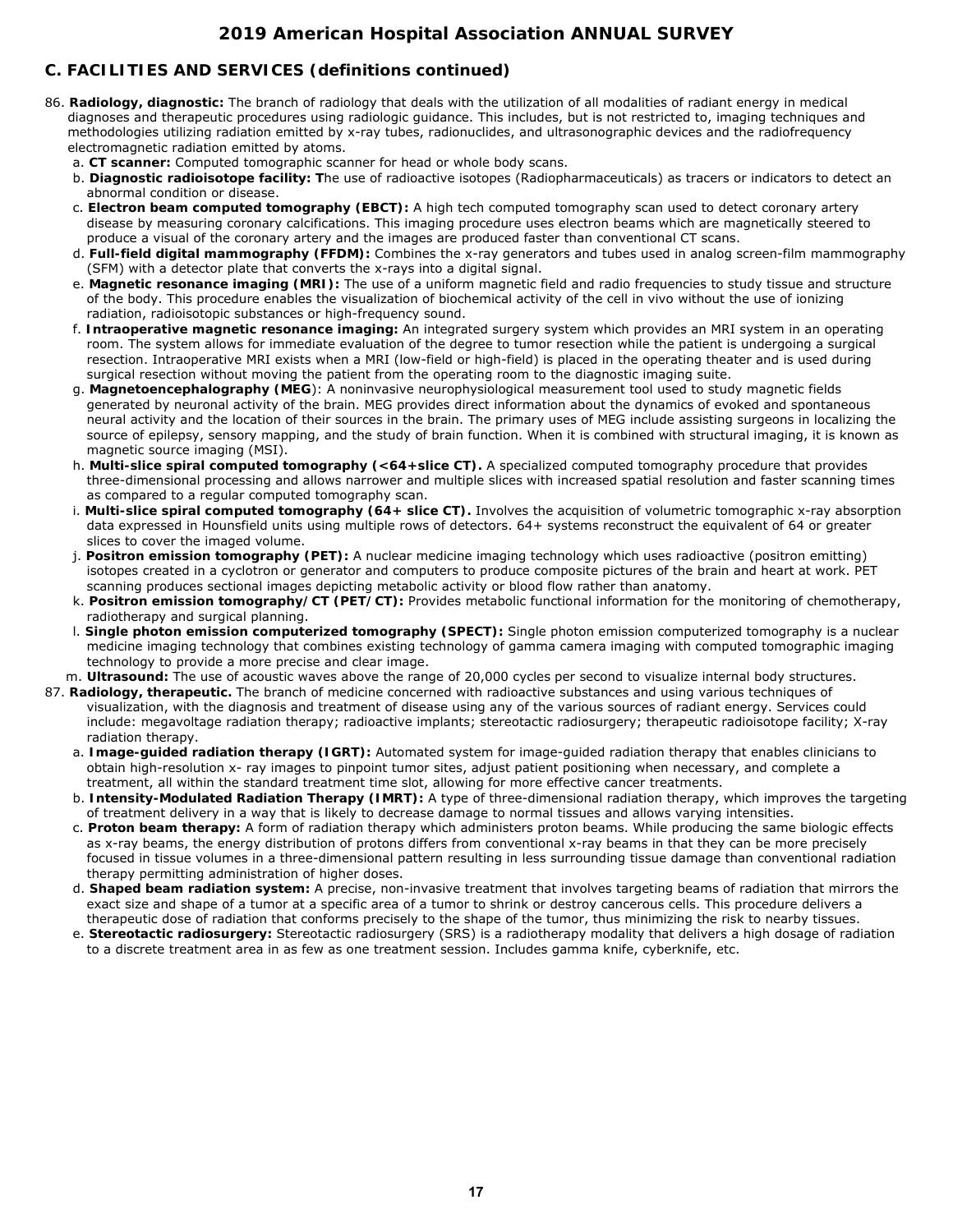# 2019 American Hospital Association ANNUAL SURVEY

## C. FACILITIES AND SERVICES (definitions continued)

86. **Radiology, diagnostic:** The branch of radiology that deals with the utilization of all modalities of radiant energy in medical diagnoses and therapeutic procedures using radiologic guidance. This includes, but is not restricted to, imaging techniques and methodologies utilizing radiation emitted by x-ray tubes, radionuclides, and ultrasonographic devices and the radiofrequency electromagnetic radiation emitted by atoms.
   - a. **CT scanner:** Computed tomographic scanner for head or whole body scans.
   - b. **Diagnostic radioisotope facility: T**he use of radioactive isotopes (Radiopharmaceuticals) as tracers or indicators to detect an abnormal condition or disease.
   - c. **Electron beam computed tomography (EBCT):** A high tech computed tomography scan used to detect coronary artery disease by measuring coronary calcifications. This imaging procedure uses electron beams which are magnetically steered to produce a visual of the coronary artery and the images are produced faster than conventional CT scans.
   - d. **Full-field digital mammography (FFDM):** Combines the x-ray generators and tubes used in analog screen-film mammography (SFM) with a detector plate that converts the x-rays into a digital signal.
   - e. **Magnetic resonance imaging (MRI):** The use of a uniform magnetic field and radio frequencies to study tissue and structure of the body. This procedure enables the visualization of biochemical activity of the cell in vivo without the use of ionizing radiation, radioisotopic substances or high-frequency sound.
   - f. **Intraoperative magnetic resonance imaging:** An integrated surgery system which provides an MRI system in an operating room. The system allows for immediate evaluation of the degree to tumor resection while the patient is undergoing a surgical resection. Intraoperative MRI exists when a MRI (low-field or high-field) is placed in the operating theater and is used during surgical resection without moving the patient from the operating room to the diagnostic imaging suite.
   - g. **Magnetoencephalography (MEG**): A noninvasive neurophysiological measurement tool used to study magnetic fields generated by neuronal activity of the brain. MEG provides direct information about the dynamics of evoked and spontaneous neural activity and the location of their sources in the brain. The primary uses of MEG include assisting surgeons in localizing the source of epilepsy, sensory mapping, and the study of brain function. When it is combined with structural imaging, it is known as magnetic source imaging (MSI).
   - h. **Multi-slice spiral computed tomography (<64+slice CT).** A specialized computed tomography procedure that provides three-dimensional processing and allows narrower and multiple slices with increased spatial resolution and faster scanning times as compared to a regular computed tomography scan.
   - i. **Multi-slice spiral computed tomography (64+ slice CT).** Involves the acquisition of volumetric tomographic x-ray absorption data expressed in Hounsfield units using multiple rows of detectors. 64+ systems reconstruct the equivalent of 64 or greater slices to cover the imaged volume.
   - j. **Positron emission tomography (PET):** A nuclear medicine imaging technology which uses radioactive (positron emitting) isotopes created in a cyclotron or generator and computers to produce composite pictures of the brain and heart at work. PET scanning produces sectional images depicting metabolic activity or blood flow rather than anatomy.
   - k. **Positron emission tomography/CT (PET/CT):** Provides metabolic functional information for the monitoring of chemotherapy, radiotherapy and surgical planning.
   - l. **Single photon emission computerized tomography (SPECT):** Single photon emission computerized tomography is a nuclear medicine imaging technology that combines existing technology of gamma camera imaging with computed tomographic imaging technology to provide a more precise and clear image.
   - m. **Ultrasound:** The use of acoustic waves above the range of 20,000 cycles per second to visualize internal body structures.
87. **Radiology, therapeutic.** The branch of medicine concerned with radioactive substances and using various techniques of visualization, with the diagnosis and treatment of disease using any of the various sources of radiant energy. Services could include: megavoltage radiation therapy; radioactive implants; stereotactic radiosurgery; therapeutic radioisotope facility; X-ray radiation therapy.
   - a. **Image-guided radiation therapy (IGRT):** Automated system for image-guided radiation therapy that enables clinicians to obtain high-resolution x- ray images to pinpoint tumor sites, adjust patient positioning when necessary, and complete a treatment, all within the standard treatment time slot, allowing for more effective cancer treatments.
   - b. **Intensity-Modulated Radiation Therapy (IMRT):** A type of three-dimensional radiation therapy, which improves the targeting of treatment delivery in a way that is likely to decrease damage to normal tissues and allows varying intensities.
   - c. **Proton beam therapy:** A form of radiation therapy which administers proton beams. While producing the same biologic effects as x-ray beams, the energy distribution of protons differs from conventional x-ray beams in that they can be more precisely focused in tissue volumes in a three-dimensional pattern resulting in less surrounding tissue damage than conventional radiation therapy permitting administration of higher doses.
   - d. **Shaped beam radiation system:** A precise, non-invasive treatment that involves targeting beams of radiation that mirrors the exact size and shape of a tumor at a specific area of a tumor to shrink or destroy cancerous cells. This procedure delivers a therapeutic dose of radiation that conforms precisely to the shape of the tumor, thus minimizing the risk to nearby tissues.
   - e. **Stereotactic radiosurgery:** Stereotactic radiosurgery (SRS) is a radiotherapy modality that delivers a high dosage of radiation to a discrete treatment area in as few as one treatment session. Includes gamma knife, cyberknife, etc.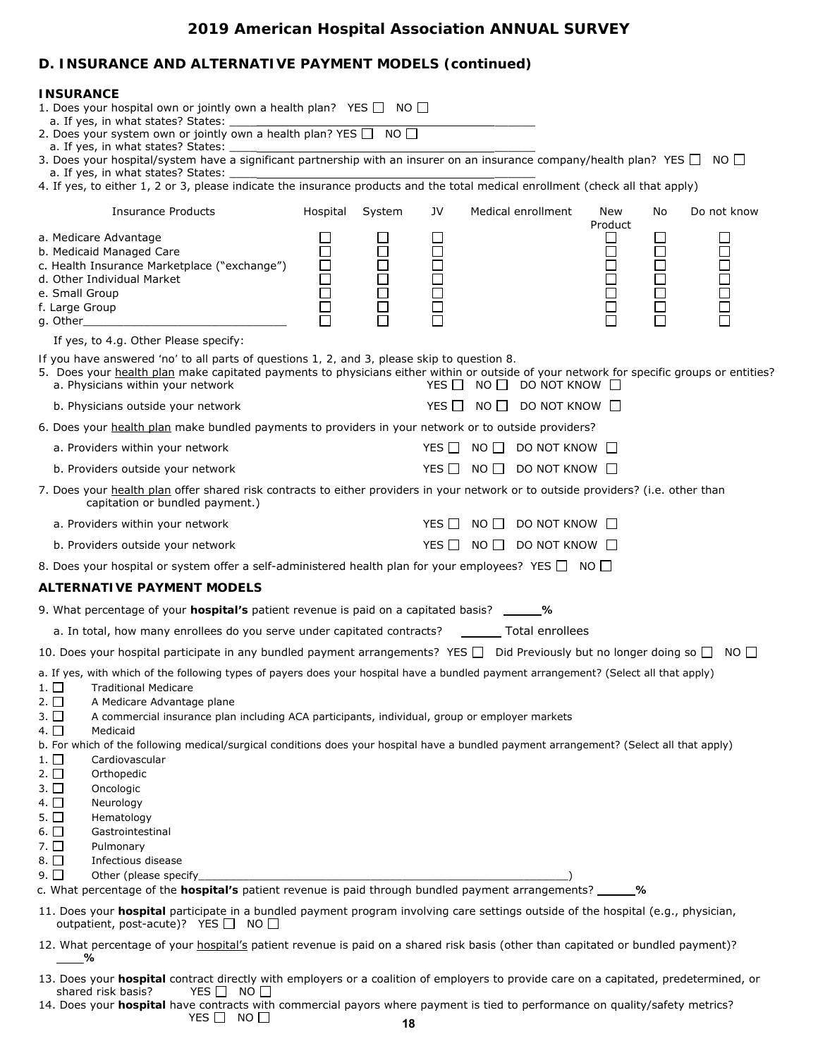# 2019 American Hospital Association ANNUAL SURVEY

## D. INSURANCE AND ALTERNATIVE PAYMENT MODELS (continued)

### INSURANCE

1. Does your hospital own or jointly own a health plan? YES ☐ NO ☐
   a. If yes, in what states? States: ________________________________________

2. Does your system own or jointly own a health plan? YES ☐ NO ☐
   a. If yes, in what states? States: ________________________________________

3. Does your hospital/system have a significant partnership with an insurer on an insurance company/health plan? YES ☐ NO ☐
   a. If yes, in what states? States: ________________________________________

4. If yes, to either 1, 2 or 3, please indicate the insurance products and the total medical enrollment (check all that apply)

| Insurance Products | Hospital | System | JV | Medical enrollment | New Product | No | Do not know |
|---|---|---|---|---|---|---|---|
| a. Medicare Advantage | ☐ | ☐ | ☐ | | ☐ | ☐ | ☐ |
| b. Medicaid Managed Care | ☐ | ☐ | ☐ | | ☐ | ☐ | ☐ |
| c. Health Insurance Marketplace ("exchange") | ☐ | ☐ | ☐ | | ☐ | ☐ | ☐ |
| d. Other Individual Market | ☐ | ☐ | ☐ | | ☐ | ☐ | ☐ |
| e. Small Group | ☐ | ☐ | ☐ | | ☐ | ☐ | ☐ |
| f. Large Group | ☐ | ☐ | ☐ | | ☐ | ☐ | ☐ |
| g. Other________________________ | ☐ | ☐ | ☐ | | ☐ | ☐ | ☐ |

If yes, to 4.g. Other Please specify:

If you have answered 'no' to all parts of questions 1, 2, and 3, please skip to question 8.

5. Does your health plan make capitated payments to physicians either within or outside of your network for specific groups or entities?
   a. Physicians within your network YES ☐ NO ☐ DO NOT KNOW ☐
   b. Physicians outside your network YES ☐ NO ☐ DO NOT KNOW ☐

6. Does your health plan make bundled payments to providers in your network or to outside providers?
   a. Providers within your network YES ☐ NO ☐ DO NOT KNOW ☐
   b. Providers outside your network YES ☐ NO ☐ DO NOT KNOW ☐

7. Does your health plan offer shared risk contracts to either providers in your network or to outside providers? (i.e. other than capitation or bundled payment.)
   a. Providers within your network YES ☐ NO ☐ DO NOT KNOW ☐
   b. Providers outside your network YES ☐ NO ☐ DO NOT KNOW ☐

8. Does your hospital or system offer a self-administered health plan for your employees? YES ☐ NO ☐

### ALTERNATIVE PAYMENT MODELS

9. What percentage of your **hospital's** patient revenue is paid on a capitated basis? _____%
   a. In total, how many enrollees do you serve under capitated contracts? _____ Total enrollees

10. Does your hospital participate in any bundled payment arrangements? YES ☐ Did Previously but no longer doing so ☐ NO ☐

a. If yes, with which of the following types of payers does your hospital have a bundled payment arrangement? (Select all that apply)
1. ☐ Traditional Medicare
2. ☐ A Medicare Advantage plane
3. ☐ A commercial insurance plan including ACA participants, individual, group or employer markets
4. ☐ Medicaid

b. For which of the following medical/surgical conditions does your hospital have a bundled payment arrangement? (Select all that apply)
1. ☐ Cardiovascular
2. ☐ Orthopedic
3. ☐ Oncologic
4. ☐ Neurology
5. ☐ Hematology
6. ☐ Gastrointestinal
7. ☐ Pulmonary
8. ☐ Infectious disease
9. ☐ Other (please specify________________________________________)

c. What percentage of the **hospital's** patient revenue is paid through bundled payment arrangements? _____%

11. Does your **hospital** participate in a bundled payment program involving care settings outside of the hospital (e.g., physician, outpatient, post-acute)? YES ☐ NO ☐

12. What percentage of your hospital's patient revenue is paid on a shared risk basis (other than capitated or bundled payment)? ____%

13. Does your **hospital** contract directly with employers or a coalition of employers to provide care on a capitated, predetermined, or shared risk basis? YES ☐ NO ☐

14. Does your **hospital** have contracts with commercial payors where payment is tied to performance on quality/safety metrics? YES ☐ NO ☐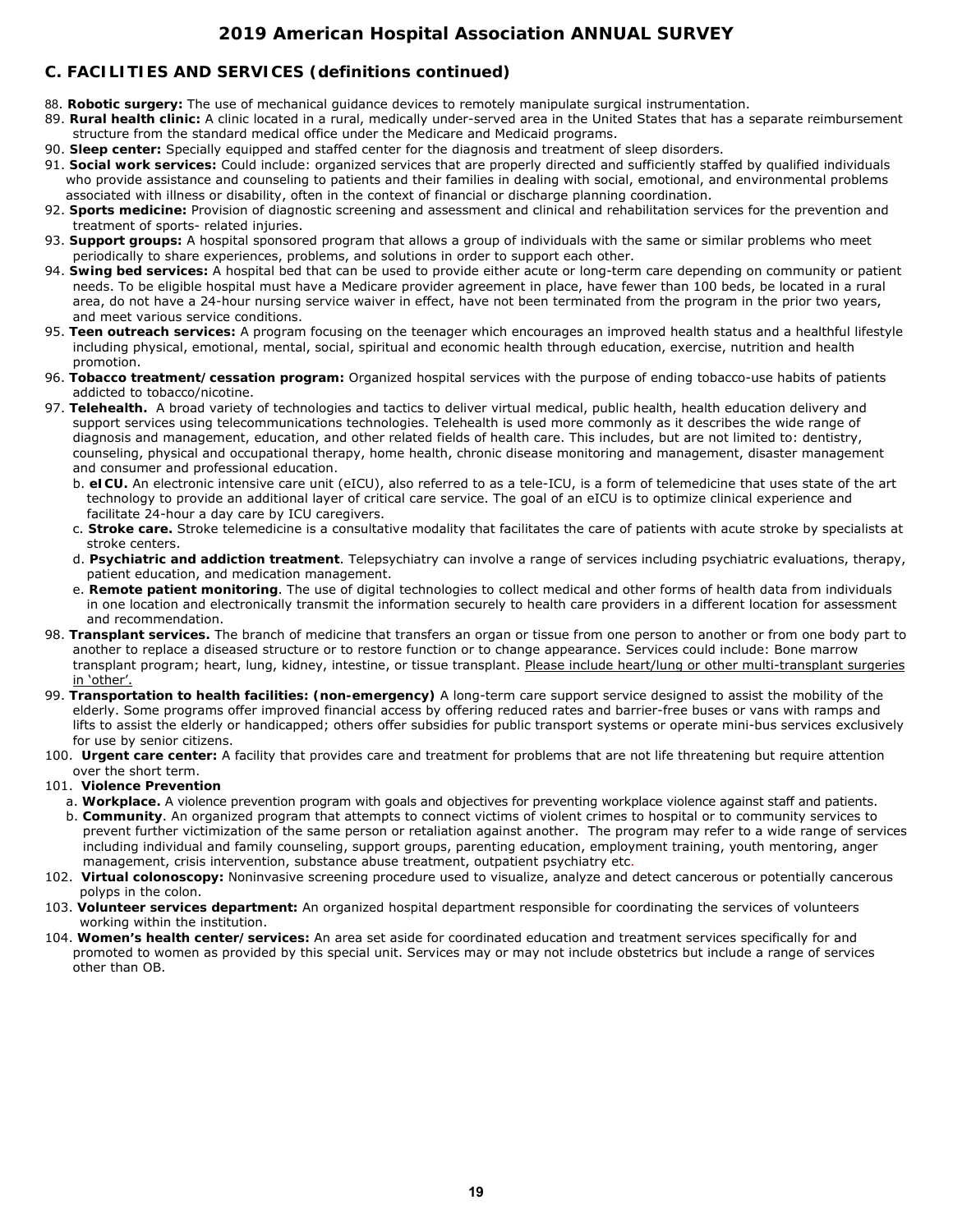## C. FACILITIES AND SERVICES (definitions continued)

88. **Robotic surgery:** The use of mechanical guidance devices to remotely manipulate surgical instrumentation.
89. **Rural health clinic:** A clinic located in a rural, medically under-served area in the United States that has a separate reimbursement structure from the standard medical office under the Medicare and Medicaid programs.
90. **Sleep center:** Specially equipped and staffed center for the diagnosis and treatment of sleep disorders.
91. **Social work services:** Could include: organized services that are properly directed and sufficiently staffed by qualified individuals who provide assistance and counseling to patients and their families in dealing with social, emotional, and environmental problems associated with illness or disability, often in the context of financial or discharge planning coordination.
92. **Sports medicine:** Provision of diagnostic screening and assessment and clinical and rehabilitation services for the prevention and treatment of sports- related injuries.
93. **Support groups:** A hospital sponsored program that allows a group of individuals with the same or similar problems who meet periodically to share experiences, problems, and solutions in order to support each other.
94. **Swing bed services:** A hospital bed that can be used to provide either acute or long-term care depending on community or patient needs. To be eligible hospital must have a Medicare provider agreement in place, have fewer than 100 beds, be located in a rural area, do not have a 24-hour nursing service waiver in effect, have not been terminated from the program in the prior two years, and meet various service conditions.
95. **Teen outreach services:** A program focusing on the teenager which encourages an improved health status and a healthful lifestyle including physical, emotional, mental, social, spiritual and economic health through education, exercise, nutrition and health promotion.
96. **Tobacco treatment/cessation program:** Organized hospital services with the purpose of ending tobacco-use habits of patients addicted to tobacco/nicotine.
97. **Telehealth.** A broad variety of technologies and tactics to deliver virtual medical, public health, health education delivery and support services using telecommunications technologies. Telehealth is used more commonly as it describes the wide range of diagnosis and management, education, and other related fields of health care. This includes, but are not limited to: dentistry, counseling, physical and occupational therapy, home health, chronic disease monitoring and management, disaster management and consumer and professional education.
    b. **eICU.** An electronic intensive care unit (eICU), also referred to as a tele-ICU, is a form of telemedicine that uses state of the art technology to provide an additional layer of critical care service. The goal of an eICU is to optimize clinical experience and facilitate 24-hour a day care by ICU caregivers.
    c. **Stroke care.** Stroke telemedicine is a consultative modality that facilitates the care of patients with acute stroke by specialists at stroke centers.
    d. **Psychiatric and addiction treatment**. Telepsychiatry can involve a range of services including psychiatric evaluations, therapy, patient education, and medication management.
    e. **Remote patient monitoring**. The use of digital technologies to collect medical and other forms of health data from individuals in one location and electronically transmit the information securely to health care providers in a different location for assessment and recommendation.
98. **Transplant services.** The branch of medicine that transfers an organ or tissue from one person to another or from one body part to another to replace a diseased structure or to restore function or to change appearance. Services could include: Bone marrow transplant program; heart, lung, kidney, intestine, or tissue transplant. Please include heart/lung or other multi-transplant surgeries in 'other'.
99. **Transportation to health facilities: (non-emergency)** A long-term care support service designed to assist the mobility of the elderly. Some programs offer improved financial access by offering reduced rates and barrier-free buses or vans with ramps and lifts to assist the elderly or handicapped; others offer subsidies for public transport systems or operate mini-bus services exclusively for use by senior citizens.
100. **Urgent care center:** A facility that provides care and treatment for problems that are not life threatening but require attention over the short term.
101. **Violence Prevention**
    a. **Workplace.** A violence prevention program with goals and objectives for preventing workplace violence against staff and patients.
    b. **Community**. An organized program that attempts to connect victims of violent crimes to hospital or to community services to prevent further victimization of the same person or retaliation against another. The program may refer to a wide range of services including individual and family counseling, support groups, parenting education, employment training, youth mentoring, anger management, crisis intervention, substance abuse treatment, outpatient psychiatry etc.
102. **Virtual colonoscopy:** Noninvasive screening procedure used to visualize, analyze and detect cancerous or potentially cancerous polyps in the colon.
103. **Volunteer services department:** An organized hospital department responsible for coordinating the services of volunteers working within the institution.
104. **Women's health center/services:** An area set aside for coordinated education and treatment services specifically for and promoted to women as provided by this special unit. Services may or may not include obstetrics but include a range of services other than OB.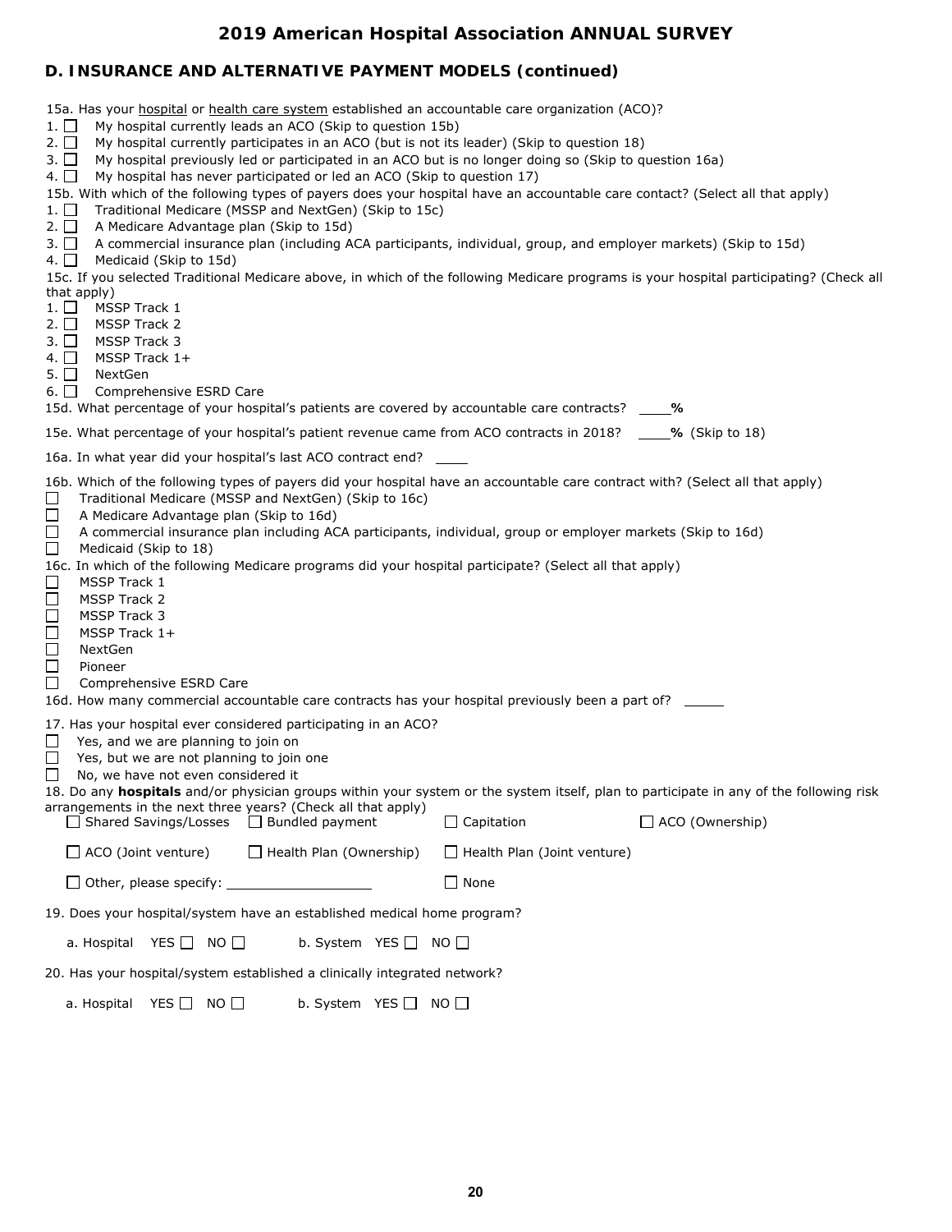# 2019 American Hospital Association ANNUAL SURVEY

## D. INSURANCE AND ALTERNATIVE PAYMENT MODELS (continued)

15a. Has your hospital or health care system established an accountable care organization (ACO)?

1. ☐ My hospital currently leads an ACO (Skip to question 15b)
2. ☐ My hospital currently participates in an ACO (but is not its leader) (Skip to question 18)
3. ☐ My hospital previously led or participated in an ACO but is no longer doing so (Skip to question 16a)
4. ☐ My hospital has never participated or led an ACO (Skip to question 17)

15b. With which of the following types of payers does your hospital have an accountable care contact? (Select all that apply)

1. ☐ Traditional Medicare (MSSP and NextGen) (Skip to 15c)
2. ☐ A Medicare Advantage plan (Skip to 15d)
3. ☐ A commercial insurance plan (including ACA participants, individual, group, and employer markets) (Skip to 15d)
4. ☐ Medicaid (Skip to 15d)

15c. If you selected Traditional Medicare above, in which of the following Medicare programs is your hospital participating? (Check all that apply)

1. ☐ MSSP Track 1
2. ☐ MSSP Track 2
3. ☐ MSSP Track 3
4. ☐ MSSP Track 1+
5. ☐ NextGen
6. ☐ Comprehensive ESRD Care

15d. What percentage of your hospital's patients are covered by accountable care contracts? ____**%**

15e. What percentage of your hospital's patient revenue came from ACO contracts in 2018? ____**%** (Skip to 18)

16a. In what year did your hospital's last ACO contract end? ____

16b. Which of the following types of payers did your hospital have an accountable care contract with? (Select all that apply)

☐ Traditional Medicare (MSSP and NextGen) (Skip to 16c)
☐ A Medicare Advantage plan (Skip to 16d)
☐ A commercial insurance plan including ACA participants, individual, group or employer markets (Skip to 16d)
☐ Medicaid (Skip to 18)

16c. In which of the following Medicare programs did your hospital participate? (Select all that apply)

☐ MSSP Track 1
☐ MSSP Track 2
☐ MSSP Track 3
☐ MSSP Track 1+
☐ NextGen
☐ Pioneer
☐ Comprehensive ESRD Care

16d. How many commercial accountable care contracts has your hospital previously been a part of? _____

17. Has your hospital ever considered participating in an ACO?

☐ Yes, and we are planning to join on
☐ Yes, but we are not planning to join one
☐ No, we have not even considered it

18. Do any **hospitals** and/or physician groups within your system or the system itself, plan to participate in any of the following risk arrangements in the next three years? (Check all that apply)

☐ Shared Savings/Losses ☐ Bundled payment ☐ Capitation ☐ ACO (Ownership)

☐ ACO (Joint venture) ☐ Health Plan (Ownership) ☐ Health Plan (Joint venture)

☐ Other, please specify: __________________ ☐ None

19. Does your hospital/system have an established medical home program?

a. Hospital YES ☐ NO ☐ b. System YES ☐ NO ☐

20. Has your hospital/system established a clinically integrated network?

a. Hospital YES ☐ NO ☐ b. System YES ☐ NO ☐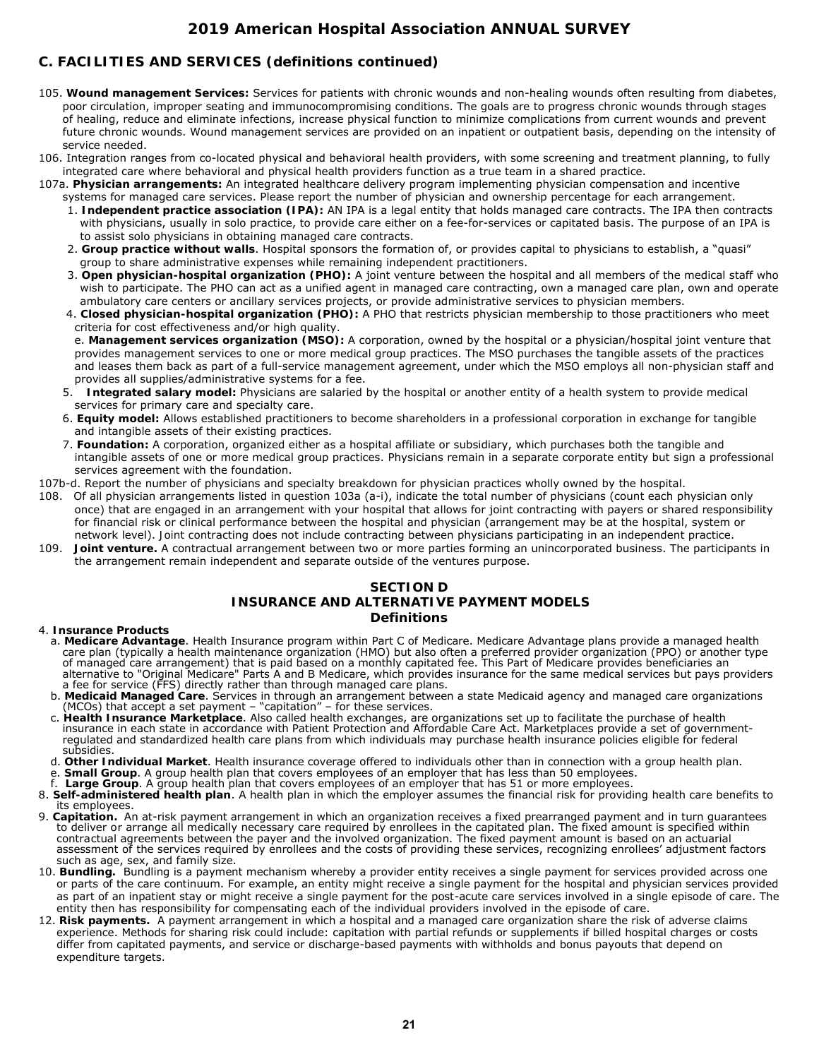## C. FACILITIES AND SERVICES (definitions continued)

105. **Wound management Services:** Services for patients with chronic wounds and non-healing wounds often resulting from diabetes, poor circulation, improper seating and immunocompromising conditions. The goals are to progress chronic wounds through stages of healing, reduce and eliminate infections, increase physical function to minimize complications from current wounds and prevent future chronic wounds. Wound management services are provided on an inpatient or outpatient basis, depending on the intensity of service needed.

106. Integration ranges from co-located physical and behavioral health providers, with some screening and treatment planning, to fully integrated care where behavioral and physical health providers function as a true team in a shared practice.

107a. **Physician arrangements:** An integrated healthcare delivery program implementing physician compensation and incentive systems for managed care services. Please report the number of physician and ownership percentage for each arrangement.

1. **Independent practice association (IPA):** AN IPA is a legal entity that holds managed care contracts. The IPA then contracts with physicians, usually in solo practice, to provide care either on a fee-for-services or capitated basis. The purpose of an IPA is to assist solo physicians in obtaining managed care contracts.
2. **Group practice without walls**. Hospital sponsors the formation of, or provides capital to physicians to establish, a "quasi" group to share administrative expenses while remaining independent practitioners.
3. **Open physician-hospital organization (PHO):** A joint venture between the hospital and all members of the medical staff who wish to participate. The PHO can act as a unified agent in managed care contracting, own a managed care plan, own and operate ambulatory care centers or ancillary services projects, or provide administrative services to physician members.
4. **Closed physician-hospital organization (PHO):** A PHO that restricts physician membership to those practitioners who meet criteria for cost effectiveness and/or high quality.

   e. **Management services organization (MSO):** A corporation, owned by the hospital or a physician/hospital joint venture that provides management services to one or more medical group practices. The MSO purchases the tangible assets of the practices and leases them back as part of a full-service management agreement, under which the MSO employs all non-physician staff and provides all supplies/administrative systems for a fee.
5. **Integrated salary model:** Physicians are salaried by the hospital or another entity of a health system to provide medical services for primary care and specialty care.
6. **Equity model:** Allows established practitioners to become shareholders in a professional corporation in exchange for tangible and intangible assets of their existing practices.
7. **Foundation:** A corporation, organized either as a hospital affiliate or subsidiary, which purchases both the tangible and intangible assets of one or more medical group practices. Physicians remain in a separate corporate entity but sign a professional services agreement with the foundation.

107b-d. Report the number of physicians and specialty breakdown for physician practices wholly owned by the hospital.

108. Of all physician arrangements listed in question 103a (a-i), indicate the total number of physicians (count each physician only once) that are engaged in an arrangement with your hospital that allows for joint contracting with payers or shared responsibility for financial risk or clinical performance between the hospital and physician (arrangement may be at the hospital, system or network level). Joint contracting does not include contracting between physicians participating in an independent practice.

109. **Joint venture.** A contractual arrangement between two or more parties forming an unincorporated business. The participants in the arrangement remain independent and separate outside of the ventures purpose.

## SECTION D
## INSURANCE AND ALTERNATIVE PAYMENT MODELS
### Definitions

4. **Insurance Products**
   a. **Medicare Advantage**. Health Insurance program within Part C of Medicare. Medicare Advantage plans provide a managed health care plan (typically a health maintenance organization (HMO) but also often a preferred provider organization (PPO) or another type of managed care arrangement) that is paid based on a monthly capitated fee. This Part of Medicare provides beneficiaries an alternative to "Original Medicare" Parts A and B Medicare, which provides insurance for the same medical services but pays providers a fee for service (FFS) directly rather than through managed care plans.
   b. **Medicaid Managed Care**. Services in through an arrangement between a state Medicaid agency and managed care organizations (MCOs) that accept a set payment – "capitation" – for these services.
   c. **Health Insurance Marketplace**. Also called health exchanges, are organizations set up to facilitate the purchase of health insurance in each state in accordance with Patient Protection and Affordable Care Act. Marketplaces provide a set of government-regulated and standardized health care plans from which individuals may purchase health insurance policies eligible for federal subsidies.
   d. **Other Individual Market**. Health insurance coverage offered to individuals other than in connection with a group health plan.
   e. **Small Group**. A group health plan that covers employees of an employer that has less than 50 employees.
   f. **Large Group**. A group health plan that covers employees of an employer that has 51 or more employees.

8. **Self-administered health plan**. A health plan in which the employer assumes the financial risk for providing health care benefits to its employees.

9. **Capitation.** An at-risk payment arrangement in which an organization receives a fixed prearranged payment and in turn guarantees to deliver or arrange all medically necessary care required by enrollees in the capitated plan. The fixed amount is specified within contractual agreements between the payer and the involved organization. The fixed payment amount is based on an actuarial assessment of the services required by enrollees and the costs of providing these services, recognizing enrollees' adjustment factors such as age, sex, and family size.

10. **Bundling.** Bundling is a payment mechanism whereby a provider entity receives a single payment for services provided across one or parts of the care continuum. For example, an entity might receive a single payment for the hospital and physician services provided as part of an inpatient stay or might receive a single payment for the post-acute care services involved in a single episode of care. The entity then has responsibility for compensating each of the individual providers involved in the episode of care.

12. **Risk payments.** A payment arrangement in which a hospital and a managed care organization share the risk of adverse claims experience. Methods for sharing risk could include: capitation with partial refunds or supplements if billed hospital charges or costs differ from capitated payments, and service or discharge-based payments with withholds and bonus payouts that depend on expenditure targets.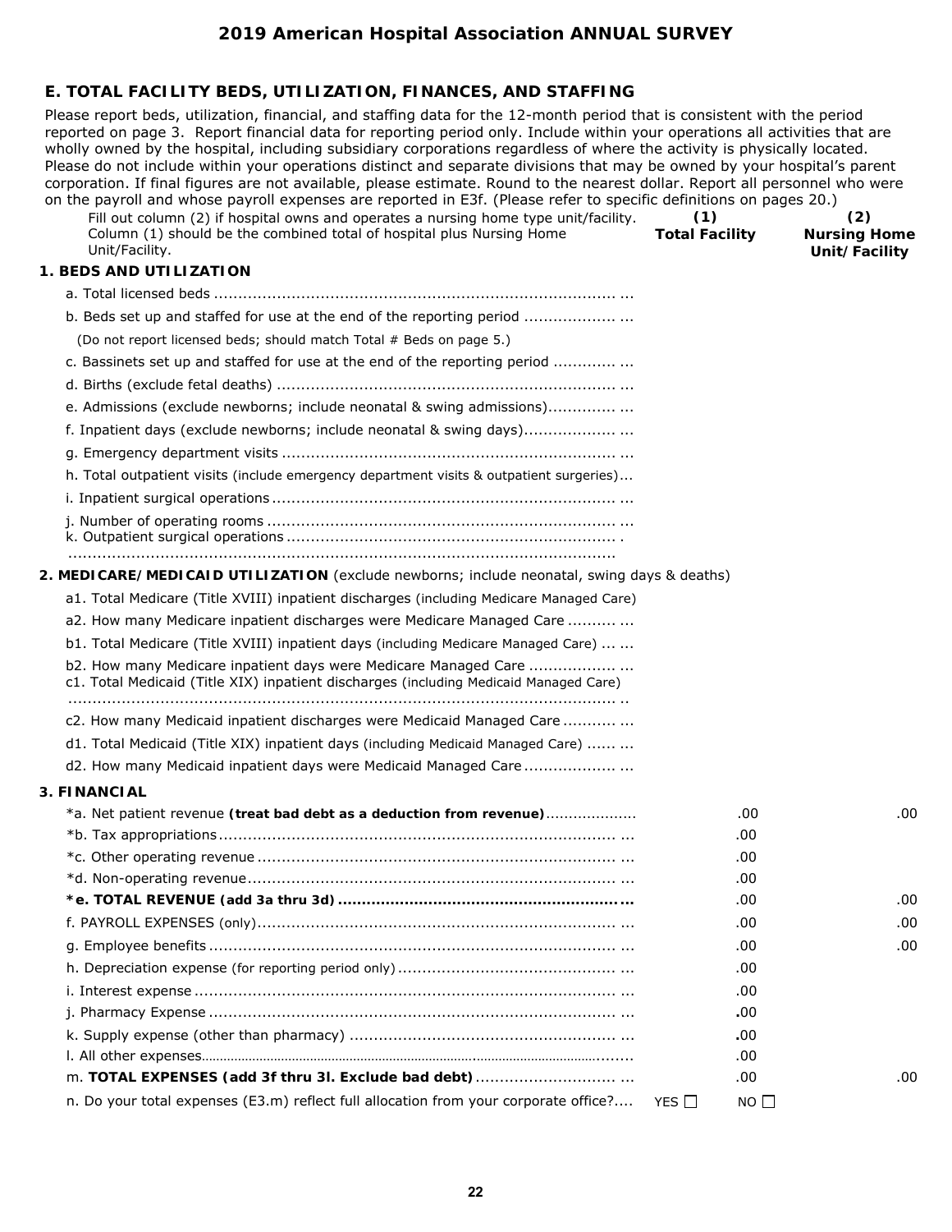# 2019 American Hospital Association ANNUAL SURVEY

## E. TOTAL FACILITY BEDS, UTILIZATION, FINANCES, AND STAFFING

Please report beds, utilization, financial, and staffing data for the 12-month period that is consistent with the period reported on page 3. Report financial data for reporting period only. Include within your operations all activities that are wholly owned by the hospital, including subsidiary corporations regardless of where the activity is physically located. Please do not include within your operations distinct and separate divisions that may be owned by your hospital's parent corporation. If final figures are not available, please estimate. Round to the nearest dollar. Report all personnel who were on the payroll and whose payroll expenses are reported in E3f. (Please refer to specific definitions on pages 20.)

| Fill out column (2) if hospital owns and operates a nursing home type unit/facility. Column (1) should be the combined total of hospital plus Nursing Home Unit/Facility. | (1) Total Facility | (2) Nursing Home Unit/Facility |
|---|---|---|
| **1. BEDS AND UTILIZATION** | | |
| a. Total licensed beds | | |
| b. Beds set up and staffed for use at the end of the reporting period (Do not report licensed beds; should match Total # Beds on page 5.) | | |
| c. Bassinets set up and staffed for use at the end of the reporting period | | |
| d. Births (exclude fetal deaths) | | |
| e. Admissions (exclude newborns; include neonatal & swing admissions) | | |
| f. Inpatient days (exclude newborns; include neonatal & swing days) | | |
| g. Emergency department visits | | |
| h. Total outpatient visits (include emergency department visits & outpatient surgeries) | | |
| i. Inpatient surgical operations | | |
| j. Number of operating rooms | | |
| k. Outpatient surgical operations | | |
| **2. MEDICARE/MEDICAID UTILIZATION** (exclude newborns; include neonatal, swing days & deaths) | | |
| a1. Total Medicare (Title XVIII) inpatient discharges (including Medicare Managed Care) | | |
| a2. How many Medicare inpatient discharges were Medicare Managed Care | | |
| b1. Total Medicare (Title XVIII) inpatient days (including Medicare Managed Care) | | |
| b2. How many Medicare inpatient days were Medicare Managed Care | | |
| c1. Total Medicaid (Title XIX) inpatient discharges (including Medicaid Managed Care) | | |
| c2. How many Medicaid inpatient discharges were Medicaid Managed Care | | |
| d1. Total Medicaid (Title XIX) inpatient days (including Medicaid Managed Care) | | |
| d2. How many Medicaid inpatient days were Medicaid Managed Care | | |
| **3. FINANCIAL** | | |
| *a. Net patient revenue **(treat bad debt as a deduction from revenue)** | .00 | .00 |
| *b. Tax appropriations | .00 | |
| *c. Other operating revenue | .00 | |
| *d. Non-operating revenue | .00 | |
| ***e. TOTAL REVENUE (add 3a thru 3d)** | .00 | .00 |
| f. PAYROLL EXPENSES (only) | .00 | .00 |
| g. Employee benefits | .00 | .00 |
| h. Depreciation expense (for reporting period only) | .00 | |
| i. Interest expense | .00 | |
| j. Pharmacy Expense | .00 | |
| k. Supply expense (other than pharmacy) | .00 | |
| l. All other expenses | .00 | |
| m. **TOTAL EXPENSES (add 3f thru 3l. Exclude bad debt)** | .00 | .00 |

n. Do your total expenses (E3.m) reflect full allocation from your corporate office? YES ☐ NO ☐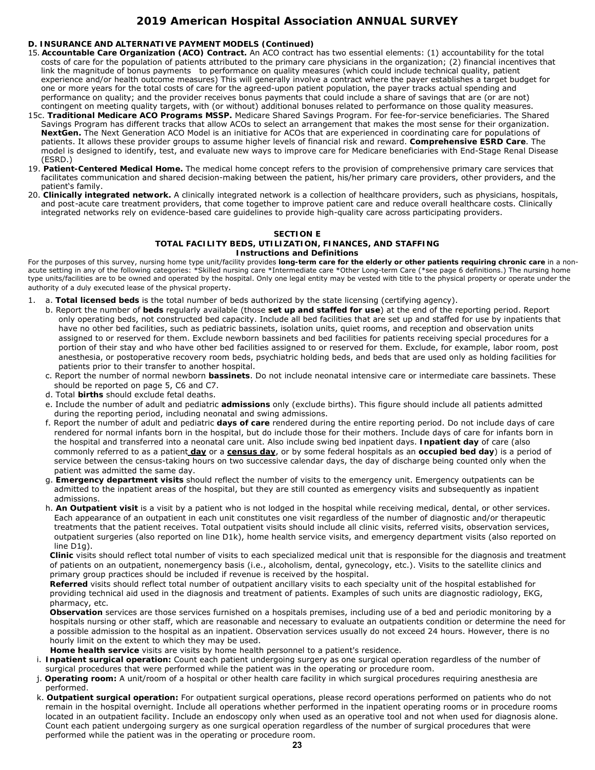**D. INSURANCE AND ALTERNATIVE PAYMENT MODELS (Continued)**

15. **Accountable Care Organization (ACO) Contract.** An ACO contract has two essential elements: (1) accountability for the total costs of care for the population of patients attributed to the primary care physicians in the organization; (2) financial incentives that link the magnitude of bonus payments to performance on quality measures (which could include technical quality, patient experience and/or health outcome measures) This will generally involve a contract where the payer establishes a target budget for one or more years for the total costs of care for the agreed-upon patient population, the payer tracks actual spending and performance on quality; and the provider receives bonus payments that could include a share of savings that are (or are not) contingent on meeting quality targets, with (or without) additional bonuses related to performance on those quality measures.

15c. **Traditional Medicare ACO Programs MSSP.** Medicare Shared Savings Program. For fee-for-service beneficiaries. The Shared Savings Program has different tracks that allow ACOs to select an arrangement that makes the most sense for their organization. **NextGen.** The Next Generation ACO Model is an initiative for ACOs that are experienced in coordinating care for populations of patients. It allows these provider groups to assume higher levels of financial risk and reward. **Comprehensive ESRD Care**. The model is designed to identify, test, and evaluate new ways to improve care for Medicare beneficiaries with End-Stage Renal Disease (ESRD.)

19. **Patient-Centered Medical Home.** The medical home concept refers to the provision of comprehensive primary care services that facilitates communication and shared decision-making between the patient, his/her primary care providers, other providers, and the patient's family.

20. **Clinically integrated network.** A clinically integrated network is a collection of healthcare providers, such as physicians, hospitals, and post-acute care treatment providers, that come together to improve patient care and reduce overall healthcare costs. Clinically integrated networks rely on evidence-based care guidelines to provide high-quality care across participating providers.

## SECTION E
### TOTAL FACILITY BEDS, UTILIZATION, FINANCES, AND STAFFING
### Instructions and Definitions

For the purposes of this survey, nursing home type unit/facility provides **long-term care for the elderly or other patients requiring chronic care** in a non-acute setting in any of the following categories: *Skilled nursing care *Intermediate care *Other Long-term Care (*see page 6 definitions.) The nursing home type units/facilities are to be owned and operated by the hospital. Only one legal entity may be vested with title to the physical property or operate under the authority of a duly executed lease of the physical property.

1. a. **Total licensed beds** is the total number of beds authorized by the state licensing (certifying agency).

   b. Report the number of **beds** regularly available (those **set up and staffed for use**) at the end of the reporting period. Report only operating beds, not constructed bed capacity. Include all bed facilities that are set up and staffed for use by inpatients that have no other bed facilities, such as pediatric bassinets, isolation units, quiet rooms, and reception and observation units assigned to or reserved for them. Exclude newborn bassinets and bed facilities for patients receiving special procedures for a portion of their stay and who have other bed facilities assigned to or reserved for them. Exclude, for example, labor room, post anesthesia, or postoperative recovery room beds, psychiatric holding beds, and beds that are used only as holding facilities for patients prior to their transfer to another hospital.

   c. Report the number of normal newborn **bassinets**. Do not include neonatal intensive care or intermediate care bassinets. These should be reported on page 5, C6 and C7.

   d. Total **births** should exclude fetal deaths.

   e. Include the number of adult and pediatric **admissions** only (exclude births). This figure should include all patients admitted during the reporting period, including neonatal and swing admissions.

   f. Report the number of adult and pediatric **days of care** rendered during the entire reporting period. Do not include days of care rendered for normal infants born in the hospital, but do include those for their mothers. Include days of care for infants born in the hospital and transferred into a neonatal care unit. Also include swing bed inpatient days. **Inpatient day** of care (also commonly referred to as a patient **day** or a **census day**, or by some federal hospitals as an **occupied bed day**) is a period of service between the census-taking hours on two successive calendar days, the day of discharge being counted only when the patient was admitted the same day.

   g. **Emergency department visits** should reflect the number of visits to the emergency unit. Emergency outpatients can be admitted to the inpatient areas of the hospital, but they are still counted as emergency visits and subsequently as inpatient admissions.

   h. **An Outpatient visit** is a visit by a patient who is not lodged in the hospital while receiving medical, dental, or other services. Each appearance of an outpatient in each unit constitutes one visit regardless of the number of diagnostic and/or therapeutic treatments that the patient receives. Total outpatient visits should include all clinic visits, referred visits, observation services, outpatient surgeries (also reported on line D1k), home health service visits, and emergency department visits (also reported on line D1g).

   **Clinic** visits should reflect total number of visits to each specialized medical unit that is responsible for the diagnosis and treatment of patients on an outpatient, nonemergency basis (i.e., alcoholism, dental, gynecology, etc.). Visits to the satellite clinics and primary group practices should be included if revenue is received by the hospital.

   **Referred** visits should reflect total number of outpatient ancillary visits to each specialty unit of the hospital established for providing technical aid used in the diagnosis and treatment of patients. Examples of such units are diagnostic radiology, EKG, pharmacy, etc.

   **Observation** services are those services furnished on a hospitals premises, including use of a bed and periodic monitoring by a hospitals nursing or other staff, which are reasonable and necessary to evaluate an outpatients condition or determine the need for a possible admission to the hospital as an inpatient. Observation services usually do not exceed 24 hours. However, there is no hourly limit on the extent to which they may be used.

   **Home health service** visits are visits by home health personnel to a patient's residence.

   i. **Inpatient surgical operation:** Count each patient undergoing surgery as one surgical operation regardless of the number of surgical procedures that were performed while the patient was in the operating or procedure room.

   j. **Operating room:** A unit/room of a hospital or other health care facility in which surgical procedures requiring anesthesia are performed.

   k. **Outpatient surgical operation:** For outpatient surgical operations, please record operations performed on patients who do not remain in the hospital overnight. Include all operations whether performed in the inpatient operating rooms or in procedure rooms located in an outpatient facility. Include an endoscopy only when used as an operative tool and not when used for diagnosis alone. Count each patient undergoing surgery as one surgical operation regardless of the number of surgical procedures that were performed while the patient was in the operating or procedure room.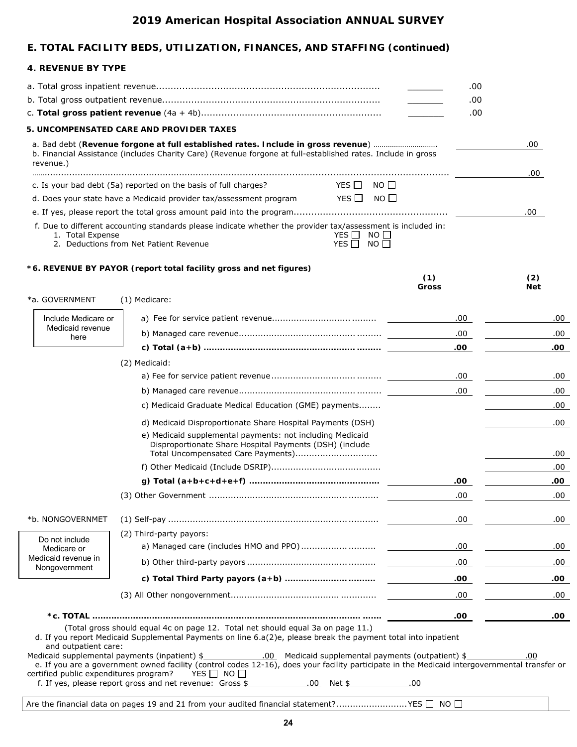# 2019 American Hospital Association ANNUAL SURVEY

## E. TOTAL FACILITY BEDS, UTILIZATION, FINANCES, AND STAFFING (continued)

### 4. REVENUE BY TYPE

a. Total gross inpatient revenue............................................................................ _______ .00

b. Total gross outpatient revenue.......................................................................... _______ .00

c. **Total gross patient revenue** (4a + 4b)............................................................. _______ .00

### 5. UNCOMPENSATED CARE AND PROVIDER TAXES

a. Bad debt (**Revenue forgone at full established rates. Include in gross revenue**) .............................. _______ .00

b. Financial Assistance (includes Charity Care) (Revenue forgone at full-established rates. Include in gross revenue.) ............................................................................................................................................. _______ .00

c. Is your bad debt (5a) reported on the basis of full charges? YES ☐ NO ☐

d. Does your state have a Medicaid provider tax/assessment program YES ☐ NO ☐

e. If yes, please report the total gross amount paid into the program..................................................... _______ .00

f. Due to different accounting standards please indicate whether the provider tax/assessment is included in:

1. Total Expense YES ☐ NO ☐
2. Deductions from Net Patient Revenue YES ☐ NO ☐

### *6. REVENUE BY PAYOR (report total facility gross and net figures)

| | | (1) Gross | (2) Net |
|---|---|---|---|
| *a. GOVERNMENT | (1) Medicare: | | |
| Include Medicare or Medicaid revenue here | a) Fee for service patient revenue.................................... | .00 | .00 |
| | b) Managed care revenue................................................ | .00 | .00 |
| | **c) Total (a+b) ...............................................................** | **.00** | **.00** |
| | (2) Medicaid: | | |
| | a) Fee for service patient revenue.................................... | .00 | .00 |
| | b) Managed care revenue................................................ | .00 | .00 |
| | c) Medicaid Graduate Medical Education (GME) payments........ | | .00 |
| | d) Medicaid Disproportionate Share Hospital Payments (DSH) | | .00 |
| | e) Medicaid supplemental payments: not including Medicaid Disproportionate Share Hospital Payments (DSH) (include Total Uncompensated Care Payments)............................. | | .00 |
| | f) Other Medicaid (Include DSRIP)........................................ | | .00 |
| | **g) Total (a+b+c+d+e+f) ...............................................** | **.00** | **.00** |
| | (3) Other Government ........................................................ | .00 | .00 |
| *b. NONGOVERNMET | (1) Self-pay ....................................................................... | .00 | .00 |
| Do not include Medicare or Medicaid revenue in Nongovernment | (2) Third-party payors: | | |
| | a) Managed care (includes HMO and PPO) .......................... | .00 | .00 |
| | b) Other third-party payors ................................................ | .00 | .00 |
| | **c) Total Third Party payors (a+b) ...................................** | **.00** | **.00** |
| | (3) All Other nongovernment................................................ | .00 | .00 |
| ***c. TOTAL** ....................................................................................... | | **.00** | **.00** |

(Total gross should equal 4c on page 12. Total net should equal 3a on page 11.)

d. If you report Medicaid Supplemental Payments on line 6.a(2)e, please break the payment total into inpatient and outpatient care:

Medicaid supplemental payments (inpatient) $_______.00 Medicaid supplemental payments (outpatient) $_______.00

e. If you are a government owned facility (control codes 12-16), does your facility participate in the Medicaid intergovernmental transfer or certified public expenditures program? YES ☐ NO ☐

f. If yes, please report gross and net revenue: Gross $_______.00 Net $_______.00

Are the financial data on pages 19 and 21 from your audited financial statement?..........................YES ☐ NO ☐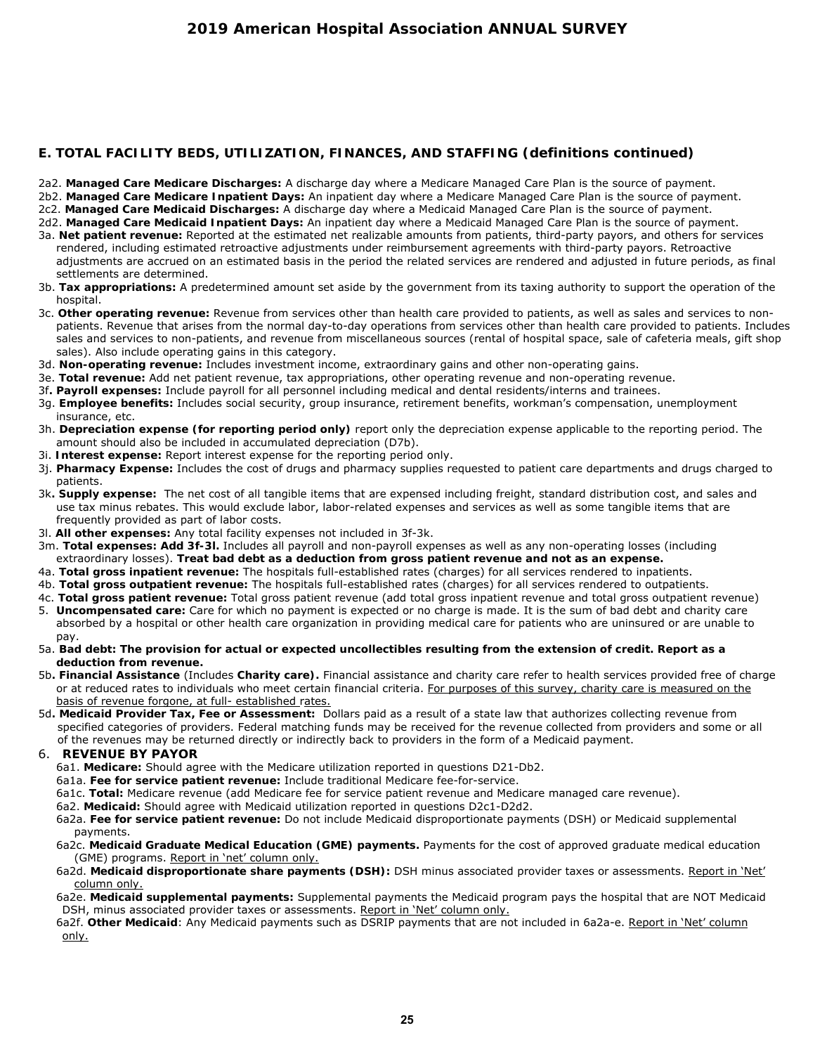## E. TOTAL FACILITY BEDS, UTILIZATION, FINANCES, AND STAFFING (definitions continued)

2a2. **Managed Care Medicare Discharges:** A discharge day where a Medicare Managed Care Plan is the source of payment.

2b2. **Managed Care Medicare Inpatient Days:** An inpatient day where a Medicare Managed Care Plan is the source of payment.

2c2. **Managed Care Medicaid Discharges:** A discharge day where a Medicaid Managed Care Plan is the source of payment.

2d2. **Managed Care Medicaid Inpatient Days:** An inpatient day where a Medicaid Managed Care Plan is the source of payment.

3a. **Net patient revenue:** Reported at the estimated net realizable amounts from patients, third-party payors, and others for services rendered, including estimated retroactive adjustments under reimbursement agreements with third-party payors. Retroactive adjustments are accrued on an estimated basis in the period the related services are rendered and adjusted in future periods, as final settlements are determined.

3b. **Tax appropriations:** A predetermined amount set aside by the government from its taxing authority to support the operation of the hospital.

3c. **Other operating revenue:** Revenue from services other than health care provided to patients, as well as sales and services to non-patients. Revenue that arises from the normal day-to-day operations from services other than health care provided to patients. Includes sales and services to non-patients, and revenue from miscellaneous sources (rental of hospital space, sale of cafeteria meals, gift shop sales). Also include operating gains in this category.

3d. **Non-operating revenue:** Includes investment income, extraordinary gains and other non-operating gains.

3e. **Total revenue:** Add net patient revenue, tax appropriations, other operating revenue and non-operating revenue.

3f**. Payroll expenses:** Include payroll for all personnel including medical and dental residents/interns and trainees.

3g. **Employee benefits:** Includes social security, group insurance, retirement benefits, workman's compensation, unemployment insurance, etc.

3h. **Depreciation expense (for reporting period only)** report only the depreciation expense applicable to the reporting period. The amount should also be included in accumulated depreciation (D7b).

3i. **Interest expense:** Report interest expense for the reporting period only.

3j. **Pharmacy Expense:** Includes the cost of drugs and pharmacy supplies requested to patient care departments and drugs charged to patients.

3k**. Supply expense:** The net cost of all tangible items that are expensed including freight, standard distribution cost, and sales and use tax minus rebates. This would exclude labor, labor-related expenses and services as well as some tangible items that are frequently provided as part of labor costs.

3l. **All other expenses:** Any total facility expenses not included in 3f-3k.

3m. **Total expenses: Add 3f-3l.** Includes all payroll and non-payroll expenses as well as any non-operating losses (including extraordinary losses). **Treat bad debt as a deduction from gross patient revenue and not as an expense.**

4a. **Total gross inpatient revenue:** The hospitals full-established rates (charges) for all services rendered to inpatients.

4b. **Total gross outpatient revenue:** The hospitals full-established rates (charges) for all services rendered to outpatients.

4c. **Total gross patient revenue:** Total gross patient revenue (add total gross inpatient revenue and total gross outpatient revenue)

5. **Uncompensated care:** Care for which no payment is expected or no charge is made. It is the sum of bad debt and charity care absorbed by a hospital or other health care organization in providing medical care for patients who are uninsured or are unable to pay.

5a. **Bad debt: The provision for actual or expected uncollectibles resulting from the extension of credit. Report as a deduction from revenue.**

5b**. Financial Assistance** (Includes **Charity care).** Financial assistance and charity care refer to health services provided free of charge or at reduced rates to individuals who meet certain financial criteria. For purposes of this survey, charity care is measured on the basis of revenue forgone, at full- established rates.

5d**. Medicaid Provider Tax, Fee or Assessment:** Dollars paid as a result of a state law that authorizes collecting revenue from specified categories of providers. Federal matching funds may be received for the revenue collected from providers and some or all of the revenues may be returned directly or indirectly back to providers in the form of a Medicaid payment.

6. **REVENUE BY PAYOR**

6a1. **Medicare:** Should agree with the Medicare utilization reported in questions D21-Db2.

6a1a. **Fee for service patient revenue:** Include traditional Medicare fee-for-service.

6a1c. **Total:** Medicare revenue (add Medicare fee for service patient revenue and Medicare managed care revenue).

6a2. **Medicaid:** Should agree with Medicaid utilization reported in questions D2c1-D2d2.

6a2a. **Fee for service patient revenue:** Do not include Medicaid disproportionate payments (DSH) or Medicaid supplemental payments.

6a2c. **Medicaid Graduate Medical Education (GME) payments.** Payments for the cost of approved graduate medical education (GME) programs. Report in 'net' column only.

6a2d. **Medicaid disproportionate share payments (DSH):** DSH minus associated provider taxes or assessments. Report in 'Net' column only.

6a2e. **Medicaid supplemental payments:** Supplemental payments the Medicaid program pays the hospital that are NOT Medicaid DSH, minus associated provider taxes or assessments. Report in 'Net' column only.

6a2f. **Other Medicaid**: Any Medicaid payments such as DSRIP payments that are not included in 6a2a-e. Report in 'Net' column only.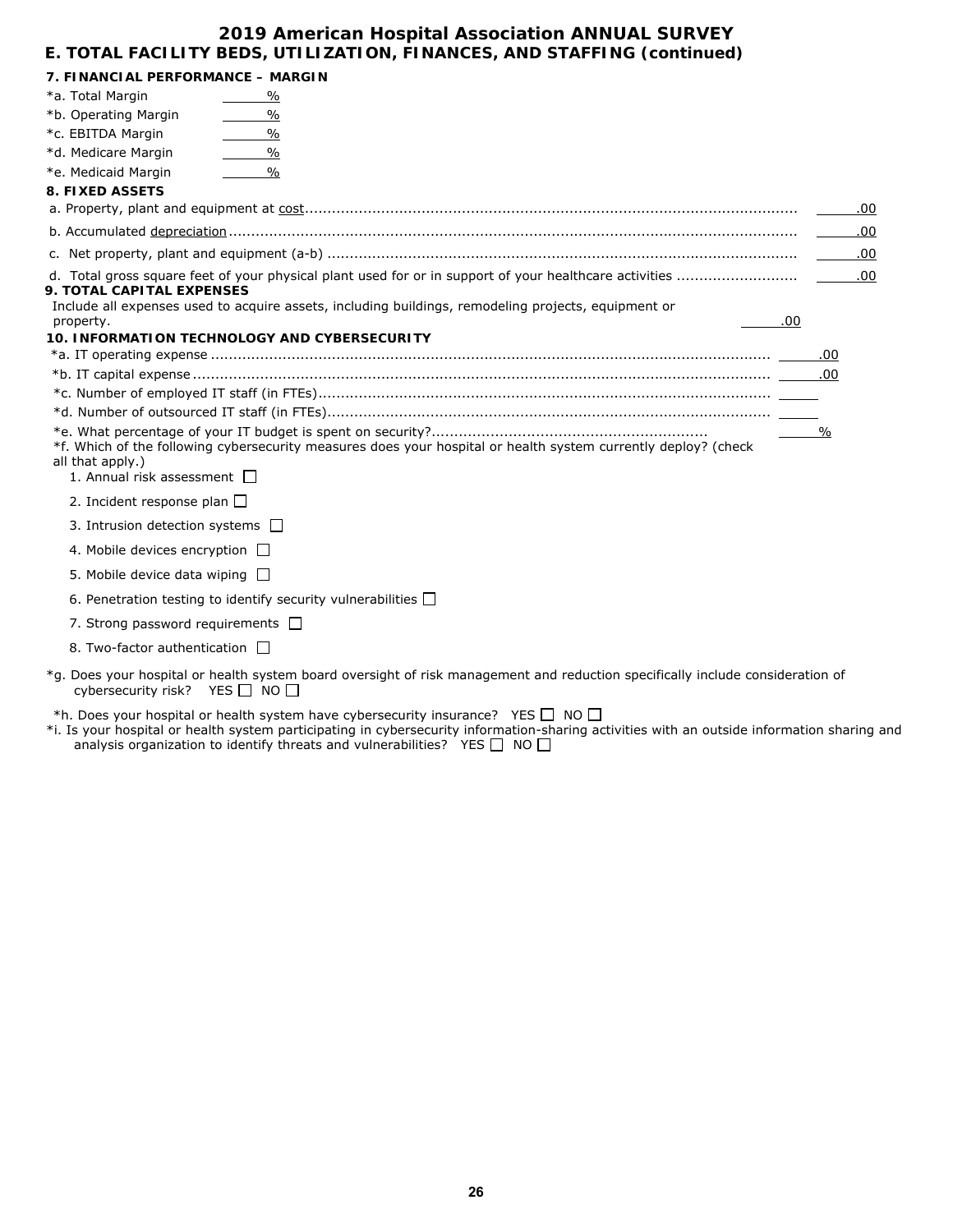# 2019 American Hospital Association ANNUAL SURVEY

## E. TOTAL FACILITY BEDS, UTILIZATION, FINANCES, AND STAFFING (continued)

### 7. FINANCIAL PERFORMANCE – MARGIN

*a. Total Margin ______%

*b. Operating Margin ______%

*c. EBITDA Margin ______%

*d. Medicare Margin ______%

*e. Medicaid Margin ______%

### 8. FIXED ASSETS

a. Property, plant and equipment at cost ........................................ ______.00

b. Accumulated depreciation ........................................ ______.00

c. Net property, plant and equipment (a-b) ........................................ ______.00

d. Total gross square feet of your physical plant used for or in support of your healthcare activities ........................................ ______.00

### 9. TOTAL CAPITAL EXPENSES

Include all expenses used to acquire assets, including buildings, remodeling projects, equipment or property. ______.00

### 10. INFORMATION TECHNOLOGY AND CYBERSECURITY

*a. IT operating expense ........................................ ______.00

*b. IT capital expense ........................................ ______.00

*c. Number of employed IT staff (in FTEs) ........................................ ______

*d. Number of outsourced IT staff (in FTEs) ........................................ ______

*e. What percentage of your IT budget is spent on security? ........................................ ______%

*f. Which of the following cybersecurity measures does your hospital or health system currently deploy? (check all that apply.)

1. Annual risk assessment ☐
2. Incident response plan ☐
3. Intrusion detection systems ☐
4. Mobile devices encryption ☐
5. Mobile device data wiping ☐
6. Penetration testing to identify security vulnerabilities ☐
7. Strong password requirements ☐
8. Two-factor authentication ☐

*g. Does your hospital or health system board oversight of risk management and reduction specifically include consideration of cybersecurity risk? YES ☐ NO ☐

*h. Does your hospital or health system have cybersecurity insurance? YES ☐ NO ☐

*i. Is your hospital or health system participating in cybersecurity information-sharing activities with an outside information sharing and analysis organization to identify threats and vulnerabilities? YES ☐ NO ☐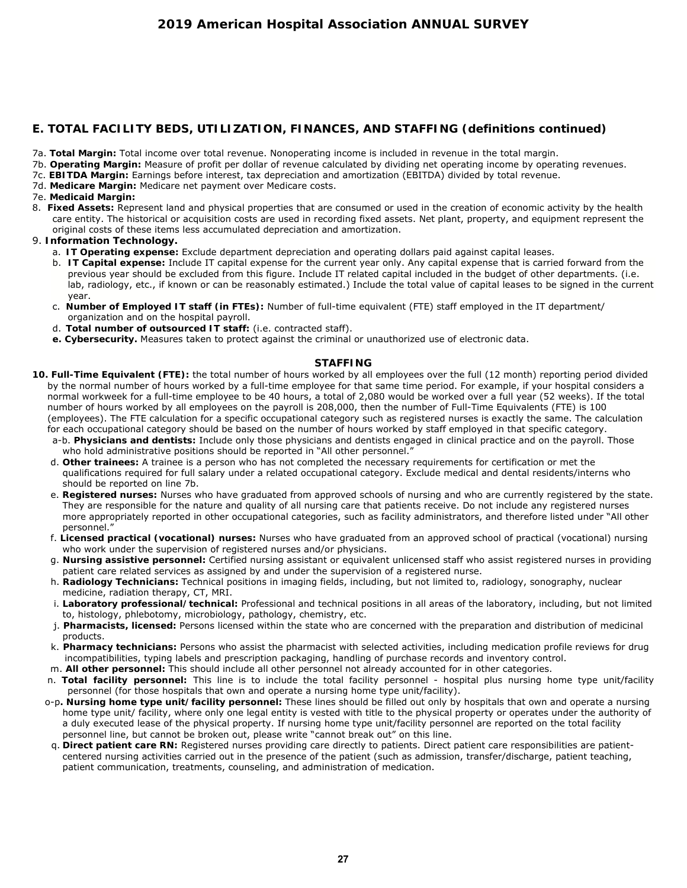## E. TOTAL FACILITY BEDS, UTILIZATION, FINANCES, AND STAFFING (definitions continued)

7a. **Total Margin:** Total income over total revenue. Nonoperating income is included in revenue in the total margin.
7b. **Operating Margin:** Measure of profit per dollar of revenue calculated by dividing net operating income by operating revenues.
7c. **EBITDA Margin:** Earnings before interest, tax depreciation and amortization (EBITDA) divided by total revenue.
7d. **Medicare Margin:** Medicare net payment over Medicare costs.
7e. **Medicaid Margin:**

8. **Fixed Assets:** Represent land and physical properties that are consumed or used in the creation of economic activity by the health care entity. The historical or acquisition costs are used in recording fixed assets. Net plant, property, and equipment represent the original costs of these items less accumulated depreciation and amortization.

9. **Information Technology.**
   a. **IT Operating expense:** Exclude department depreciation and operating dollars paid against capital leases.
   b. **IT Capital expense:** Include IT capital expense for the current year only. Any capital expense that is carried forward from the previous year should be excluded from this figure. Include IT related capital included in the budget of other departments. (i.e. lab, radiology, etc., if known or can be reasonably estimated.) Include the total value of capital leases to be signed in the current year.
   c. **Number of Employed IT staff (in FTEs):** Number of full-time equivalent (FTE) staff employed in the IT department/ organization and on the hospital payroll.
   d. **Total number of outsourced IT staff:** (i.e. contracted staff).
   e. **Cybersecurity.** Measures taken to protect against the criminal or unauthorized use of electronic data.

### STAFFING

10. **Full-Time Equivalent (FTE):** the total number of hours worked by all employees over the full (12 month) reporting period divided by the normal number of hours worked by a full-time employee for that same time period. For example, if your hospital considers a normal workweek for a full-time employee to be 40 hours, a total of 2,080 would be worked over a full year (52 weeks). If the total number of hours worked by all employees on the payroll is 208,000, then the number of Full-Time Equivalents (FTE) is 100 (employees). The FTE calculation for a specific occupational category such as registered nurses is exactly the same. The calculation for each occupational category should be based on the number of hours worked by staff employed in that specific category.
   a-b. **Physicians and dentists:** Include only those physicians and dentists engaged in clinical practice and on the payroll. Those who hold administrative positions should be reported in "All other personnel."
   d. **Other trainees:** A trainee is a person who has not completed the necessary requirements for certification or met the qualifications required for full salary under a related occupational category. Exclude medical and dental residents/interns who should be reported on line 7b.
   e. **Registered nurses:** Nurses who have graduated from approved schools of nursing and who are currently registered by the state. They are responsible for the nature and quality of all nursing care that patients receive. Do not include any registered nurses more appropriately reported in other occupational categories, such as facility administrators, and therefore listed under "All other personnel."
   f. **Licensed practical (vocational) nurses:** Nurses who have graduated from an approved school of practical (vocational) nursing who work under the supervision of registered nurses and/or physicians.
   g. **Nursing assistive personnel:** Certified nursing assistant or equivalent unlicensed staff who assist registered nurses in providing patient care related services as assigned by and under the supervision of a registered nurse.
   h. **Radiology Technicians:** Technical positions in imaging fields, including, but not limited to, radiology, sonography, nuclear medicine, radiation therapy, CT, MRI.
   i. **Laboratory professional/technical:** Professional and technical positions in all areas of the laboratory, including, but not limited to, histology, phlebotomy, microbiology, pathology, chemistry, etc.
   j. **Pharmacists, licensed:** Persons licensed within the state who are concerned with the preparation and distribution of medicinal products.
   k. **Pharmacy technicians:** Persons who assist the pharmacist with selected activities, including medication profile reviews for drug incompatibilities, typing labels and prescription packaging, handling of purchase records and inventory control.
   m. **All other personnel:** This should include all other personnel not already accounted for in other categories.
   n. **Total facility personnel:** This line is to include the total facility personnel - hospital plus nursing home type unit/facility personnel (for those hospitals that own and operate a nursing home type unit/facility).
   o-p**. Nursing home type unit/facility personnel:** These lines should be filled out only by hospitals that own and operate a nursing home type unit/ facility, where only one legal entity is vested with title to the physical property or operates under the authority of a duly executed lease of the physical property. If nursing home type unit/facility personnel are reported on the total facility personnel line, but cannot be broken out, please write "cannot break out" on this line.
   q. **Direct patient care RN:** Registered nurses providing care directly to patients. Direct patient care responsibilities are patient-centered nursing activities carried out in the presence of the patient (such as admission, transfer/discharge, patient teaching, patient communication, treatments, counseling, and administration of medication.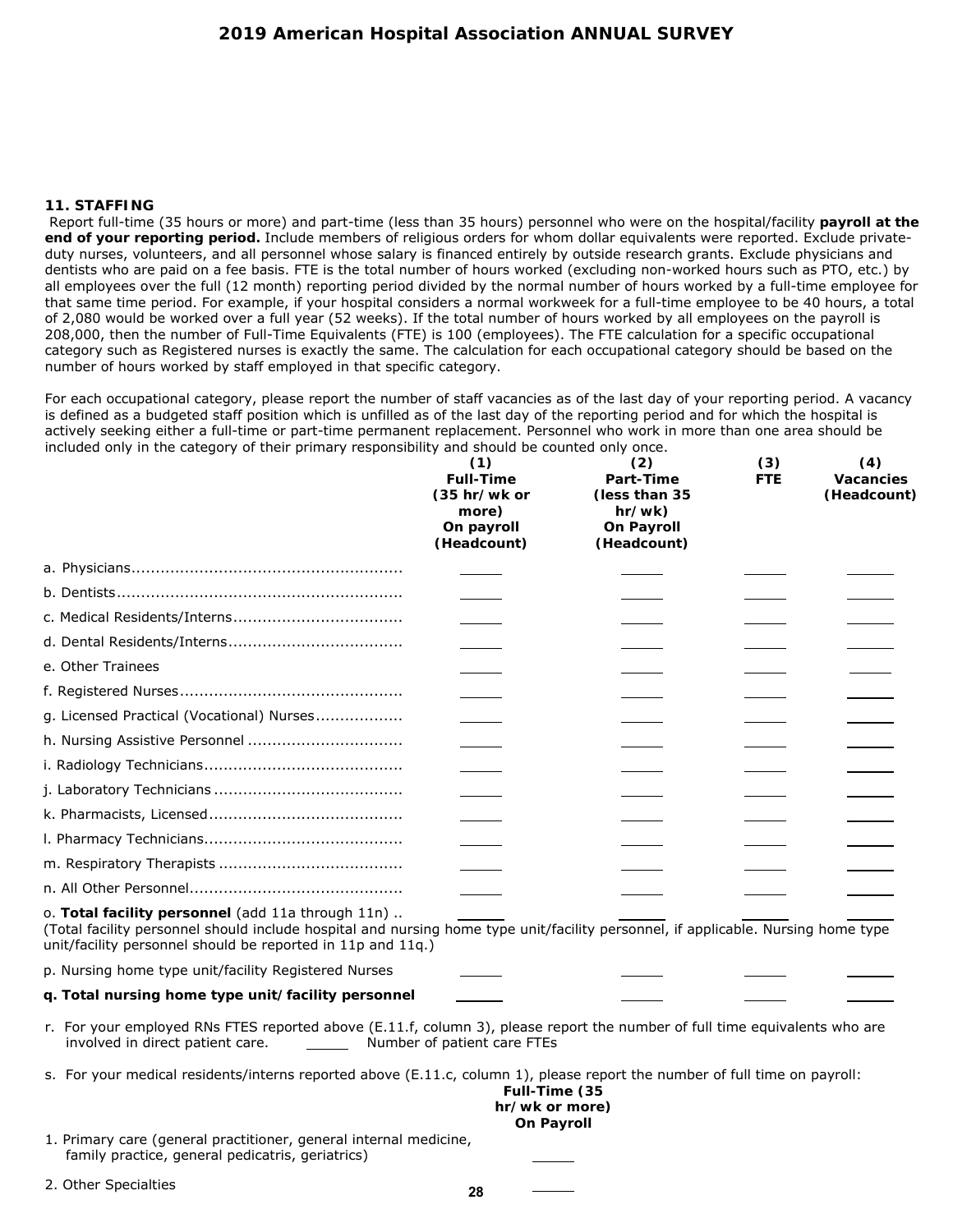## 2019 American Hospital Association ANNUAL SURVEY

### 11. STAFFING

Report full-time (35 hours or more) and part-time (less than 35 hours) personnel who were on the hospital/facility **payroll at the end of your reporting period.** Include members of religious orders for whom dollar equivalents were reported. Exclude private-duty nurses, volunteers, and all personnel whose salary is financed entirely by outside research grants. Exclude physicians and dentists who are paid on a fee basis. FTE is the total number of hours worked (excluding non-worked hours such as PTO, etc.) by all employees over the full (12 month) reporting period divided by the normal number of hours worked by a full-time employee for that same time period. For example, if your hospital considers a normal workweek for a full-time employee to be 40 hours, a total of 2,080 would be worked over a full year (52 weeks). If the total number of hours worked by all employees on the payroll is 208,000, then the number of Full-Time Equivalents (FTE) is 100 (employees). The FTE calculation for a specific occupational category such as Registered nurses is exactly the same. The calculation for each occupational category should be based on the number of hours worked by staff employed in that specific category.

For each occupational category, please report the number of staff vacancies as of the last day of your reporting period. A vacancy is defined as a budgeted staff position which is unfilled as of the last day of the reporting period and for which the hospital is actively seeking either a full-time or part-time permanent replacement. Personnel who work in more than one area should be included only in the category of their primary responsibility and should be counted only once.

| | (1) Full-Time (35 hr/wk or more) On payroll (Headcount) | (2) Part-Time (less than 35 hr/wk) On Payroll (Headcount) | (3) FTE | (4) Vacancies (Headcount) |
|---|---|---|---|---|
| a. Physicians | _____ | _____ | _____ | _____ |
| b. Dentists | _____ | _____ | _____ | _____ |
| c. Medical Residents/Interns | _____ | _____ | _____ | _____ |
| d. Dental Residents/Interns | _____ | _____ | _____ | _____ |
| e. Other Trainees | _____ | _____ | _____ | _____ |
| f. Registered Nurses | _____ | _____ | _____ | _____ |
| g. Licensed Practical (Vocational) Nurses | _____ | _____ | _____ | _____ |
| h. Nursing Assistive Personnel | _____ | _____ | _____ | _____ |
| i. Radiology Technicians | _____ | _____ | _____ | _____ |
| j. Laboratory Technicians | _____ | _____ | _____ | _____ |
| k. Pharmacists, Licensed | _____ | _____ | _____ | _____ |
| l. Pharmacy Technicians | _____ | _____ | _____ | _____ |
| m. Respiratory Therapists | _____ | _____ | _____ | _____ |
| n. All Other Personnel | _____ | _____ | _____ | _____ |
| o. **Total facility personnel** (add 11a through 11n) | _____ | _____ | _____ | _____ |

(Total facility personnel should include hospital and nursing home type unit/facility personnel, if applicable. Nursing home type unit/facility personnel should be reported in 11p and 11q.)

| | | | | |
|---|---|---|---|---|
| p. Nursing home type unit/facility Registered Nurses | _____ | _____ | _____ | _____ |
| **q. Total nursing home type unit/facility personnel** | _____ | _____ | _____ | _____ |

r. For your employed RNs FTES reported above (E.11.f, column 3), please report the number of full time equivalents who are involved in direct patient care. _____ Number of patient care FTEs

s. For your medical residents/interns reported above (E.11.c, column 1), please report the number of full time on payroll:

| | Full-Time (35 hr/wk or more) On Payroll |
|---|---|
| 1. Primary care (general practitioner, general internal medicine, family practice, general pedicatris, geriatrics) | _____ |
| 2. Other Specialties | _____ |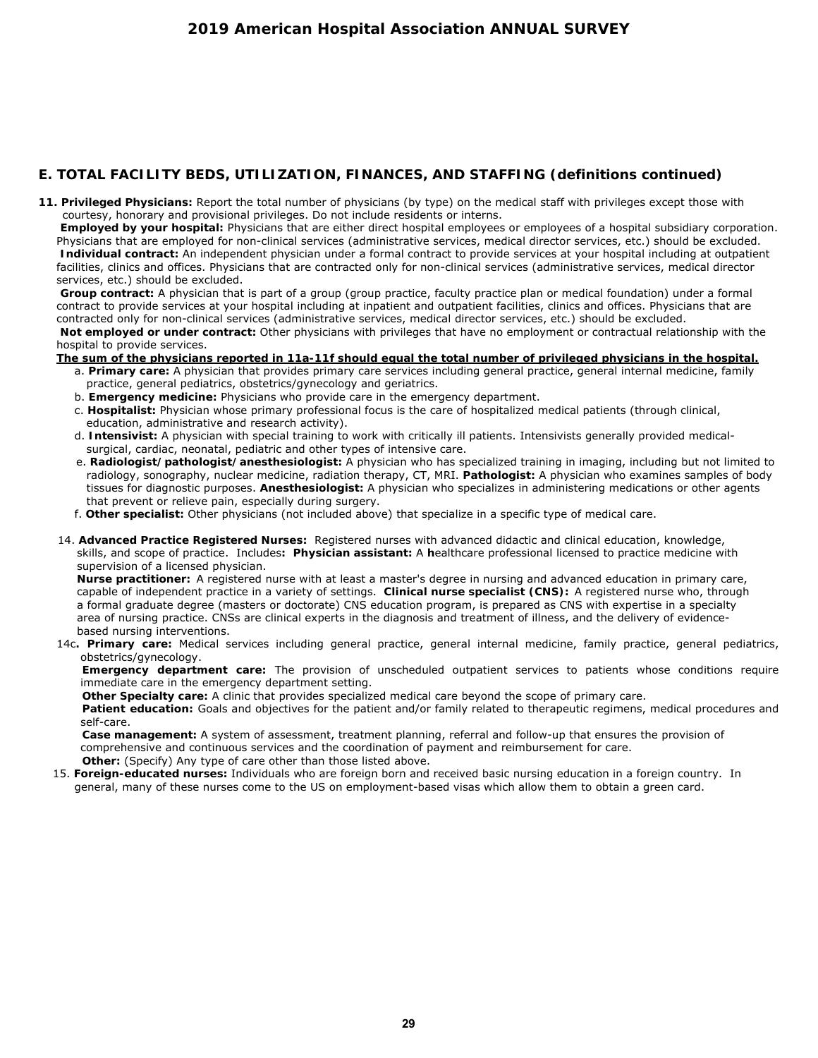## E. TOTAL FACILITY BEDS, UTILIZATION, FINANCES, AND STAFFING (definitions continued)

**11. Privileged Physicians:** Report the total number of physicians (by type) on the medical staff with privileges except those with courtesy, honorary and provisional privileges. Do not include residents or interns.

**Employed by your hospital:** Physicians that are either direct hospital employees or employees of a hospital subsidiary corporation. Physicians that are employed for non-clinical services (administrative services, medical director services, etc.) should be excluded.

**Individual contract:** An independent physician under a formal contract to provide services at your hospital including at outpatient facilities, clinics and offices. Physicians that are contracted only for non-clinical services (administrative services, medical director services, etc.) should be excluded.

**Group contract:** A physician that is part of a group (group practice, faculty practice plan or medical foundation) under a formal contract to provide services at your hospital including at inpatient and outpatient facilities, clinics and offices. Physicians that are contracted only for non-clinical services (administrative services, medical director services, etc.) should be excluded.

**Not employed or under contract:** Other physicians with privileges that have no employment or contractual relationship with the hospital to provide services.

**<u>The sum of the physicians reported in 11a-11f should equal the total number of privileged physicians in the hospital.</u>**

a. **Primary care:** A physician that provides primary care services including general practice, general internal medicine, family practice, general pediatrics, obstetrics/gynecology and geriatrics.

b. **Emergency medicine:** Physicians who provide care in the emergency department.

c. **Hospitalist:** Physician whose primary professional focus is the care of hospitalized medical patients (through clinical, education, administrative and research activity).

d. **Intensivist:** A physician with special training to work with critically ill patients. Intensivists generally provided medical-surgical, cardiac, neonatal, pediatric and other types of intensive care.

e. **Radiologist/pathologist/anesthesiologist:** A physician who has specialized training in imaging, including but not limited to radiology, sonography, nuclear medicine, radiation therapy, CT, MRI. **Pathologist:** A physician who examines samples of body tissues for diagnostic purposes. **Anesthesiologist:** A physician who specializes in administering medications or other agents that prevent or relieve pain, especially during surgery.

f. **Other specialist:** Other physicians (not included above) that specialize in a specific type of medical care.

14. **Advanced Practice Registered Nurses:** Registered nurses with advanced didactic and clinical education, knowledge, skills, and scope of practice. Includes**: Physician assistant:** A **h**ealthcare professional licensed to practice medicine with supervision of a licensed physician.

**Nurse practitioner:** A registered nurse with at least a master's degree in nursing and advanced education in primary care, capable of independent practice in a variety of settings. **Clinical nurse specialist (CNS):** A registered nurse who, through a formal graduate degree (masters or doctorate) CNS education program, is prepared as CNS with expertise in a specialty area of nursing practice. CNSs are clinical experts in the diagnosis and treatment of illness, and the delivery of evidence-based nursing interventions.

14c**. Primary care:** Medical services including general practice, general internal medicine, family practice, general pediatrics, obstetrics/gynecology.

**Emergency department care:** The provision of unscheduled outpatient services to patients whose conditions require immediate care in the emergency department setting.

**Other Specialty care:** A clinic that provides specialized medical care beyond the scope of primary care.

**Patient education:** Goals and objectives for the patient and/or family related to therapeutic regimens, medical procedures and self-care.

**Case management:** A system of assessment, treatment planning, referral and follow-up that ensures the provision of comprehensive and continuous services and the coordination of payment and reimbursement for care.

**Other:** (Specify) Any type of care other than those listed above.

15. **Foreign-educated nurses:** Individuals who are foreign born and received basic nursing education in a foreign country. In general, many of these nurses come to the US on employment-based visas which allow them to obtain a green card.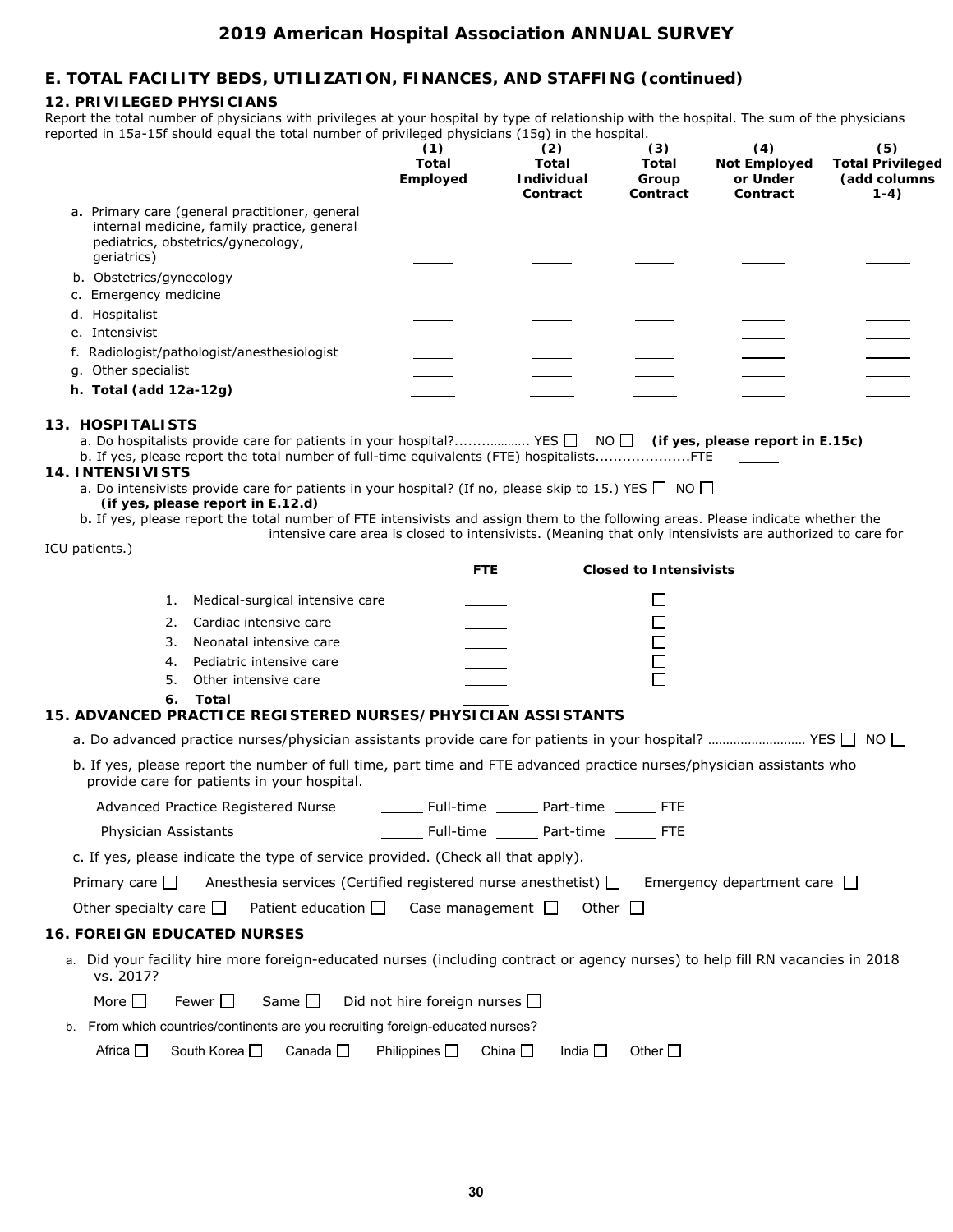## 2019 American Hospital Association ANNUAL SURVEY

### E. TOTAL FACILITY BEDS, UTILIZATION, FINANCES, AND STAFFING (continued)

**12. PRIVILEGED PHYSICIANS**

Report the total number of physicians with privileges at your hospital by type of relationship with the hospital. The sum of the physicians reported in 15a-15f should equal the total number of privileged physicians (15g) in the hospital.

| | (1) Total Employed | (2) Total Individual Contract | (3) Total Group Contract | (4) Not Employed or Under Contract | (5) Total Privileged (add columns 1-4) |
|---|---|---|---|---|---|
| a. Primary care (general practitioner, general internal medicine, family practice, general pediatrics, obstetrics/gynecology, geriatrics) | _____ | _____ | _____ | _____ | _____ |
| b. Obstetrics/gynecology | _____ | _____ | _____ | _____ | _____ |
| c. Emergency medicine | _____ | _____ | _____ | _____ | _____ |
| d. Hospitalist | _____ | _____ | _____ | _____ | _____ |
| e. Intensivist | _____ | _____ | _____ | _____ | _____ |
| f. Radiologist/pathologist/anesthesiologist | _____ | _____ | _____ | _____ | _____ |
| g. Other specialist | _____ | _____ | _____ | _____ | _____ |
| **h. Total (add 12a-12g)** | _____ | _____ | _____ | _____ | _____ |

**13. HOSPITALISTS**

a. Do hospitalists provide care for patients in your hospital?..................... YES ☐ NO ☐ **(if yes, please report in E.15c)**

b. If yes, please report the total number of full-time equivalents (FTE) hospitalists.....................FTE _____

**14. INTENSIVISTS**

a. Do intensivists provide care for patients in your hospital? (If no, please skip to 15.) YES ☐ NO ☐ **(if yes, please report in E.12.d)**

b. If yes, please report the total number of FTE intensivists and assign them to the following areas. Please indicate whether the intensive care area is closed to intensivists. (Meaning that only intensivists are authorized to care for ICU patients.)

| | FTE | Closed to Intensivists |
|---|---|---|
| 1. Medical-surgical intensive care | _____ | ☐ |
| 2. Cardiac intensive care | _____ | ☐ |
| 3. Neonatal intensive care | _____ | ☐ |
| 4. Pediatric intensive care | _____ | ☐ |
| 5. Other intensive care | _____ | ☐ |
| **6. Total** | _____ | |

**15. ADVANCED PRACTICE REGISTERED NURSES/PHYSICIAN ASSISTANTS**

a. Do advanced practice nurses/physician assistants provide care for patients in your hospital? .......................... YES ☐ NO ☐

b. If yes, please report the number of full time, part time and FTE advanced practice nurses/physician assistants who provide care for patients in your hospital.

Advanced Practice Registered Nurse _____ Full-time _____ Part-time _____ FTE

Physician Assistants _____ Full-time _____ Part-time _____ FTE

c. If yes, please indicate the type of service provided. (Check all that apply).

Primary care ☐ Anesthesia services (Certified registered nurse anesthetist) ☐ Emergency department care ☐

Other specialty care ☐ Patient education ☐ Case management ☐ Other ☐

**16. FOREIGN EDUCATED NURSES**

a. Did your facility hire more foreign-educated nurses (including contract or agency nurses) to help fill RN vacancies in 2018 vs. 2017?

More ☐ Fewer ☐ Same ☐ Did not hire foreign nurses ☐

b. From which countries/continents are you recruiting foreign-educated nurses?

Africa ☐ South Korea ☐ Canada ☐ Philippines ☐ China ☐ India ☐ Other ☐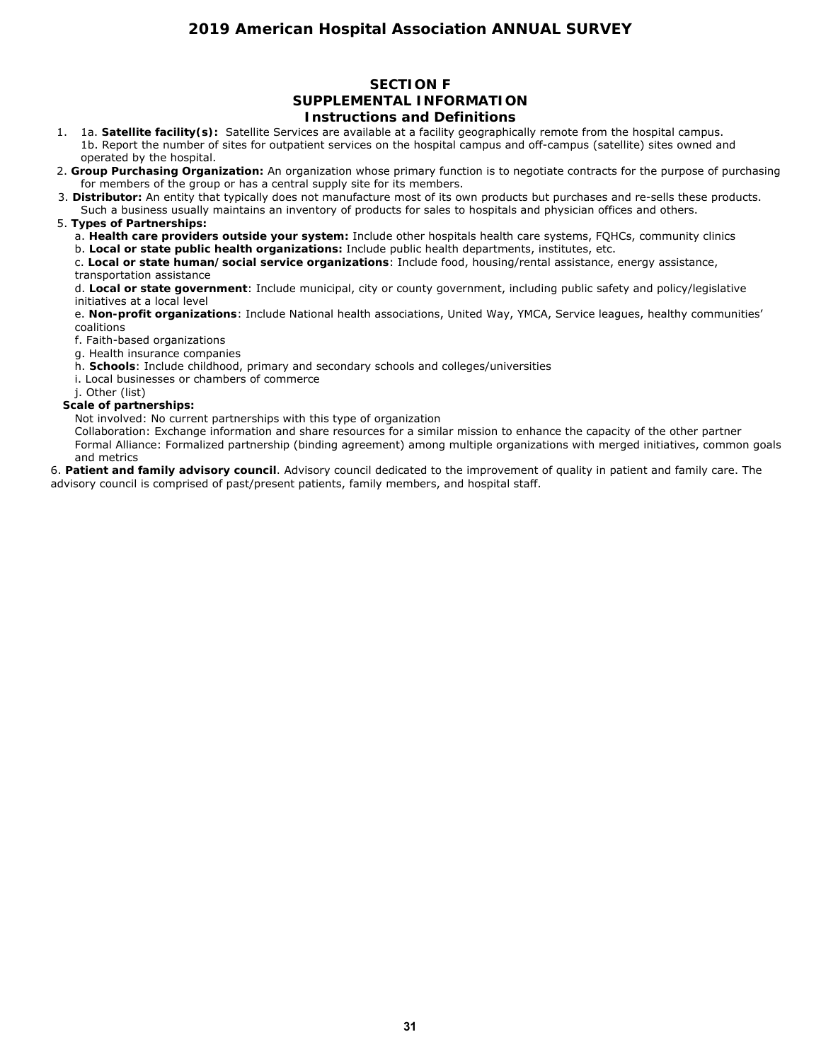## SECTION F
## SUPPLEMENTAL INFORMATION
### Instructions and Definitions

1. 1a. **Satellite facility(s):** Satellite Services are available at a facility geographically remote from the hospital campus.
   1b. Report the number of sites for outpatient services on the hospital campus and off-campus (satellite) sites owned and operated by the hospital.
2. **Group Purchasing Organization:** An organization whose primary function is to negotiate contracts for the purpose of purchasing for members of the group or has a central supply site for its members.
3. **Distributor:** An entity that typically does not manufacture most of its own products but purchases and re-sells these products. Such a business usually maintains an inventory of products for sales to hospitals and physician offices and others.
5. **Types of Partnerships:**
   a. **Health care providers outside your system:** Include other hospitals health care systems, FQHCs, community clinics
   b. **Local or state public health organizations:** Include public health departments, institutes, etc.
   c. **Local or state human/social service organizations**: Include food, housing/rental assistance, energy assistance, transportation assistance
   d. **Local or state government**: Include municipal, city or county government, including public safety and policy/legislative initiatives at a local level
   e. **Non-profit organizations**: Include National health associations, United Way, YMCA, Service leagues, healthy communities' coalitions
   f. Faith-based organizations
   g. Health insurance companies
   h. **Schools**: Include childhood, primary and secondary schools and colleges/universities
   i. Local businesses or chambers of commerce
   j. Other (list)

   **Scale of partnerships:**
   Not involved: No current partnerships with this type of organization
   Collaboration: Exchange information and share resources for a similar mission to enhance the capacity of the other partner
   Formal Alliance: Formalized partnership (binding agreement) among multiple organizations with merged initiatives, common goals and metrics
6. **Patient and family advisory council**. Advisory council dedicated to the improvement of quality in patient and family care. The advisory council is comprised of past/present patients, family members, and hospital staff.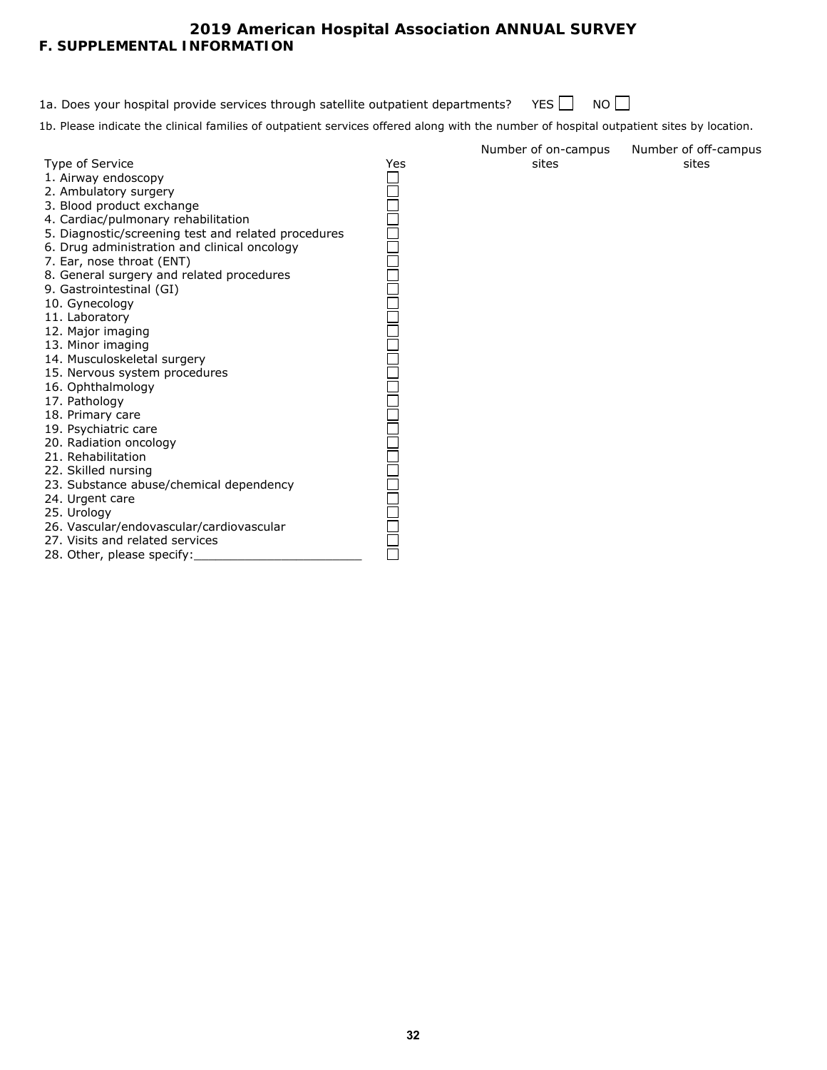# 2019 American Hospital Association ANNUAL SURVEY

## F. SUPPLEMENTAL INFORMATION

1a. Does your hospital provide services through satellite outpatient departments? YES ☐ NO ☐

1b. Please indicate the clinical families of outpatient services offered along with the number of hospital outpatient sites by location.

| Type of Service | Yes | Number of on-campus sites | Number of off-campus sites |
|---|---|---|---|
| 1. Airway endoscopy | ☐ | | |
| 2. Ambulatory surgery | ☐ | | |
| 3. Blood product exchange | ☐ | | |
| 4. Cardiac/pulmonary rehabilitation | ☐ | | |
| 5. Diagnostic/screening test and related procedures | ☐ | | |
| 6. Drug administration and clinical oncology | ☐ | | |
| 7. Ear, nose throat (ENT) | ☐ | | |
| 8. General surgery and related procedures | ☐ | | |
| 9. Gastrointestinal (GI) | ☐ | | |
| 10. Gynecology | ☐ | | |
| 11. Laboratory | ☐ | | |
| 12. Major imaging | ☐ | | |
| 13. Minor imaging | ☐ | | |
| 14. Musculoskeletal surgery | ☐ | | |
| 15. Nervous system procedures | ☐ | | |
| 16. Ophthalmology | ☐ | | |
| 17. Pathology | ☐ | | |
| 18. Primary care | ☐ | | |
| 19. Psychiatric care | ☐ | | |
| 20. Radiation oncology | ☐ | | |
| 21. Rehabilitation | ☐ | | |
| 22. Skilled nursing | ☐ | | |
| 23. Substance abuse/chemical dependency | ☐ | | |
| 24. Urgent care | ☐ | | |
| 25. Urology | ☐ | | |
| 26. Vascular/endovascular/cardiovascular | ☐ | | |
| 27. Visits and related services | ☐ | | |
| 28. Other, please specify:_______________________ | ☐ | | |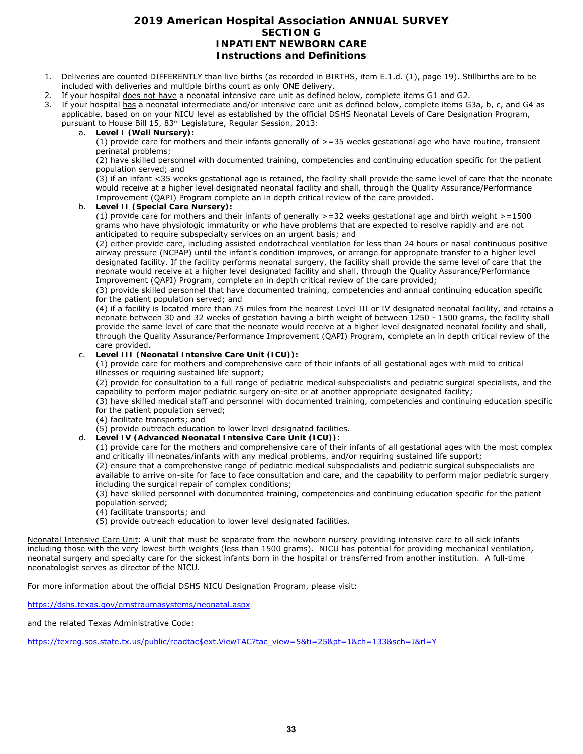# 2019 American Hospital Association ANNUAL SURVEY
## SECTION G
## INPATIENT NEWBORN CARE
## Instructions and Definitions

1. Deliveries are counted DIFFERENTLY than live births (as recorded in BIRTHS, item E.1.d. (1), page 19). Stillbirths are to be included with deliveries and multiple births count as only ONE delivery.
2. If your hospital does not have a neonatal intensive care unit as defined below, complete items G1 and G2.
3. If your hospital has a neonatal intermediate and/or intensive care unit as defined below, complete items G3a, b, c, and G4 as applicable, based on on your NICU level as established by the official DSHS Neonatal Levels of Care Designation Program, pursuant to House Bill 15, 83rd Legislature, Regular Session, 2013:
   a. **Level I (Well Nursery):**
      (1) provide care for mothers and their infants generally of >=35 weeks gestational age who have routine, transient perinatal problems;
      (2) have skilled personnel with documented training, competencies and continuing education specific for the patient population served; and
      (3) if an infant <35 weeks gestational age is retained, the facility shall provide the same level of care that the neonate would receive at a higher level designated neonatal facility and shall, through the Quality Assurance/Performance Improvement (QAPI) Program complete an in depth critical review of the care provided.
   b. **Level II (Special Care Nursery):**
      (1) provide care for mothers and their infants of generally >=32 weeks gestational age and birth weight >=1500 grams who have physiologic immaturity or who have problems that are expected to resolve rapidly and are not anticipated to require subspecialty services on an urgent basis; and
      (2) either provide care, including assisted endotracheal ventilation for less than 24 hours or nasal continuous positive airway pressure (NCPAP) until the infant's condition improves, or arrange for appropriate transfer to a higher level designated facility. If the facility performs neonatal surgery, the facility shall provide the same level of care that the neonate would receive at a higher level designated facility and shall, through the Quality Assurance/Performance Improvement (QAPI) Program, complete an in depth critical review of the care provided;
      (3) provide skilled personnel that have documented training, competencies and annual continuing education specific for the patient population served; and
      (4) if a facility is located more than 75 miles from the nearest Level III or IV designated neonatal facility, and retains a neonate between 30 and 32 weeks of gestation having a birth weight of between 1250 - 1500 grams, the facility shall provide the same level of care that the neonate would receive at a higher level designated neonatal facility and shall, through the Quality Assurance/Performance Improvement (QAPI) Program, complete an in depth critical review of the care provided.
   c. **Level III (Neonatal Intensive Care Unit (ICU)):**
      (1) provide care for mothers and comprehensive care of their infants of all gestational ages with mild to critical illnesses or requiring sustained life support;
      (2) provide for consultation to a full range of pediatric medical subspecialists and pediatric surgical specialists, and the capability to perform major pediatric surgery on-site or at another appropriate designated facility;
      (3) have skilled medical staff and personnel with documented training, competencies and continuing education specific for the patient population served;
      (4) facilitate transports; and
      (5) provide outreach education to lower level designated facilities.
   d. **Level IV (Advanced Neonatal Intensive Care Unit (ICU))**:
      (1) provide care for the mothers and comprehensive care of their infants of all gestational ages with the most complex and critically ill neonates/infants with any medical problems, and/or requiring sustained life support;
      (2) ensure that a comprehensive range of pediatric medical subspecialists and pediatric surgical subspecialists are available to arrive on-site for face to face consultation and care, and the capability to perform major pediatric surgery including the surgical repair of complex conditions;
      (3) have skilled personnel with documented training, competencies and continuing education specific for the patient population served;
      (4) facilitate transports; and
      (5) provide outreach education to lower level designated facilities.

Neonatal Intensive Care Unit: A unit that must be separate from the newborn nursery providing intensive care to all sick infants including those with the very lowest birth weights (less than 1500 grams). NICU has potential for providing mechanical ventilation, neonatal surgery and specialty care for the sickest infants born in the hospital or transferred from another institution. A full-time neonatologist serves as director of the NICU.

For more information about the official DSHS NICU Designation Program, please visit:

https://dshs.texas.gov/emstraumasystems/neonatal.aspx

and the related Texas Administrative Code:

https://texreg.sos.state.tx.us/public/readtac$ext.ViewTAC?tac_view=5&ti=25&pt=1&ch=133&sch=J&rl=Y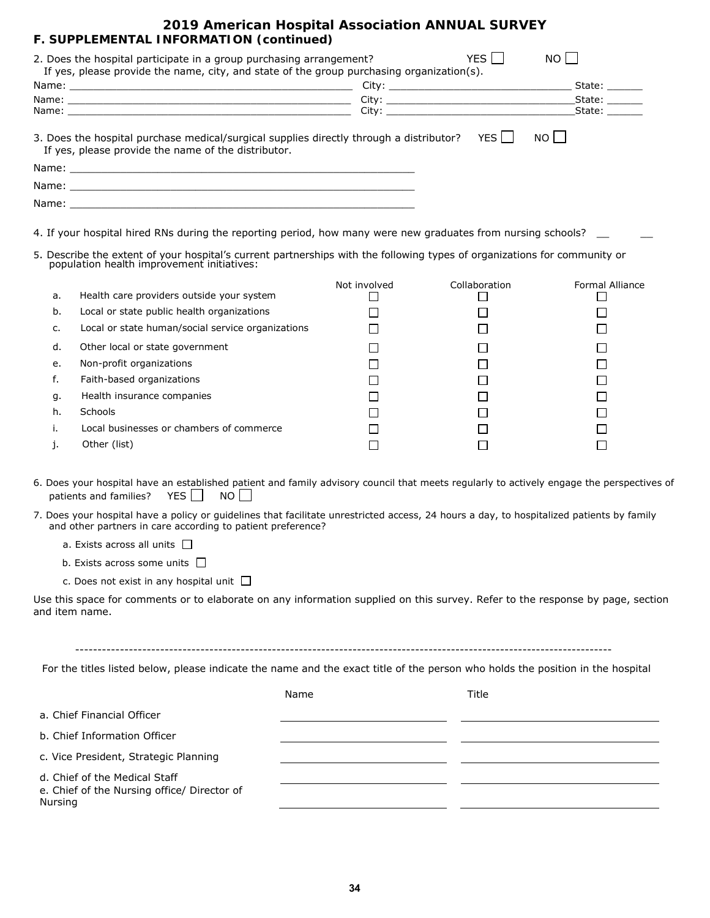# 2019 American Hospital Association ANNUAL SURVEY

## F. SUPPLEMENTAL INFORMATION (continued)

2. Does the hospital participate in a group purchasing arrangement? YES ☐ NO ☐
   If yes, please provide the name, city, and state of the group purchasing organization(s).

Name: ______________________________ City: ______________________________ State: ______
Name: ______________________________ City: ______________________________ State: ______
Name: ______________________________ City: ______________________________ State: ______

3. Does the hospital purchase medical/surgical supplies directly through a distributor? YES ☐ NO ☐
   If yes, please provide the name of the distributor.

Name: ______________________________
Name: ______________________________
Name: ______________________________

4. If your hospital hired RNs during the reporting period, how many were new graduates from nursing schools? __ __

5. Describe the extent of your hospital's current partnerships with the following types of organizations for community or population health improvement initiatives:

| | | Not involved | Collaboration | Formal Alliance |
|---|---|---|---|---|
| a. | Health care providers outside your system | ☐ | ☐ | ☐ |
| b. | Local or state public health organizations | ☐ | ☐ | ☐ |
| c. | Local or state human/social service organizations | ☐ | ☐ | ☐ |
| d. | Other local or state government | ☐ | ☐ | ☐ |
| e. | Non-profit organizations | ☐ | ☐ | ☐ |
| f. | Faith-based organizations | ☐ | ☐ | ☐ |
| g. | Health insurance companies | ☐ | ☐ | ☐ |
| h. | Schools | ☐ | ☐ | ☐ |
| i. | Local businesses or chambers of commerce | ☐ | ☐ | ☐ |
| j. | Other (list) | ☐ | ☐ | ☐ |

6. Does your hospital have an established patient and family advisory council that meets regularly to actively engage the perspectives of patients and families? YES ☐ NO ☐

7. Does your hospital have a policy or guidelines that facilitate unrestricted access, 24 hours a day, to hospitalized patients by family and other partners in care according to patient preference?

   a. Exists across all units ☐

   b. Exists across some units ☐

   c. Does not exist in any hospital unit ☐

Use this space for comments or to elaborate on any information supplied on this survey. Refer to the response by page, section and item name.

---

For the titles listed below, please indicate the name and the exact title of the person who holds the position in the hospital

| | Name | Title |
|---|---|---|
| a. Chief Financial Officer | | |
| b. Chief Information Officer | | |
| c. Vice President, Strategic Planning | | |
| d. Chief of the Medical Staff | | |
| e. Chief of the Nursing office/ Director of Nursing | | |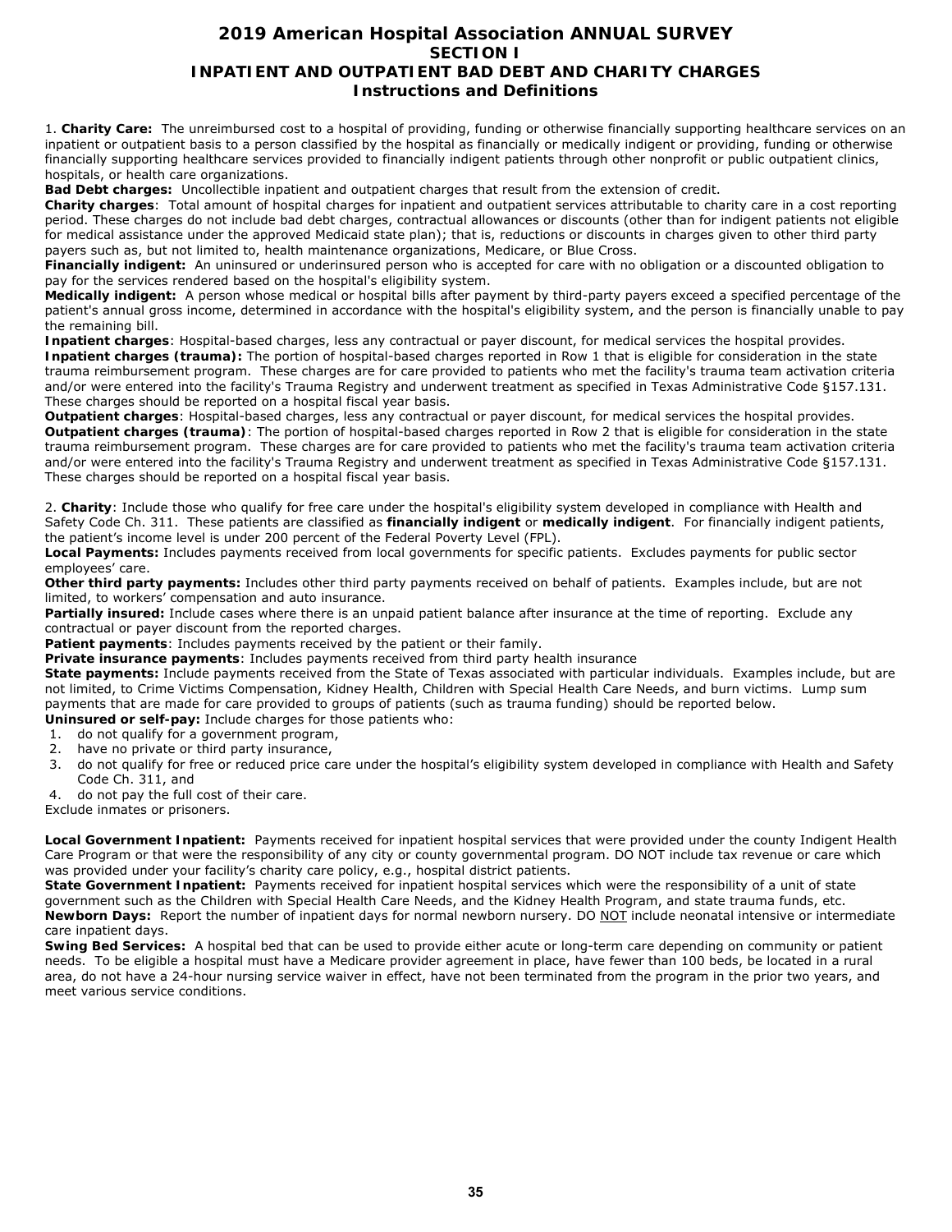# 2019 American Hospital Association ANNUAL SURVEY
## SECTION I
## INPATIENT AND OUTPATIENT BAD DEBT AND CHARITY CHARGES
### Instructions and Definitions

1. **Charity Care:** The unreimbursed cost to a hospital of providing, funding or otherwise financially supporting healthcare services on an inpatient or outpatient basis to a person classified by the hospital as financially or medically indigent or providing, funding or otherwise financially supporting healthcare services provided to financially indigent patients through other nonprofit or public outpatient clinics, hospitals, or health care organizations.

**Bad Debt charges:** Uncollectible inpatient and outpatient charges that result from the extension of credit.

**Charity charges**: Total amount of hospital charges for inpatient and outpatient services attributable to charity care in a cost reporting period. These charges do not include bad debt charges, contractual allowances or discounts (other than for indigent patients not eligible for medical assistance under the approved Medicaid state plan); that is, reductions or discounts in charges given to other third party payers such as, but not limited to, health maintenance organizations, Medicare, or Blue Cross.

**Financially indigent:** An uninsured or underinsured person who is accepted for care with no obligation or a discounted obligation to pay for the services rendered based on the hospital's eligibility system.

**Medically indigent:** A person whose medical or hospital bills after payment by third-party payers exceed a specified percentage of the patient's annual gross income, determined in accordance with the hospital's eligibility system, and the person is financially unable to pay the remaining bill.

**Inpatient charges**: Hospital-based charges, less any contractual or payer discount, for medical services the hospital provides.

**Inpatient charges (trauma):** The portion of hospital-based charges reported in Row 1 that is eligible for consideration in the state trauma reimbursement program. These charges are for care provided to patients who met the facility's trauma team activation criteria and/or were entered into the facility's Trauma Registry and underwent treatment as specified in Texas Administrative Code §157.131. These charges should be reported on a hospital fiscal year basis.

**Outpatient charges**: Hospital-based charges, less any contractual or payer discount, for medical services the hospital provides.

**Outpatient charges (trauma)**: The portion of hospital-based charges reported in Row 2 that is eligible for consideration in the state trauma reimbursement program. These charges are for care provided to patients who met the facility's trauma team activation criteria and/or were entered into the facility's Trauma Registry and underwent treatment as specified in Texas Administrative Code §157.131. These charges should be reported on a hospital fiscal year basis.

2. **Charity**: Include those who qualify for free care under the hospital's eligibility system developed in compliance with Health and Safety Code Ch. 311. These patients are classified as **financially indigent** or **medically indigent**. For financially indigent patients, the patient's income level is under 200 percent of the Federal Poverty Level (FPL).

**Local Payments:** Includes payments received from local governments for specific patients. Excludes payments for public sector employees' care.

**Other third party payments:** Includes other third party payments received on behalf of patients. Examples include, but are not limited, to workers' compensation and auto insurance.

**Partially insured:** Include cases where there is an unpaid patient balance after insurance at the time of reporting. Exclude any contractual or payer discount from the reported charges.

**Patient payments**: Includes payments received by the patient or their family.

**Private insurance payments**: Includes payments received from third party health insurance

**State payments:** Include payments received from the State of Texas associated with particular individuals. Examples include, but are not limited, to Crime Victims Compensation, Kidney Health, Children with Special Health Care Needs, and burn victims. Lump sum payments that are made for care provided to groups of patients (such as trauma funding) should be reported below.

**Uninsured or self-pay:** Include charges for those patients who:

1. do not qualify for a government program,
2. have no private or third party insurance,
3. do not qualify for free or reduced price care under the hospital's eligibility system developed in compliance with Health and Safety Code Ch. 311, and
4. do not pay the full cost of their care.

Exclude inmates or prisoners.

**Local Government Inpatient:** Payments received for inpatient hospital services that were provided under the county Indigent Health Care Program or that were the responsibility of any city or county governmental program. DO NOT include tax revenue or care which was provided under your facility's charity care policy, e.g., hospital district patients.

**State Government Inpatient:** Payments received for inpatient hospital services which were the responsibility of a unit of state government such as the Children with Special Health Care Needs, and the Kidney Health Program, and state trauma funds, etc.

**Newborn Days:** Report the number of inpatient days for normal newborn nursery. DO NOT include neonatal intensive or intermediate care inpatient days.

**Swing Bed Services:** A hospital bed that can be used to provide either acute or long-term care depending on community or patient needs. To be eligible a hospital must have a Medicare provider agreement in place, have fewer than 100 beds, be located in a rural area, do not have a 24-hour nursing service waiver in effect, have not been terminated from the program in the prior two years, and meet various service conditions.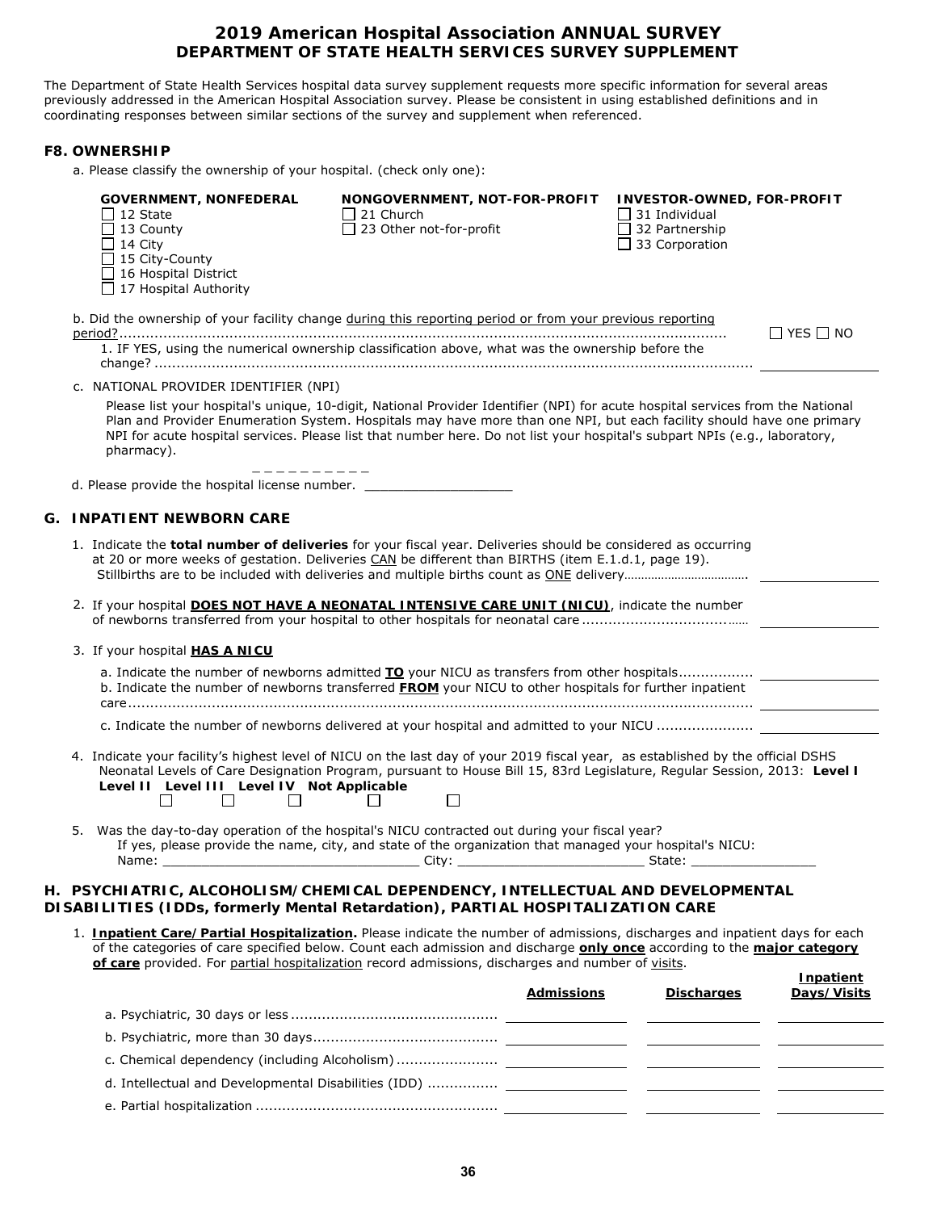# 2019 American Hospital Association ANNUAL SURVEY
## DEPARTMENT OF STATE HEALTH SERVICES SURVEY SUPPLEMENT

The Department of State Health Services hospital data survey supplement requests more specific information for several areas previously addressed in the American Hospital Association survey. Please be consistent in using established definitions and in coordinating responses between similar sections of the survey and supplement when referenced.

### F8. OWNERSHIP

a. Please classify the ownership of your hospital. (check only one):

| GOVERNMENT, NONFEDERAL | NONGOVERNMENT, NOT-FOR-PROFIT | INVESTOR-OWNED, FOR-PROFIT |
|---|---|---|
| ☐ 12 State | ☐ 21 Church | ☐ 31 Individual |
| ☐ 13 County | ☐ 23 Other not-for-profit | ☐ 32 Partnership |
| ☐ 14 City | | ☐ 33 Corporation |
| ☐ 15 City-County | | |
| ☐ 16 Hospital District | | |
| ☐ 17 Hospital Authority | | |

b. Did the ownership of your facility change during this reporting period or from your previous reporting period?........................................................................................................................................ ☐ YES ☐ NO

1. IF YES, using the numerical ownership classification above, what was the ownership before the change? ........................................................................................................................................ ______________

c. NATIONAL PROVIDER IDENTIFIER (NPI)

Please list your hospital's unique, 10-digit, National Provider Identifier (NPI) for acute hospital services from the National Plan and Provider Enumeration System. Hospitals may have more than one NPI, but each facility should have one primary NPI for acute hospital services. Please list that number here. Do not list your hospital's subpart NPIs (e.g., laboratory, pharmacy).

_ _ _ _ _ _ _ _ _ _

d. Please provide the hospital license number. ___________________

### G. INPATIENT NEWBORN CARE

1. Indicate the **total number of deliveries** for your fiscal year. Deliveries should be considered as occurring at 20 or more weeks of gestation. Deliveries CAN be different than BIRTHS (item E.1.d.1, page 19). Stillbirths are to be included with deliveries and multiple births count as ONE delivery.................................... ______________

2. If your hospital **DOES NOT HAVE A NEONATAL INTENSIVE CARE UNIT (NICU)**, indicate the number of newborns transferred from your hospital to other hospitals for neonatal care ......................................... ______________

3. If your hospital **HAS A NICU**

   a. Indicate the number of newborns admitted **TO** your NICU as transfers from other hospitals................. ______________

   b. Indicate the number of newborns transferred **FROM** your NICU to other hospitals for further inpatient care........................................................................................................................................ ______________

   c. Indicate the number of newborns delivered at your hospital and admitted to your NICU ...................... ______________

4. Indicate your facility's highest level of NICU on the last day of your 2019 fiscal year, as established by the official DSHS Neonatal Levels of Care Designation Program, pursuant to House Bill 15, 83rd Legislature, Regular Session, 2013: **Level I** ☐ **Level II** ☐ **Level III** ☐ **Level IV** ☐ **Not Applicable** ☐

5. Was the day-to-day operation of the hospital's NICU contracted out during your fiscal year?
   If yes, please provide the name, city, and state of the organization that managed your hospital's NICU:
   Name: ________________________________ City: ________________________ State: ________________

### H. PSYCHIATRIC, ALCOHOLISM/CHEMICAL DEPENDENCY, INTELLECTUAL AND DEVELOPMENTAL DISABILITIES (IDDs, formerly Mental Retardation), PARTIAL HOSPITALIZATION CARE

1. **Inpatient Care/Partial Hospitalization.** Please indicate the number of admissions, discharges and inpatient days for each of the categories of care specified below. Count each admission and discharge **only once** according to the **major category of care** provided. For partial hospitalization record admissions, discharges and number of visits.

| | Admissions | Discharges | Inpatient Days/Visits |
|---|---|---|---|
| a. Psychiatric, 30 days or less | | | |
| b. Psychiatric, more than 30 days | | | |
| c. Chemical dependency (including Alcoholism) | | | |
| d. Intellectual and Developmental Disabilities (IDD) | | | |
| e. Partial hospitalization | | | |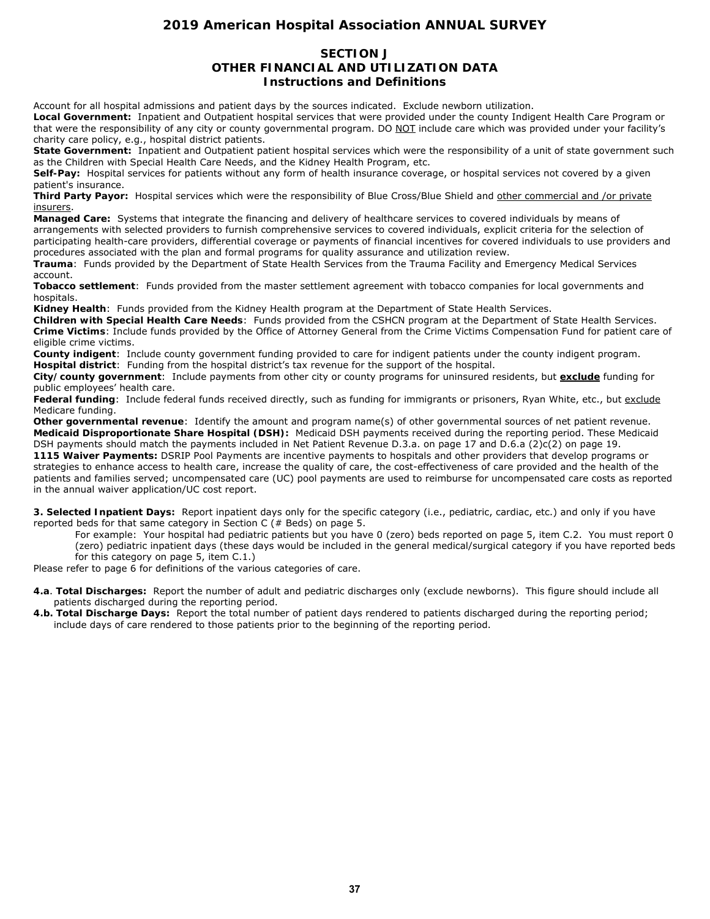# 2019 American Hospital Association ANNUAL SURVEY

## SECTION J
## OTHER FINANCIAL AND UTILIZATION DATA
### Instructions and Definitions

Account for all hospital admissions and patient days by the sources indicated. Exclude newborn utilization.

**Local Government:** Inpatient and Outpatient hospital services that were provided under the county Indigent Health Care Program or that were the responsibility of any city or county governmental program. DO NOT include care which was provided under your facility's charity care policy, e.g., hospital district patients.

**State Government:** Inpatient and Outpatient patient hospital services which were the responsibility of a unit of state government such as the Children with Special Health Care Needs, and the Kidney Health Program, etc.

**Self-Pay:** Hospital services for patients without any form of health insurance coverage, or hospital services not covered by a given patient's insurance.

**Third Party Payor:** Hospital services which were the responsibility of Blue Cross/Blue Shield and other commercial and /or private insurers.

**Managed Care:** Systems that integrate the financing and delivery of healthcare services to covered individuals by means of arrangements with selected providers to furnish comprehensive services to covered individuals, explicit criteria for the selection of participating health-care providers, differential coverage or payments of financial incentives for covered individuals to use providers and procedures associated with the plan and formal programs for quality assurance and utilization review.

**Trauma**: Funds provided by the Department of State Health Services from the Trauma Facility and Emergency Medical Services account.

**Tobacco settlement**: Funds provided from the master settlement agreement with tobacco companies for local governments and hospitals.

**Kidney Health**: Funds provided from the Kidney Health program at the Department of State Health Services.

**Children with Special Health Care Needs**: Funds provided from the CSHCN program at the Department of State Health Services.

**Crime Victims**: Include funds provided by the Office of Attorney General from the Crime Victims Compensation Fund for patient care of eligible crime victims.

**County indigent**: Include county government funding provided to care for indigent patients under the county indigent program.

**Hospital district**: Funding from the hospital district's tax revenue for the support of the hospital.

**City/county government**: Include payments from other city or county programs for uninsured residents, but **exclude** funding for public employees' health care.

**Federal funding**: Include federal funds received directly, such as funding for immigrants or prisoners, Ryan White, etc., but exclude Medicare funding.

**Other governmental revenue**: Identify the amount and program name(s) of other governmental sources of net patient revenue.

**Medicaid Disproportionate Share Hospital (DSH):** Medicaid DSH payments received during the reporting period. These Medicaid DSH payments should match the payments included in Net Patient Revenue D.3.a. on page 17 and D.6.a (2)c(2) on page 19.

**1115 Waiver Payments:** DSRIP Pool Payments are incentive payments to hospitals and other providers that develop programs or strategies to enhance access to health care, increase the quality of care, the cost-effectiveness of care provided and the health of the patients and families served; uncompensated care (UC) pool payments are used to reimburse for uncompensated care costs as reported in the annual waiver application/UC cost report.

**3. Selected Inpatient Days:** Report inpatient days only for the specific category (i.e., pediatric, cardiac, etc.) and only if you have reported beds for that same category in Section C (# Beds) on page 5.

> For example: Your hospital had pediatric patients but you have 0 (zero) beds reported on page 5, item C.2. You must report 0 (zero) pediatric inpatient days (these days would be included in the general medical/surgical category if you have reported beds for this category on page 5, item C.1.)

Please refer to page 6 for definitions of the various categories of care.

**4.a. Total Discharges:** Report the number of adult and pediatric discharges only (exclude newborns). This figure should include all patients discharged during the reporting period.

**4.b. Total Discharge Days:** Report the total number of patient days rendered to patients discharged during the reporting period; include days of care rendered to those patients prior to the beginning of the reporting period.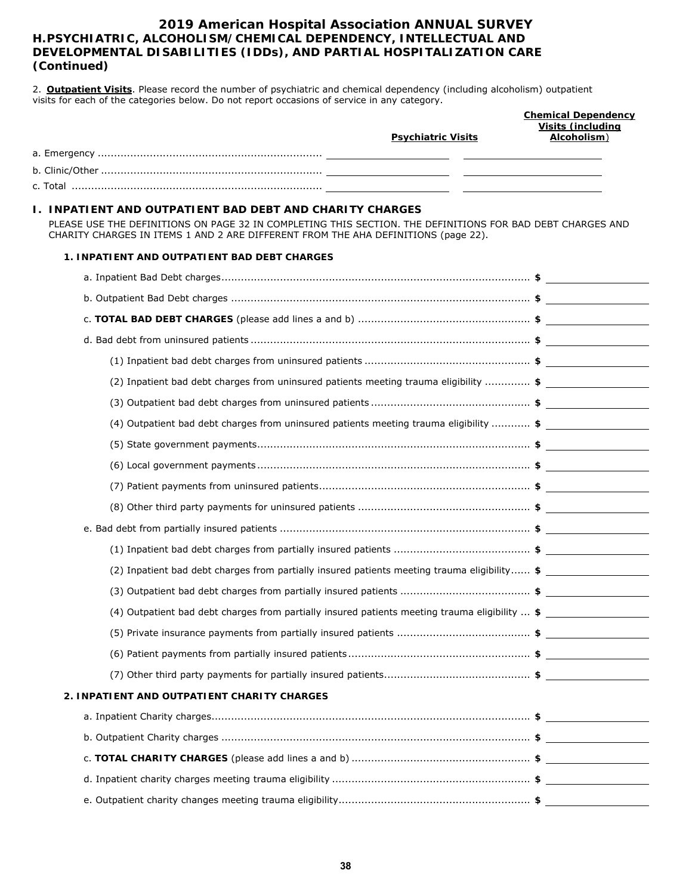# 2019 American Hospital Association ANNUAL SURVEY

## H. PSYCHIATRIC, ALCOHOLISM/CHEMICAL DEPENDENCY, INTELLECTUAL AND DEVELOPMENTAL DISABILITIES (IDDs), AND PARTIAL HOSPITALIZATION CARE (Continued)

2. **Outpatient Visits**. Please record the number of psychiatric and chemical dependency (including alcoholism) outpatient visits for each of the categories below. Do not report occasions of service in any category.

| | Psychiatric Visits | Chemical Dependency Visits (including Alcoholism) |
|---|---|---|
| a. Emergency | | |
| b. Clinic/Other | | |
| c. Total | | |

## I. INPATIENT AND OUTPATIENT BAD DEBT AND CHARITY CHARGES

PLEASE USE THE DEFINITIONS ON PAGE 32 IN COMPLETING THIS SECTION. THE DEFINITIONS FOR BAD DEBT CHARGES AND CHARITY CHARGES IN ITEMS 1 AND 2 ARE DIFFERENT FROM THE AHA DEFINITIONS (page 22).

### 1. INPATIENT AND OUTPATIENT BAD DEBT CHARGES

a. Inpatient Bad Debt charges .......... $ ________

b. Outpatient Bad Debt charges .......... $ ________

c. **TOTAL BAD DEBT CHARGES** (please add lines a and b) .......... $ ________

d. Bad debt from uninsured patients .......... $ ________

(1) Inpatient bad debt charges from uninsured patients .......... $ ________

(2) Inpatient bad debt charges from uninsured patients meeting trauma eligibility .......... $ ________

(3) Outpatient bad debt charges from uninsured patients .......... $ ________

(4) Outpatient bad debt charges from uninsured patients meeting trauma eligibility .......... $ ________

(5) State government payments .......... $ ________

(6) Local government payments .......... $ ________

(7) Patient payments from uninsured patients .......... $ ________

(8) Other third party payments for uninsured patients .......... $ ________

e. Bad debt from partially insured patients .......... $ ________

(1) Inpatient bad debt charges from partially insured patients .......... $ ________

(2) Inpatient bad debt charges from partially insured patients meeting trauma eligibility .......... $ ________

(3) Outpatient bad debt charges from partially insured patients .......... $ ________

(4) Outpatient bad debt charges from partially insured patients meeting trauma eligibility .......... $ ________

(5) Private insurance payments from partially insured patients .......... $ ________

(6) Patient payments from partially insured patients .......... $ ________

(7) Other third party payments for partially insured patients .......... $ ________

### 2. INPATIENT AND OUTPATIENT CHARITY CHARGES

a. Inpatient Charity charges .......... $ ________

b. Outpatient Charity charges .......... $ ________

c. **TOTAL CHARITY CHARGES** (please add lines a and b) .......... $ ________

d. Inpatient charity charges meeting trauma eligibility .......... $ ________

e. Outpatient charity changes meeting trauma eligibility .......... $ ________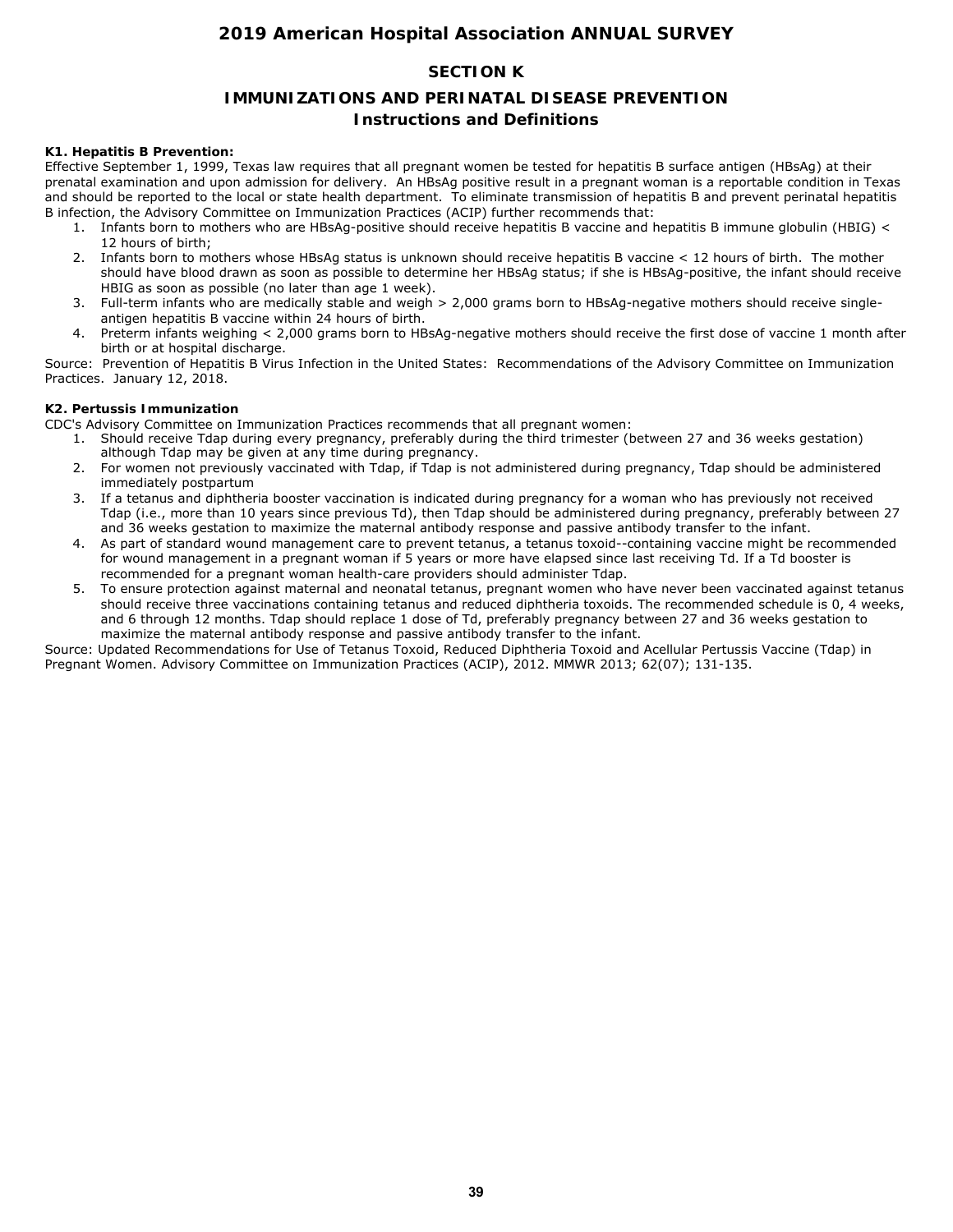# 2019 American Hospital Association ANNUAL SURVEY

## SECTION K

## IMMUNIZATIONS AND PERINATAL DISEASE PREVENTION

### Instructions and Definitions

**K1. Hepatitis B Prevention:**

Effective September 1, 1999, Texas law requires that all pregnant women be tested for hepatitis B surface antigen (HBsAg) at their prenatal examination and upon admission for delivery. An HBsAg positive result in a pregnant woman is a reportable condition in Texas and should be reported to the local or state health department. To eliminate transmission of hepatitis B and prevent perinatal hepatitis B infection, the Advisory Committee on Immunization Practices (ACIP) further recommends that:

1. Infants born to mothers who are HBsAg-positive should receive hepatitis B vaccine and hepatitis B immune globulin (HBIG) < 12 hours of birth;
2. Infants born to mothers whose HBsAg status is unknown should receive hepatitis B vaccine < 12 hours of birth. The mother should have blood drawn as soon as possible to determine her HBsAg status; if she is HBsAg-positive, the infant should receive HBIG as soon as possible (no later than age 1 week).
3. Full-term infants who are medically stable and weigh > 2,000 grams born to HBsAg-negative mothers should receive single-antigen hepatitis B vaccine within 24 hours of birth.
4. Preterm infants weighing < 2,000 grams born to HBsAg-negative mothers should receive the first dose of vaccine 1 month after birth or at hospital discharge.

Source: Prevention of Hepatitis B Virus Infection in the United States: Recommendations of the Advisory Committee on Immunization Practices. January 12, 2018.

**K2. Pertussis Immunization**

CDC's Advisory Committee on Immunization Practices recommends that all pregnant women:

1. Should receive Tdap during every pregnancy, preferably during the third trimester (between 27 and 36 weeks gestation) although Tdap may be given at any time during pregnancy.
2. For women not previously vaccinated with Tdap, if Tdap is not administered during pregnancy, Tdap should be administered immediately postpartum
3. If a tetanus and diphtheria booster vaccination is indicated during pregnancy for a woman who has previously not received Tdap (i.e., more than 10 years since previous Td), then Tdap should be administered during pregnancy, preferably between 27 and 36 weeks gestation to maximize the maternal antibody response and passive antibody transfer to the infant.
4. As part of standard wound management care to prevent tetanus, a tetanus toxoid--containing vaccine might be recommended for wound management in a pregnant woman if 5 years or more have elapsed since last receiving Td. If a Td booster is recommended for a pregnant woman health-care providers should administer Tdap.
5. To ensure protection against maternal and neonatal tetanus, pregnant women who have never been vaccinated against tetanus should receive three vaccinations containing tetanus and reduced diphtheria toxoids. The recommended schedule is 0, 4 weeks, and 6 through 12 months. Tdap should replace 1 dose of Td, preferably pregnancy between 27 and 36 weeks gestation to maximize the maternal antibody response and passive antibody transfer to the infant.

Source: Updated Recommendations for Use of Tetanus Toxoid, Reduced Diphtheria Toxoid and Acellular Pertussis Vaccine (Tdap) in Pregnant Women. Advisory Committee on Immunization Practices (ACIP), 2012. MMWR 2013; 62(07); 131-135.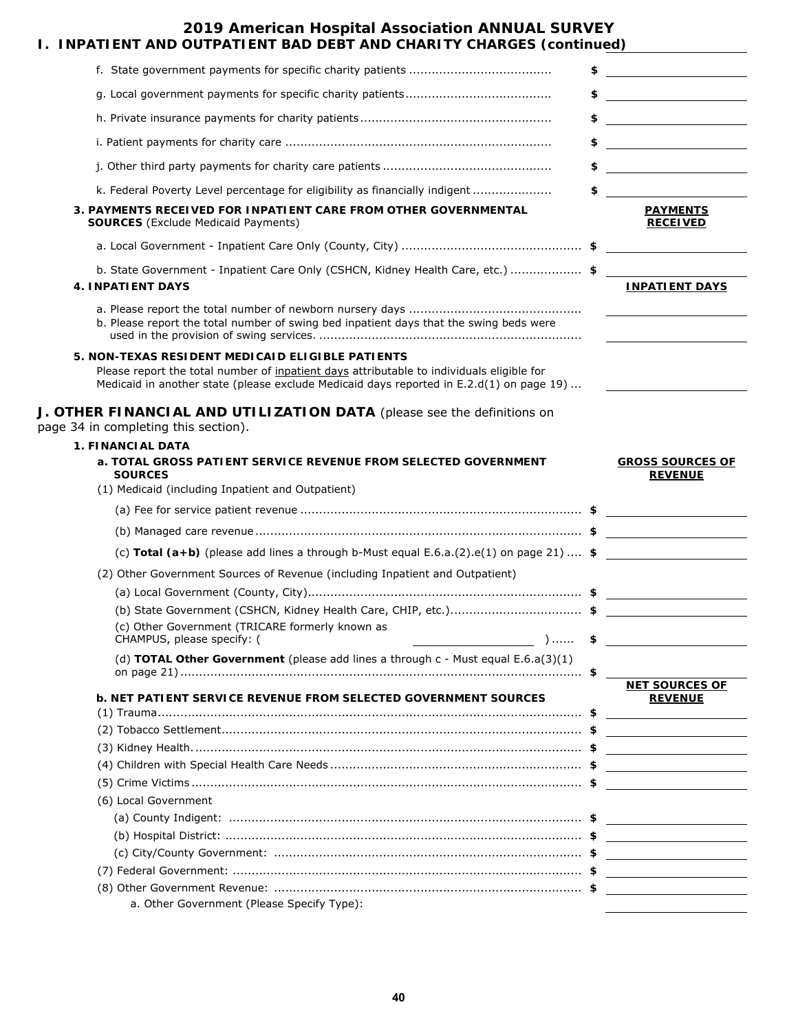# 2019 American Hospital Association ANNUAL SURVEY

## I. INPATIENT AND OUTPATIENT BAD DEBT AND CHARITY CHARGES (continued)

f. State government payments for specific charity patients .................................... $ ______

g. Local government payments for specific charity patients .................................... $ ______

h. Private insurance payments for charity patients .................................... $ ______

i. Patient payments for charity care .................................... $ ______

j. Other third party payments for charity care patients .................................... $ ______

k. Federal Poverty Level percentage for eligibility as financially indigent .................... $ ______

**3. PAYMENTS RECEIVED FOR INPATIENT CARE FROM OTHER GOVERNMENTAL SOURCES** (Exclude Medicaid Payments) — **PAYMENTS RECEIVED**

a. Local Government - Inpatient Care Only (County, City) .................................... $ ______

b. State Government - Inpatient Care Only (CSHCN, Kidney Health Care, etc.) .................. $ ______

**4. INPATIENT DAYS** — **INPATIENT DAYS**

a. Please report the total number of newborn nursery days .................................... ______

b. Please report the total number of swing bed inpatient days that the swing beds were used in the provision of swing services. .................................... ______

**5. NON-TEXAS RESIDENT MEDICAID ELIGIBLE PATIENTS**

Please report the total number of inpatient days attributable to individuals eligible for Medicaid in another state (please exclude Medicaid days reported in E.2.d(1) on page 19) ... ______

## J. OTHER FINANCIAL AND UTILIZATION DATA (please see the definitions on page 34 in completing this section).

**1. FINANCIAL DATA**

**a. TOTAL GROSS PATIENT SERVICE REVENUE FROM SELECTED GOVERNMENT SOURCES** — **GROSS SOURCES OF REVENUE**

(1) Medicaid (including Inpatient and Outpatient)

(a) Fee for service patient revenue .................................... $ ______

(b) Managed care revenue .................................... $ ______

(c) **Total (a+b)** (please add lines a through b-Must equal E.6.a.(2).e(1) on page 21) .... $ ______

(2) Other Government Sources of Revenue (including Inpatient and Outpatient)

(a) Local Government (County, City) .................................... $ ______

(b) State Government (CSHCN, Kidney Health Care, CHIP, etc.) .................................... $ ______

(c) Other Government (TRICARE formerly known as CHAMPUS, please specify: ( ______ ) ...... $ ______

(d) **TOTAL Other Government** (please add lines a through c - Must equal E.6.a(3)(1) on page 21) .................................... $ ______

**b. NET PATIENT SERVICE REVENUE FROM SELECTED GOVERNMENT SOURCES** — **NET SOURCES OF REVENUE**

(1) Trauma .................................... $ ______

(2) Tobacco Settlement .................................... $ ______

(3) Kidney Health .................................... $ ______

(4) Children with Special Health Care Needs .................................... $ ______

(5) Crime Victims .................................... $ ______

(6) Local Government

(a) County Indigent: .................................... $ ______

(b) Hospital District: .................................... $ ______

(c) City/County Government: .................................... $ ______

(7) Federal Government: .................................... $ ______

(8) Other Government Revenue: .................................... $ ______

a. Other Government (Please Specify Type): ______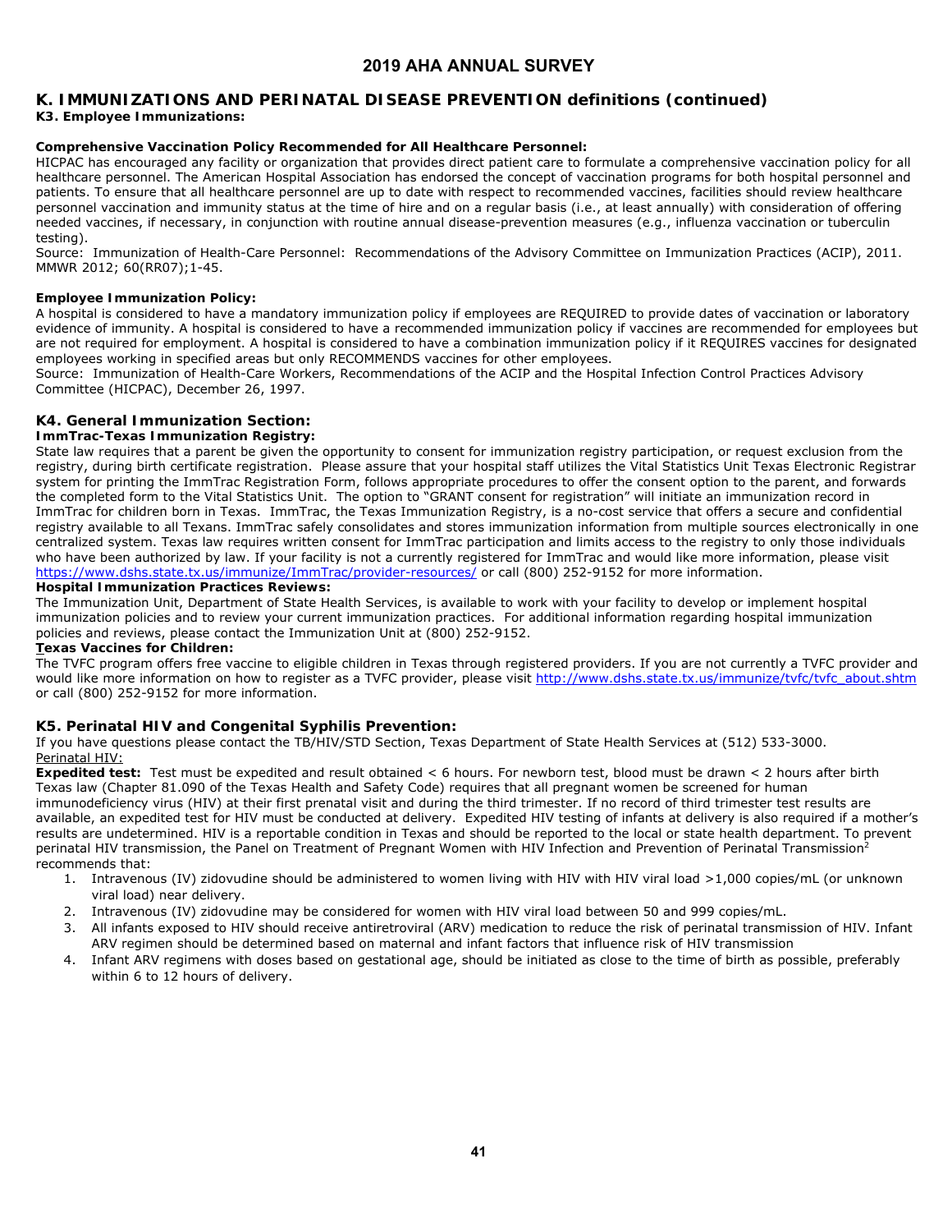# 2019 AHA ANNUAL SURVEY

## K. IMMUNIZATIONS AND PERINATAL DISEASE PREVENTION definitions (continued)

### K3. Employee Immunizations:

**Comprehensive Vaccination Policy Recommended for All Healthcare Personnel:**
HICPAC has encouraged any facility or organization that provides direct patient care to formulate a comprehensive vaccination policy for all healthcare personnel. The American Hospital Association has endorsed the concept of vaccination programs for both hospital personnel and patients. To ensure that all healthcare personnel are up to date with respect to recommended vaccines, facilities should review healthcare personnel vaccination and immunity status at the time of hire and on a regular basis (i.e., at least annually) with consideration of offering needed vaccines, if necessary, in conjunction with routine annual disease-prevention measures (e.g., influenza vaccination or tuberculin testing).
Source: Immunization of Health-Care Personnel: Recommendations of the Advisory Committee on Immunization Practices (ACIP), 2011. MMWR 2012; 60(RR07);1-45.

**Employee Immunization Policy:**
A hospital is considered to have a mandatory immunization policy if employees are REQUIRED to provide dates of vaccination or laboratory evidence of immunity. A hospital is considered to have a recommended immunization policy if vaccines are recommended for employees but are not required for employment. A hospital is considered to have a combination immunization policy if it REQUIRES vaccines for designated employees working in specified areas but only RECOMMENDS vaccines for other employees.
Source: Immunization of Health-Care Workers, Recommendations of the ACIP and the Hospital Infection Control Practices Advisory Committee (HICPAC), December 26, 1997.

### K4. General Immunization Section:

**ImmTrac-Texas Immunization Registry:**
State law requires that a parent be given the opportunity to consent for immunization registry participation, or request exclusion from the registry, during birth certificate registration. Please assure that your hospital staff utilizes the Vital Statistics Unit Texas Electronic Registrar system for printing the ImmTrac Registration Form, follows appropriate procedures to offer the consent option to the parent, and forwards the completed form to the Vital Statistics Unit. The option to "GRANT consent for registration" will initiate an immunization record in ImmTrac for children born in Texas. ImmTrac, the Texas Immunization Registry, is a no-cost service that offers a secure and confidential registry available to all Texans. ImmTrac safely consolidates and stores immunization information from multiple sources electronically in one centralized system. Texas law requires written consent for ImmTrac participation and limits access to the registry to only those individuals who have been authorized by law. If your facility is not a currently registered for ImmTrac and would like more information, please visit https://www.dshs.state.tx.us/immunize/ImmTrac/provider-resources/ or call (800) 252-9152 for more information.

**Hospital Immunization Practices Reviews:**
The Immunization Unit, Department of State Health Services, is available to work with your facility to develop or implement hospital immunization policies and to review your current immunization practices. For additional information regarding hospital immunization policies and reviews, please contact the Immunization Unit at (800) 252-9152.

**Texas Vaccines for Children:**
The TVFC program offers free vaccine to eligible children in Texas through registered providers. If you are not currently a TVFC provider and would like more information on how to register as a TVFC provider, please visit http://www.dshs.state.tx.us/immunize/tvfc/tvfc_about.shtm or call (800) 252-9152 for more information.

### K5. Perinatal HIV and Congenital Syphilis Prevention:

If you have questions please contact the TB/HIV/STD Section, Texas Department of State Health Services at (512) 533-3000.

Perinatal HIV:

**Expedited test:** Test must be expedited and result obtained < 6 hours. For newborn test, blood must be drawn < 2 hours after birth Texas law (Chapter 81.090 of the Texas Health and Safety Code) requires that all pregnant women be screened for human immunodeficiency virus (HIV) at their first prenatal visit and during the third trimester. If no record of third trimester test results are available, an expedited test for HIV must be conducted at delivery. Expedited HIV testing of infants at delivery is also required if a mother's results are undetermined. HIV is a reportable condition in Texas and should be reported to the local or state health department. To prevent perinatal HIV transmission, the Panel on Treatment of Pregnant Women with HIV Infection and Prevention of Perinatal Transmission[2] recommends that:

1. Intravenous (IV) zidovudine should be administered to women living with HIV with HIV viral load >1,000 copies/mL (or unknown viral load) near delivery.
2. Intravenous (IV) zidovudine may be considered for women with HIV viral load between 50 and 999 copies/mL.
3. All infants exposed to HIV should receive antiretroviral (ARV) medication to reduce the risk of perinatal transmission of HIV. Infant ARV regimen should be determined based on maternal and infant factors that influence risk of HIV transmission
4. Infant ARV regimens with doses based on gestational age, should be initiated as close to the time of birth as possible, preferably within 6 to 12 hours of delivery.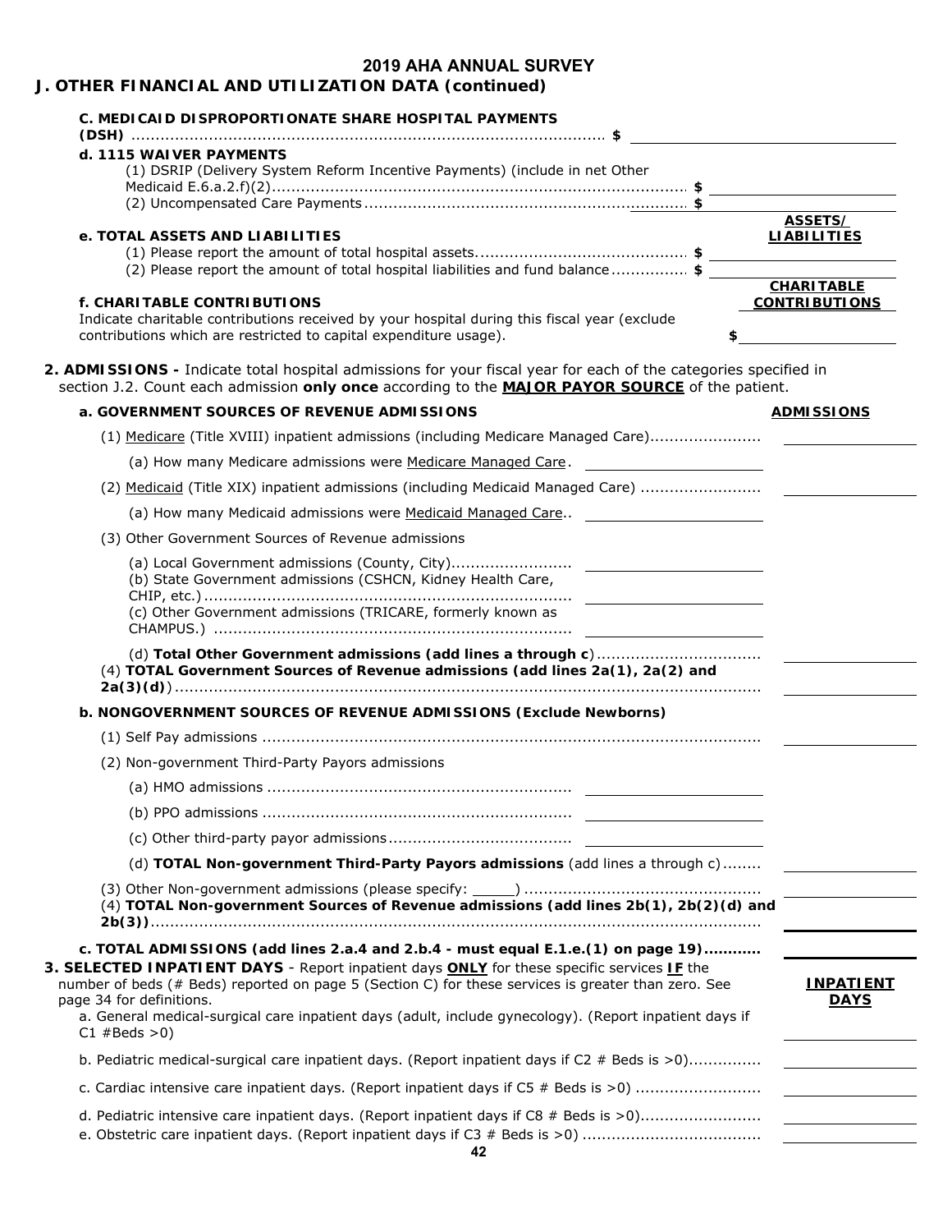# 2019 AHA ANNUAL SURVEY

## J. OTHER FINANCIAL AND UTILIZATION DATA (continued)

**C. MEDICAID DISPROPORTIONATE SHARE HOSPITAL PAYMENTS (DSH)** .......... $ ________

**d. 1115 WAIVER PAYMENTS**

(1) DSRIP (Delivery System Reform Incentive Payments) (include in net Other Medicaid E.6.a.2.f)(2).......... $ ________

(2) Uncompensated Care Payments .......... $ ________

**e. TOTAL ASSETS AND LIABILITIES** — **ASSETS/ LIABILITIES**

(1) Please report the amount of total hospital assets.......... $ ________

(2) Please report the amount of total hospital liabilities and fund balance .......... $ ________

**f. CHARITABLE CONTRIBUTIONS** — **CHARITABLE CONTRIBUTIONS**

Indicate charitable contributions received by your hospital during this fiscal year (exclude contributions which are restricted to capital expenditure usage). $ ________

**2. ADMISSIONS -** Indicate total hospital admissions for your fiscal year for each of the categories specified in section J.2. Count each admission **only once** according to the **MAJOR PAYOR SOURCE** of the patient.

| | | **ADMISSIONS** |
|---|---|---|
| **a. GOVERNMENT SOURCES OF REVENUE ADMISSIONS** | | |
| (1) Medicare (Title XVIII) inpatient admissions (including Medicare Managed Care).......... | | ________ |
| (a) How many Medicare admissions were Medicare Managed Care. | ________ | |
| (2) Medicaid (Title XIX) inpatient admissions (including Medicaid Managed Care) .......... | | ________ |
| (a) How many Medicaid admissions were Medicaid Managed Care.. | ________ | |
| (3) Other Government Sources of Revenue admissions | | |
| (a) Local Government admissions (County, City).......... | ________ | |
| (b) State Government admissions (CSHCN, Kidney Health Care, CHIP, etc.).......... | ________ | |
| (c) Other Government admissions (TRICARE, formerly known as CHAMPUS.) .......... | ________ | |
| (d) **Total Other Government admissions (add lines a through c)**.......... | | ________ |
| (4) **TOTAL Government Sources of Revenue admissions (add lines 2a(1), 2a(2) and 2a(3)(d)**).......... | | ________ |
| **b. NONGOVERNMENT SOURCES OF REVENUE ADMISSIONS (Exclude Newborns)** | | |
| (1) Self Pay admissions .......... | | ________ |
| (2) Non-government Third-Party Payors admissions | | |
| (a) HMO admissions .......... | ________ | |
| (b) PPO admissions .......... | ________ | |
| (c) Other third-party payor admissions.......... | ________ | |
| (d) **TOTAL Non-government Third-Party Payors admissions** (add lines a through c).......... | | ________ |
| (3) Other Non-government admissions (please specify: _____) .......... | | ________ |
| (4) **TOTAL Non-government Sources of Revenue admissions (add lines 2b(1), 2b(2)(d) and 2b(3))**.......... | | ________ |
| **c. TOTAL ADMISSIONS (add lines 2.a.4 and 2.b.4 - must equal E.1.e.(1) on page 19)..........** | | ________ |

**3. SELECTED INPATIENT DAYS** - Report inpatient days **ONLY** for these specific services **IF** the number of beds (# Beds) reported on page 5 (Section C) for these services is greater than zero. See page 34 for definitions.

| | **INPATIENT DAYS** |
|---|---|
| a. General medical-surgical care inpatient days (adult, include gynecology). (Report inpatient days if C1 #Beds >0) | ________ |
| b. Pediatric medical-surgical care inpatient days. (Report inpatient days if C2 # Beds is >0).......... | ________ |
| c. Cardiac intensive care inpatient days. (Report inpatient days if C5 # Beds is >0) .......... | ________ |
| d. Pediatric intensive care inpatient days. (Report inpatient days if C8 # Beds is >0).......... | ________ |
| e. Obstetric care inpatient days. (Report inpatient days if C3 # Beds is >0) .......... | ________ |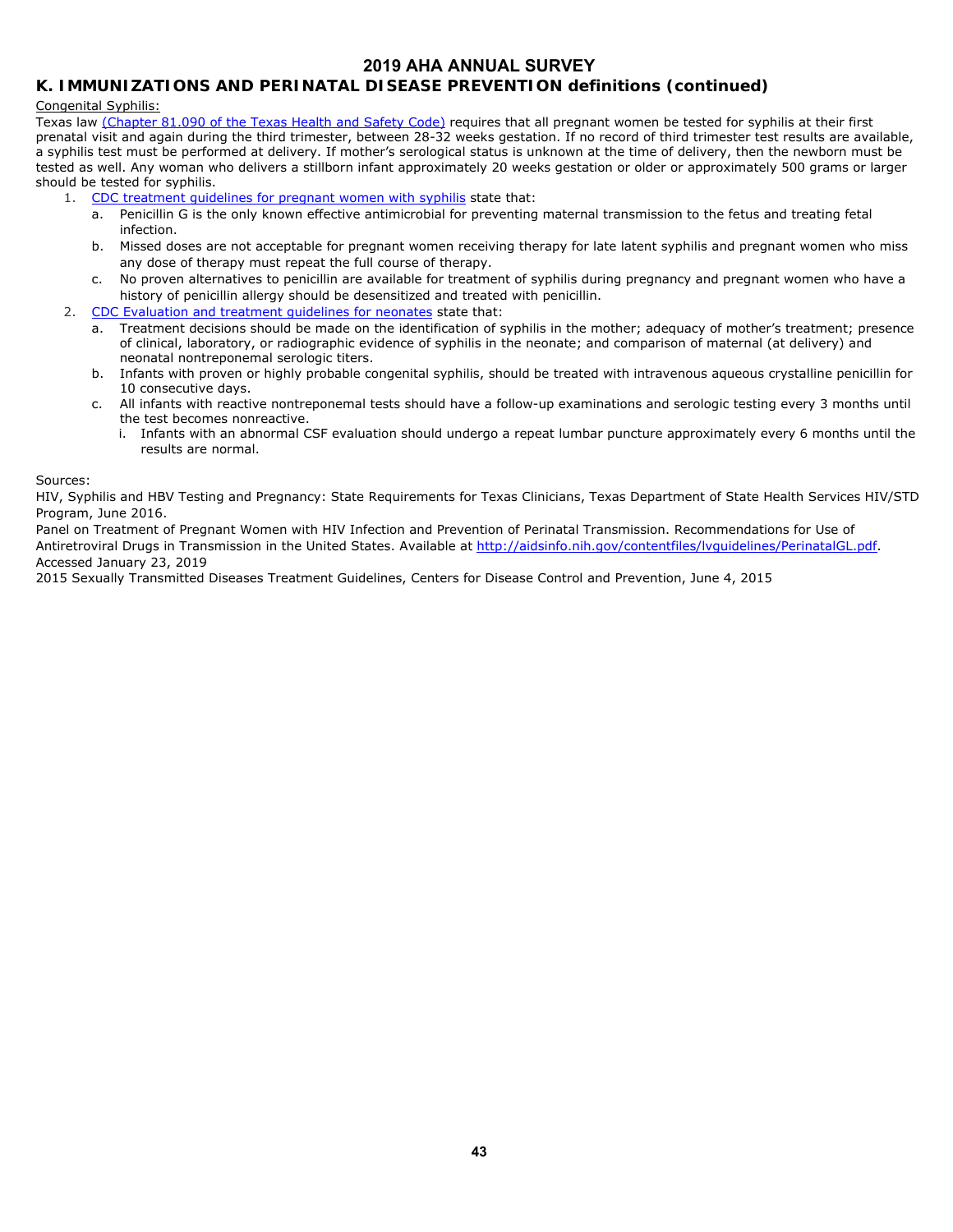# 2019 AHA ANNUAL SURVEY

## K. IMMUNIZATIONS AND PERINATAL DISEASE PREVENTION definitions (continued)

Congenital Syphilis:

Texas law (Chapter 81.090 of the Texas Health and Safety Code) requires that all pregnant women be tested for syphilis at their first prenatal visit and again during the third trimester, between 28-32 weeks gestation. If no record of third trimester test results are available, a syphilis test must be performed at delivery. If mother's serological status is unknown at the time of delivery, then the newborn must be tested as well. Any woman who delivers a stillborn infant approximately 20 weeks gestation or older or approximately 500 grams or larger should be tested for syphilis.

1. CDC treatment guidelines for pregnant women with syphilis state that:
   a. Penicillin G is the only known effective antimicrobial for preventing maternal transmission to the fetus and treating fetal infection.
   b. Missed doses are not acceptable for pregnant women receiving therapy for late latent syphilis and pregnant women who miss any dose of therapy must repeat the full course of therapy.
   c. No proven alternatives to penicillin are available for treatment of syphilis during pregnancy and pregnant women who have a history of penicillin allergy should be desensitized and treated with penicillin.
2. CDC Evaluation and treatment guidelines for neonates state that:
   a. Treatment decisions should be made on the identification of syphilis in the mother; adequacy of mother's treatment; presence of clinical, laboratory, or radiographic evidence of syphilis in the neonate; and comparison of maternal (at delivery) and neonatal nontreponemal serologic titers.
   b. Infants with proven or highly probable congenital syphilis, should be treated with intravenous aqueous crystalline penicillin for 10 consecutive days.
   c. All infants with reactive nontreponemal tests should have a follow-up examinations and serologic testing every 3 months until the test becomes nonreactive.
      i. Infants with an abnormal CSF evaluation should undergo a repeat lumbar puncture approximately every 6 months until the results are normal.

Sources:

HIV, Syphilis and HBV Testing and Pregnancy: State Requirements for Texas Clinicians, Texas Department of State Health Services HIV/STD Program, June 2016.

Panel on Treatment of Pregnant Women with HIV Infection and Prevention of Perinatal Transmission. Recommendations for Use of Antiretroviral Drugs in Transmission in the United States. Available at http://aidsinfo.nih.gov/contentfiles/lvguidelines/PerinatalGL.pdf. Accessed January 23, 2019

2015 Sexually Transmitted Diseases Treatment Guidelines, Centers for Disease Control and Prevention, June 4, 2015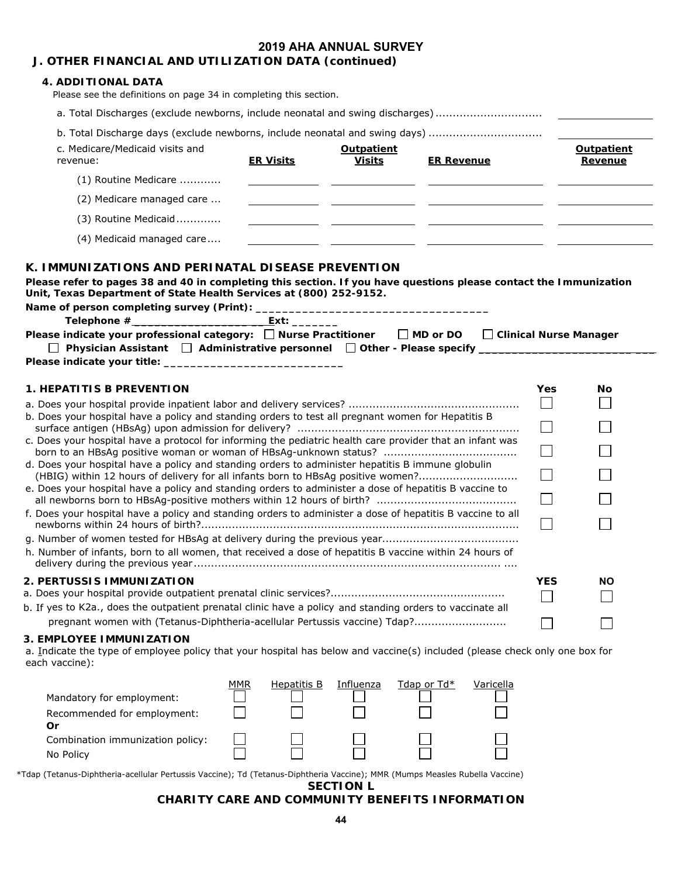# 2019 AHA ANNUAL SURVEY

## J. OTHER FINANCIAL AND UTILIZATION DATA (continued)

### 4. ADDITIONAL DATA

Please see the definitions on page 34 in completing this section.

a. Total Discharges (exclude newborns, include neonatal and swing discharges) .............................. ______________

b. Total Discharge days (exclude newborns, include neonatal and swing days) ................................ ______________

| c. Medicare/Medicaid visits and revenue: | ER Visits | Outpatient Visits | ER Revenue | Outpatient Revenue |
|---|---|---|---|---|
| (1) Routine Medicare ............ | | | | |
| (2) Medicare managed care ... | | | | |
| (3) Routine Medicaid............. | | | | |
| (4) Medicaid managed care.... | | | | |

## K. IMMUNIZATIONS AND PERINATAL DISEASE PREVENTION

**Please refer to pages 38 and 40 in completing this section. If you have questions please contact the Immunization Unit, Texas Department of State Health Services at (800) 252-9152.**

**Name of person completing survey (Print):** ___________________________________

**Telephone #**_____________________**Ext:** _______

**Please indicate your professional category:** ☐ **Nurse Practitioner** ☐ **MD or DO** ☐ **Clinical Nurse Manager**
☐ **Physician Assistant** ☐ **Administrative personnel** ☐ **Other - Please specify** ___________________________

**Please indicate your title:** ___________________________

### 1. HEPATITIS B PREVENTION

| | Yes | No |
|---|---|---|
| a. Does your hospital provide inpatient labor and delivery services? ................................................. | ☐ | ☐ |
| b. Does your hospital have a policy and standing orders to test all pregnant women for Hepatitis B surface antigen (HBsAg) upon admission for delivery? ................................................................ | ☐ | ☐ |
| c. Does your hospital have a protocol for informing the pediatric health care provider that an infant was born to an HBsAg positive woman or woman of HBsAg-unknown status? ...................................... | ☐ | ☐ |
| d. Does your hospital have a policy and standing orders to administer hepatitis B immune globulin (HBIG) within 12 hours of delivery for all infants born to HBsAg positive women?............................ | ☐ | ☐ |
| e. Does your hospital have a policy and standing orders to administer a dose of hepatitis B vaccine to all newborns born to HBsAg-positive mothers within 12 hours of birth? ........................................ | ☐ | ☐ |
| f. Does your hospital have a policy and standing orders to administer a dose of hepatitis B vaccine to all newborns within 24 hours of birth?............................................................................................ | ☐ | ☐ |
| g. Number of women tested for HBsAg at delivery during the previous year....................................... | | |
| h. Number of infants, born to all women, that received a dose of hepatitis B vaccine within 24 hours of delivery during the previous year......................................................................................... .... | | |

### 2. PERTUSSIS IMMUNIZATION

| | YES | NO |
|---|---|---|
| a. Does your hospital provide outpatient prenatal clinic services?.................................................. | ☐ | ☐ |
| b. If yes to K2a., does the outpatient prenatal clinic have a policy and standing orders to vaccinate all pregnant women with (Tetanus-Diphtheria-acellular Pertussis vaccine) Tdap?.......................... | ☐ | ☐ |

### 3. EMPLOYEE IMMUNIZATION

a. Indicate the type of employee policy that your hospital has below and vaccine(s) included (please check only one box for each vaccine):

| | MMR | Hepatitis B | Influenza | Tdap or Td* | Varicella |
|---|---|---|---|---|---|
| Mandatory for employment: | ☐ | ☐ | ☐ | ☐ | ☐ |
| Recommended for employment: **Or** | ☐ | ☐ | ☐ | ☐ | ☐ |
| Combination immunization policy: | ☐ | ☐ | ☐ | ☐ | ☐ |
| No Policy | ☐ | ☐ | ☐ | ☐ | ☐ |

*Tdap (Tetanus-Diphtheria-acellular Pertussis Vaccine); Td (Tetanus-Diphtheria Vaccine); MMR (Mumps Measles Rubella Vaccine)

## SECTION L
## CHARITY CARE AND COMMUNITY BENEFITS INFORMATION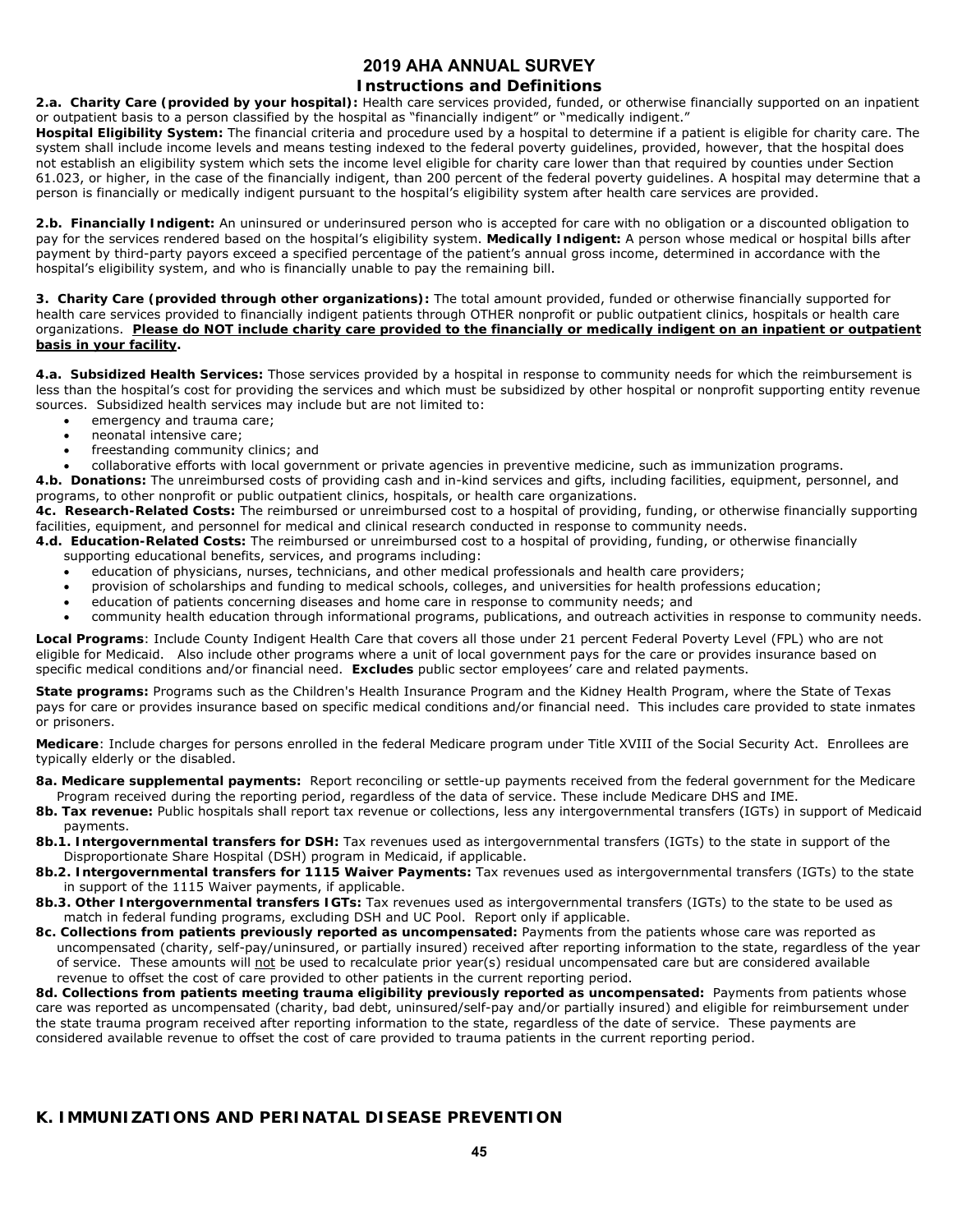## 2019 AHA ANNUAL SURVEY
### Instructions and Definitions

**2.a. Charity Care (provided by your hospital):** Health care services provided, funded, or otherwise financially supported on an inpatient or outpatient basis to a person classified by the hospital as "financially indigent" or "medically indigent."
**Hospital Eligibility System:** The financial criteria and procedure used by a hospital to determine if a patient is eligible for charity care. The system shall include income levels and means testing indexed to the federal poverty guidelines, provided, however, that the hospital does not establish an eligibility system which sets the income level eligible for charity care lower than that required by counties under Section 61.023, or higher, in the case of the financially indigent, than 200 percent of the federal poverty guidelines. A hospital may determine that a person is financially or medically indigent pursuant to the hospital's eligibility system after health care services are provided.

**2.b. Financially Indigent:** An uninsured or underinsured person who is accepted for care with no obligation or a discounted obligation to pay for the services rendered based on the hospital's eligibility system. **Medically Indigent:** A person whose medical or hospital bills after payment by third-party payors exceed a specified percentage of the patient's annual gross income, determined in accordance with the hospital's eligibility system, and who is financially unable to pay the remaining bill.

**3. Charity Care (provided through other organizations):** The total amount provided, funded or otherwise financially supported for health care services provided to financially indigent patients through OTHER nonprofit or public outpatient clinics, hospitals or health care organizations. **Please do NOT include charity care provided to the financially or medically indigent on an inpatient or outpatient basis in your facility.**

**4.a. Subsidized Health Services:** Those services provided by a hospital in response to community needs for which the reimbursement is less than the hospital's cost for providing the services and which must be subsidized by other hospital or nonprofit supporting entity revenue sources. Subsidized health services may include but are not limited to:

- emergency and trauma care;
- neonatal intensive care;
- freestanding community clinics; and
- collaborative efforts with local government or private agencies in preventive medicine, such as immunization programs.

**4.b. Donations:** The unreimbursed costs of providing cash and in-kind services and gifts, including facilities, equipment, personnel, and programs, to other nonprofit or public outpatient clinics, hospitals, or health care organizations.
**4c. Research-Related Costs:** The reimbursed or unreimbursed cost to a hospital of providing, funding, or otherwise financially supporting facilities, equipment, and personnel for medical and clinical research conducted in response to community needs.
**4.d. Education-Related Costs:** The reimbursed or unreimbursed cost to a hospital of providing, funding, or otherwise financially supporting educational benefits, services, and programs including:

- education of physicians, nurses, technicians, and other medical professionals and health care providers;
- provision of scholarships and funding to medical schools, colleges, and universities for health professions education;
- education of patients concerning diseases and home care in response to community needs; and
- community health education through informational programs, publications, and outreach activities in response to community needs.

**Local Programs**: Include County Indigent Health Care that covers all those under 21 percent Federal Poverty Level (FPL) who are not eligible for Medicaid. Also include other programs where a unit of local government pays for the care or provides insurance based on specific medical conditions and/or financial need. **Excludes** public sector employees' care and related payments.

**State programs:** Programs such as the Children's Health Insurance Program and the Kidney Health Program, where the State of Texas pays for care or provides insurance based on specific medical conditions and/or financial need. This includes care provided to state inmates or prisoners.

**Medicare**: Include charges for persons enrolled in the federal Medicare program under Title XVIII of the Social Security Act. Enrollees are typically elderly or the disabled.

**8a. Medicare supplemental payments:** Report reconciling or settle-up payments received from the federal government for the Medicare Program received during the reporting period, regardless of the data of service. These include Medicare DHS and IME.
**8b. Tax revenue:** Public hospitals shall report tax revenue or collections, less any intergovernmental transfers (IGTs) in support of Medicaid payments.
**8b.1. Intergovernmental transfers for DSH:** Tax revenues used as intergovernmental transfers (IGTs) to the state in support of the Disproportionate Share Hospital (DSH) program in Medicaid, if applicable.
**8b.2. Intergovernmental transfers for 1115 Waiver Payments:** Tax revenues used as intergovernmental transfers (IGTs) to the state in support of the 1115 Waiver payments, if applicable.
**8b.3. Other Intergovernmental transfers IGTs:** Tax revenues used as intergovernmental transfers (IGTs) to the state to be used as match in federal funding programs, excluding DSH and UC Pool. Report only if applicable.
**8c. Collections from patients previously reported as uncompensated:** Payments from the patients whose care was reported as uncompensated (charity, self-pay/uninsured, or partially insured) received after reporting information to the state, regardless of the year of service. These amounts will not be used to recalculate prior year(s) residual uncompensated care but are considered available revenue to offset the cost of care provided to other patients in the current reporting period.
**8d. Collections from patients meeting trauma eligibility previously reported as uncompensated:** Payments from patients whose care was reported as uncompensated (charity, bad debt, uninsured/self-pay and/or partially insured) and eligible for reimbursement under the state trauma program received after reporting information to the state, regardless of the date of service. These payments are considered available revenue to offset the cost of care provided to trauma patients in the current reporting period.

## K. IMMUNIZATIONS AND PERINATAL DISEASE PREVENTION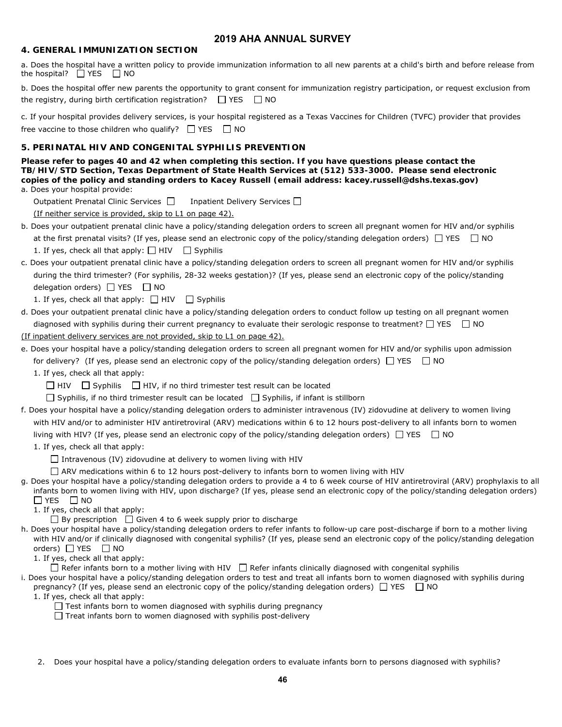# 2019 AHA ANNUAL SURVEY

## 4. GENERAL IMMUNIZATION SECTION

a. Does the hospital have a written policy to provide immunization information to all new parents at a child's birth and before release from the hospital? ☐ YES ☐ NO

b. Does the hospital offer new parents the opportunity to grant consent for immunization registry participation, or request exclusion from the registry, during birth certification registration? ☐ YES ☐ NO

c. If your hospital provides delivery services, is your hospital registered as a Texas Vaccines for Children (TVFC) provider that provides free vaccine to those children who qualify? ☐ YES ☐ NO

## 5. PERINATAL HIV AND CONGENITAL SYPHILIS PREVENTION

**Please refer to pages 40 and 42 when completing this section. If you have questions please contact the TB/HIV/STD Section, Texas Department of State Health Services at (512) 533-3000. Please send electronic copies of the policy and standing orders to Kacey Russell (email address: kacey.russell@dshs.texas.gov)**

a. Does your hospital provide:

Outpatient Prenatal Clinic Services ☐ Inpatient Delivery Services ☐

(If neither service is provided, skip to L1 on page 42).

b. Does your outpatient prenatal clinic have a policy/standing delegation orders to screen all pregnant women for HIV and/or syphilis at the first prenatal visits? (If yes, please send an electronic copy of the policy/standing delegation orders) ☐ YES ☐ NO

1. If yes, check all that apply: ☐ HIV ☐ Syphilis

c. Does your outpatient prenatal clinic have a policy/standing delegation orders to screen all pregnant women for HIV and/or syphilis during the third trimester? (For syphilis, 28-32 weeks gestation)? (If yes, please send an electronic copy of the policy/standing delegation orders) ☐ YES ☐ NO

1. If yes, check all that apply: ☐ HIV ☐ Syphilis

d. Does your outpatient prenatal clinic have a policy/standing delegation orders to conduct follow up testing on all pregnant women diagnosed with syphilis during their current pregnancy to evaluate their serologic response to treatment? ☐ YES ☐ NO

(If inpatient delivery services are not provided, skip to L1 on page 42).

e. Does your hospital have a policy/standing delegation orders to screen all pregnant women for HIV and/or syphilis upon admission for delivery? (If yes, please send an electronic copy of the policy/standing delegation orders) ☐ YES ☐ NO

1. If yes, check all that apply:

☐ HIV ☐ Syphilis ☐ HIV, if no third trimester test result can be located

☐ Syphilis, if no third trimester result can be located ☐ Syphilis, if infant is stillborn

f. Does your hospital have a policy/standing delegation orders to administer intravenous (IV) zidovudine at delivery to women living with HIV and/or to administer HIV antiretroviral (ARV) medications within 6 to 12 hours post-delivery to all infants born to women living with HIV? (If yes, please send an electronic copy of the policy/standing delegation orders) ☐ YES ☐ NO

1. If yes, check all that apply:

☐ Intravenous (IV) zidovudine at delivery to women living with HIV

☐ ARV medications within 6 to 12 hours post-delivery to infants born to women living with HIV

g. Does your hospital have a policy/standing delegation orders to provide a 4 to 6 week course of HIV antiretroviral (ARV) prophylaxis to all infants born to women living with HIV, upon discharge? (If yes, please send an electronic copy of the policy/standing delegation orders) ☐ YES ☐ NO

1. If yes, check all that apply:

☐ By prescription ☐ Given 4 to 6 week supply prior to discharge

h. Does your hospital have a policy/standing delegation orders to refer infants to follow-up care post-discharge if born to a mother living with HIV and/or if clinically diagnosed with congenital syphilis? (If yes, please send an electronic copy of the policy/standing delegation orders) ☐ YES ☐ NO

1. If yes, check all that apply:

☐ Refer infants born to a mother living with HIV ☐ Refer infants clinically diagnosed with congenital syphilis

i. Does your hospital have a policy/standing delegation orders to test and treat all infants born to women diagnosed with syphilis during pregnancy? (If yes, please send an electronic copy of the policy/standing delegation orders) ☐ YES ☐ NO

1. If yes, check all that apply:

☐ Test infants born to women diagnosed with syphilis during pregnancy

☐ Treat infants born to women diagnosed with syphilis post-delivery

2. Does your hospital have a policy/standing delegation orders to evaluate infants born to persons diagnosed with syphilis?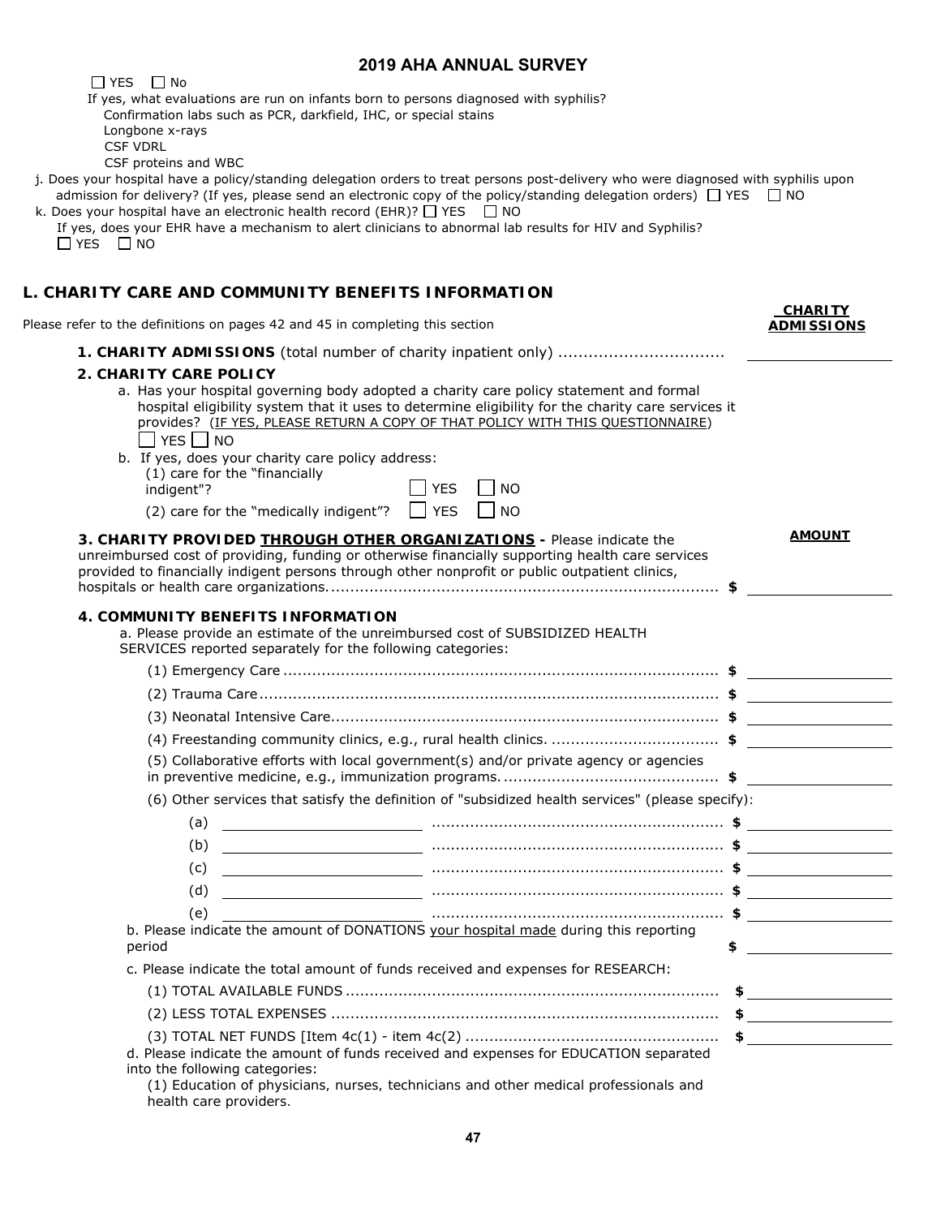☐ YES ☐ No

If yes, what evaluations are run on infants born to persons diagnosed with syphilis?

Confirmation labs such as PCR, darkfield, IHC, or special stains

Longbone x-rays

CSF VDRL

CSF proteins and WBC

j. Does your hospital have a policy/standing delegation orders to treat persons post-delivery who were diagnosed with syphilis upon admission for delivery? (If yes, please send an electronic copy of the policy/standing delegation orders) ☐ YES ☐ NO

k. Does your hospital have an electronic health record (EHR)? ☐ YES ☐ NO

If yes, does your EHR have a mechanism to alert clinicians to abnormal lab results for HIV and Syphilis?

☐ YES ☐ NO

## L. CHARITY CARE AND COMMUNITY BENEFITS INFORMATION

Please refer to the definitions on pages 42 and 45 in completing this section

**CHARITY ADMISSIONS**

**1. CHARITY ADMISSIONS** (total number of charity inpatient only) ................................ \_\_\_\_\_\_\_\_\_\_

**2. CHARITY CARE POLICY**

a. Has your hospital governing body adopted a charity care policy statement and formal hospital eligibility system that it uses to determine eligibility for the charity care services it provides? (IF YES, PLEASE RETURN A COPY OF THAT POLICY WITH THIS QUESTIONNAIRE)

☐ YES ☐ NO

b. If yes, does your charity care policy address:

(1) care for the "financially indigent"? ☐ YES ☐ NO

(2) care for the "medically indigent"? ☐ YES ☐ NO

**AMOUNT**

**3. CHARITY PROVIDED THROUGH OTHER ORGANIZATIONS -** Please indicate the unreimbursed cost of providing, funding or otherwise financially supporting health care services provided to financially indigent persons through other nonprofit or public outpatient clinics, hospitals or health care organizations................................................................................... $ \_\_\_\_\_\_\_\_\_\_

**4. COMMUNITY BENEFITS INFORMATION**

a. Please provide an estimate of the unreimbursed cost of SUBSIDIZED HEALTH SERVICES reported separately for the following categories:

(1) Emergency Care ......................................................................................... $ \_\_\_\_\_\_\_\_\_\_

(2) Trauma Care .............................................................................................. $ \_\_\_\_\_\_\_\_\_\_

(3) Neonatal Intensive Care................................................................................ $ \_\_\_\_\_\_\_\_\_\_

(4) Freestanding community clinics, e.g., rural health clinics. .................................. $ \_\_\_\_\_\_\_\_\_\_

(5) Collaborative efforts with local government(s) and/or private agency or agencies in preventive medicine, e.g., immunization programs............................................. $ \_\_\_\_\_\_\_\_\_\_

(6) Other services that satisfy the definition of "subsidized health services" (please specify):

(a) \_\_\_\_\_\_\_\_\_\_ ............................................................ $ \_\_\_\_\_\_\_\_\_\_

(b) \_\_\_\_\_\_\_\_\_\_ ............................................................ $ \_\_\_\_\_\_\_\_\_\_

(c) \_\_\_\_\_\_\_\_\_\_ ............................................................ $ \_\_\_\_\_\_\_\_\_\_

(d) \_\_\_\_\_\_\_\_\_\_ ............................................................ $ \_\_\_\_\_\_\_\_\_\_

(e) \_\_\_\_\_\_\_\_\_\_ ............................................................ $ \_\_\_\_\_\_\_\_\_\_

b. Please indicate the amount of DONATIONS your hospital made during this reporting period $ \_\_\_\_\_\_\_\_\_\_

c. Please indicate the total amount of funds received and expenses for RESEARCH:

(1) TOTAL AVAILABLE FUNDS ............................................................................ $ \_\_\_\_\_\_\_\_\_\_

(2) LESS TOTAL EXPENSES ................................................................................ $ \_\_\_\_\_\_\_\_\_\_

(3) TOTAL NET FUNDS [Item 4c(1) - item 4c(2) .................................................... $ \_\_\_\_\_\_\_\_\_\_

d. Please indicate the amount of funds received and expenses for EDUCATION separated into the following categories:

(1) Education of physicians, nurses, technicians and other medical professionals and health care providers.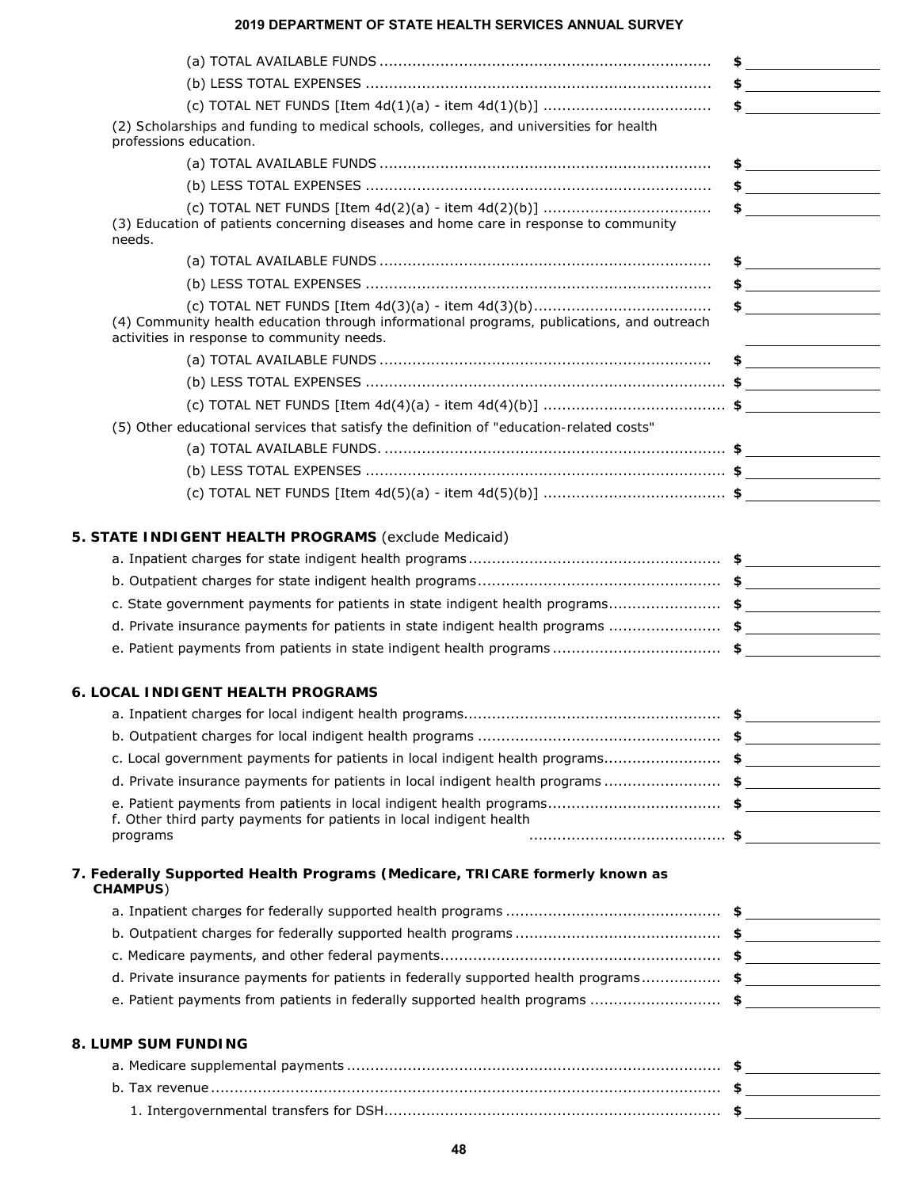(a) TOTAL AVAILABLE FUNDS ........................................................................ $ ____________

(b) LESS TOTAL EXPENSES ........................................................................... $ ____________

(c) TOTAL NET FUNDS [Item 4d(1)(a) - item 4d(1)(b)] ..................................... $ ____________

(2) Scholarships and funding to medical schools, colleges, and universities for health professions education.

(a) TOTAL AVAILABLE FUNDS ........................................................................ $ ____________

(b) LESS TOTAL EXPENSES ........................................................................... $ ____________

(c) TOTAL NET FUNDS [Item 4d(2)(a) - item 4d(2)(b)] ..................................... $ ____________

(3) Education of patients concerning diseases and home care in response to community needs.

(a) TOTAL AVAILABLE FUNDS ........................................................................ $ ____________

(b) LESS TOTAL EXPENSES ........................................................................... $ ____________

(c) TOTAL NET FUNDS [Item 4d(3)(a) - item 4d(3)(b)....................................... $ ____________

(4) Community health education through informational programs, publications, and outreach activities in response to community needs.

(a) TOTAL AVAILABLE FUNDS ........................................................................ $ ____________

(b) LESS TOTAL EXPENSES ............................................................................. $ ____________

(c) TOTAL NET FUNDS [Item 4d(4)(a) - item 4d(4)(b)] ........................................ $ ____________

(5) Other educational services that satisfy the definition of "education-related costs"

(a) TOTAL AVAILABLE FUNDS. ......................................................................... $ ____________

(b) LESS TOTAL EXPENSES ............................................................................. $ ____________

(c) TOTAL NET FUNDS [Item 4d(5)(a) - item 4d(5)(b)] ........................................ $ ____________

## 5. STATE INDIGENT HEALTH PROGRAMS (exclude Medicaid)

a. Inpatient charges for state indigent health programs...................................................... $ ____________

b. Outpatient charges for state indigent health programs.................................................... $ ____________

c. State government payments for patients in state indigent health programs........................ $ ____________

d. Private insurance payments for patients in state indigent health programs ........................ $ ____________

e. Patient payments from patients in state indigent health programs .................................... $ ____________

## 6. LOCAL INDIGENT HEALTH PROGRAMS

a. Inpatient charges for local indigent health programs....................................................... $ ____________

b. Outpatient charges for local indigent health programs .................................................... $ ____________

c. Local government payments for patients in local indigent health programs......................... $ ____________

d. Private insurance payments for patients in local indigent health programs ......................... $ ____________

e. Patient payments from patients in local indigent health programs..................................... $ ____________

f. Other third party payments for patients in local indigent health programs .......................................... $ ____________

## 7. Federally Supported Health Programs (Medicare, TRICARE formerly known as CHAMPUS)

a. Inpatient charges for federally supported health programs .............................................. $ ____________

b. Outpatient charges for federally supported health programs ............................................ $ ____________

c. Medicare payments, and other federal payments............................................................ $ ____________

d. Private insurance payments for patients in federally supported health programs................. $ ____________

e. Patient payments from patients in federally supported health programs ............................ $ ____________

## 8. LUMP SUM FUNDING

a. Medicare supplemental payments ............................................................................... $ ____________

b. Tax revenue ............................................................................................................ $ ____________

1. Intergovernmental transfers for DSH........................................................................ $ ____________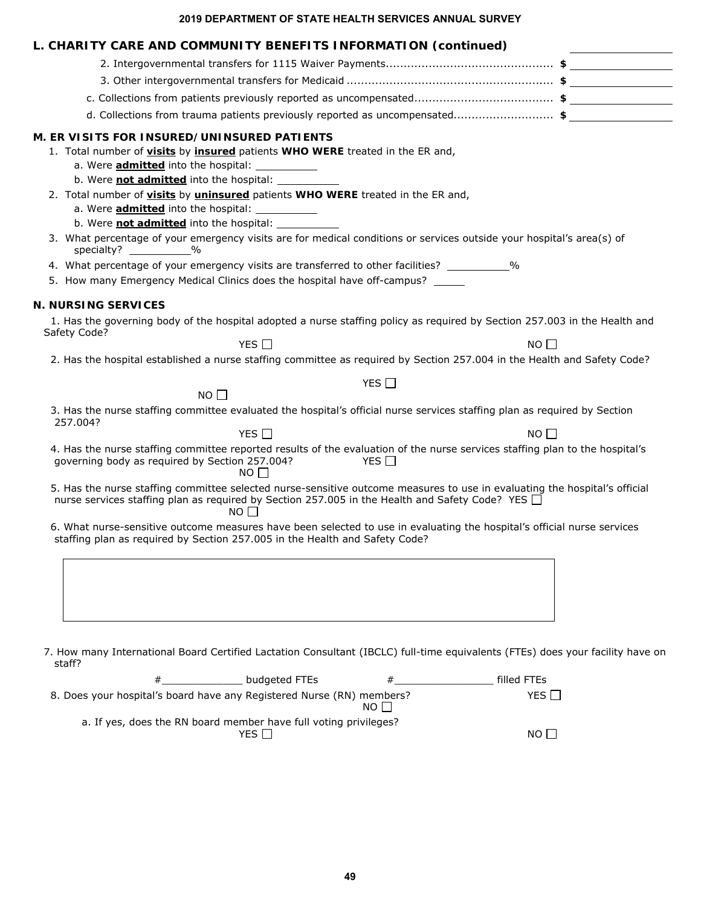## L. CHARITY CARE AND COMMUNITY BENEFITS INFORMATION (continued)

2. Intergovernmental transfers for 1115 Waiver Payments............................................... $ ________________

3. Other intergovernmental transfers for Medicaid .......................................................... $ ________________

c. Collections from patients previously reported as uncompensated....................................... $ ________________

d. Collections from trauma patients previously reported as uncompensated............................ $ ________________

## M. ER VISITS FOR INSURED/UNINSURED PATIENTS

1. Total number of **visits** by **insured** patients **WHO WERE** treated in the ER and,
   - a. Were **admitted** into the hospital: __________
   - b. Were **not admitted** into the hospital: __________
2. Total number of **visits** by **uninsured** patients **WHO WERE** treated in the ER and,
   - a. Were **admitted** into the hospital: __________
   - b. Were **not admitted** into the hospital: __________
3. What percentage of your emergency visits are for medical conditions or services outside your hospital's area(s) of specialty? __________%
4. What percentage of your emergency visits are transferred to other facilities? __________%
5. How many Emergency Medical Clinics does the hospital have off-campus? _____

## N. NURSING SERVICES

1. Has the governing body of the hospital adopted a nurse staffing policy as required by Section 257.003 in the Health and Safety Code?

   YES ☐ NO ☐

2. Has the hospital established a nurse staffing committee as required by Section 257.004 in the Health and Safety Code?

   YES ☐ NO ☐

3. Has the nurse staffing committee evaluated the hospital's official nurse services staffing plan as required by Section 257.004?

   YES ☐ NO ☐

4. Has the nurse staffing committee reported results of the evaluation of the nurse services staffing plan to the hospital's governing body as required by Section 257.004? YES ☐ NO ☐

5. Has the nurse staffing committee selected nurse-sensitive outcome measures to use in evaluating the hospital's official nurse services staffing plan as required by Section 257.005 in the Health and Safety Code? YES ☐ NO ☐

6. What nurse-sensitive outcome measures have been selected to use in evaluating the hospital's official nurse services staffing plan as required by Section 257.005 in the Health and Safety Code?

7. How many International Board Certified Lactation Consultant (IBCLC) full-time equivalents (FTEs) does your facility have on staff?

   #_____________ budgeted FTEs #________________ filled FTEs

8. Does your hospital's board have any Registered Nurse (RN) members? YES ☐ NO ☐

   a. If yes, does the RN board member have full voting privileges?

   YES ☐ NO ☐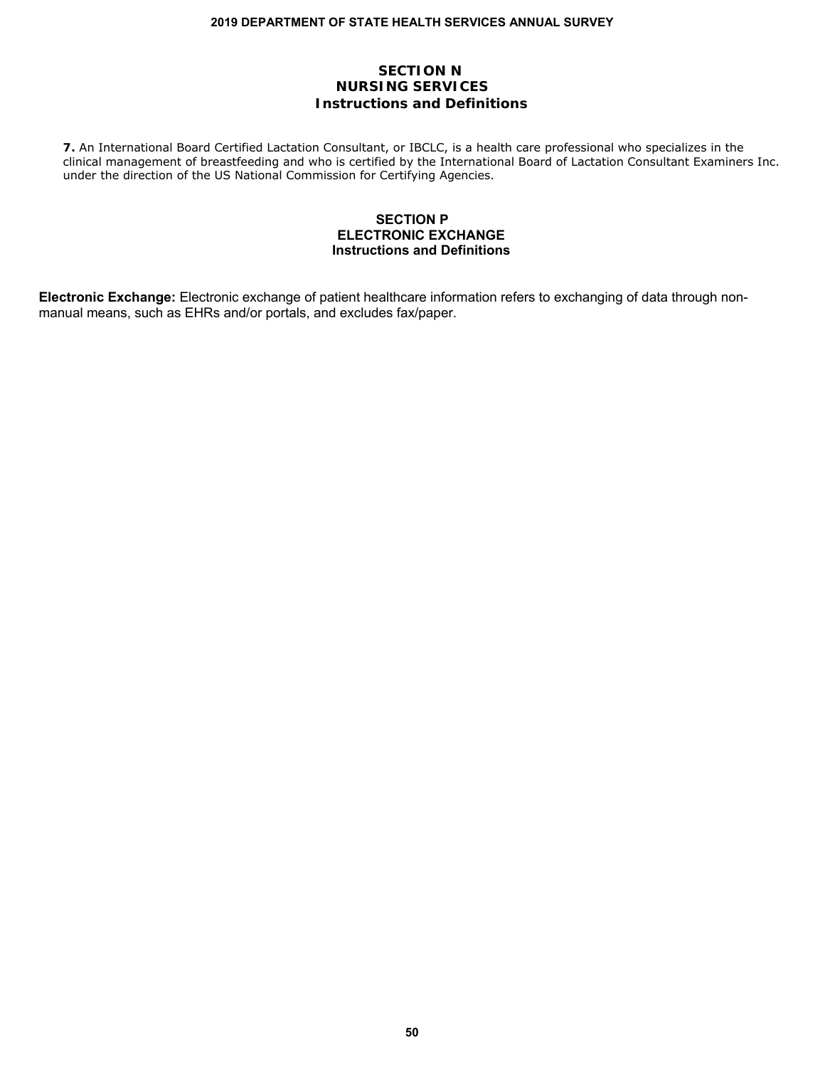## SECTION N
## NURSING SERVICES
### Instructions and Definitions

**7.** An International Board Certified Lactation Consultant, or IBCLC, is a health care professional who specializes in the clinical management of breastfeeding and who is certified by the International Board of Lactation Consultant Examiners Inc. under the direction of the US National Commission for Certifying Agencies.

## SECTION P
## ELECTRONIC EXCHANGE
### Instructions and Definitions

**Electronic Exchange:** Electronic exchange of patient healthcare information refers to exchanging of data through non-manual means, such as EHRs and/or portals, and excludes fax/paper.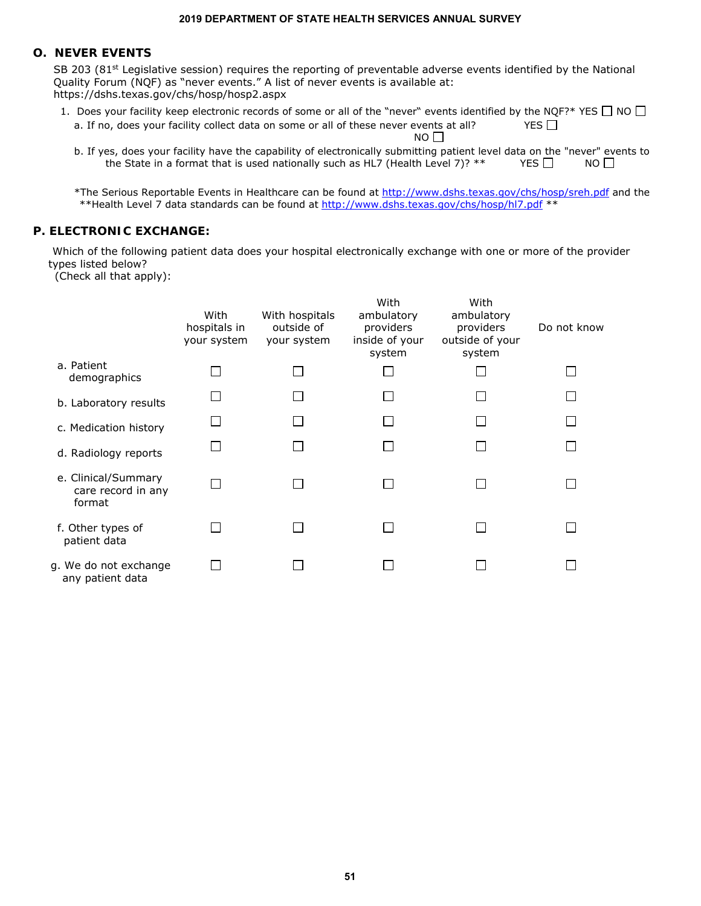## O. NEVER EVENTS

SB 203 (81st Legislative session) requires the reporting of preventable adverse events identified by the National Quality Forum (NQF) as "never events." A list of never events is available at: https://dshs.texas.gov/chs/hosp/hosp2.aspx

1. Does your facility keep electronic records of some or all of the "never" events identified by the NQF?* YES ☐ NO ☐
   - a. If no, does your facility collect data on some or all of these never events at all? YES ☐ NO ☐
   - b. If yes, does your facility have the capability of electronically submitting patient level data on the "never" events to the State in a format that is used nationally such as HL7 (Health Level 7)? ** YES ☐ NO ☐

*The Serious Reportable Events in Healthcare can be found at http://www.dshs.texas.gov/chs/hosp/sreh.pdf and the **Health Level 7 data standards can be found at http://www.dshs.texas.gov/chs/hosp/hl7.pdf **

## P. ELECTRONIC EXCHANGE:

Which of the following patient data does your hospital electronically exchange with one or more of the provider types listed below?
(Check all that apply):

| | With hospitals in your system | With hospitals outside of your system | With ambulatory providers inside of your system | With ambulatory providers outside of your system | Do not know |
|---|---|---|---|---|---|
| a. Patient demographics | ☐ | ☐ | ☐ | ☐ | ☐ |
| b. Laboratory results | ☐ | ☐ | ☐ | ☐ | ☐ |
| c. Medication history | ☐ | ☐ | ☐ | ☐ | ☐ |
| d. Radiology reports | ☐ | ☐ | ☐ | ☐ | ☐ |
| e. Clinical/Summary care record in any format | ☐ | ☐ | ☐ | ☐ | ☐ |
| f. Other types of patient data | ☐ | ☐ | ☐ | ☐ | ☐ |
| g. We do not exchange any patient data | ☐ | ☐ | ☐ | ☐ | ☐ |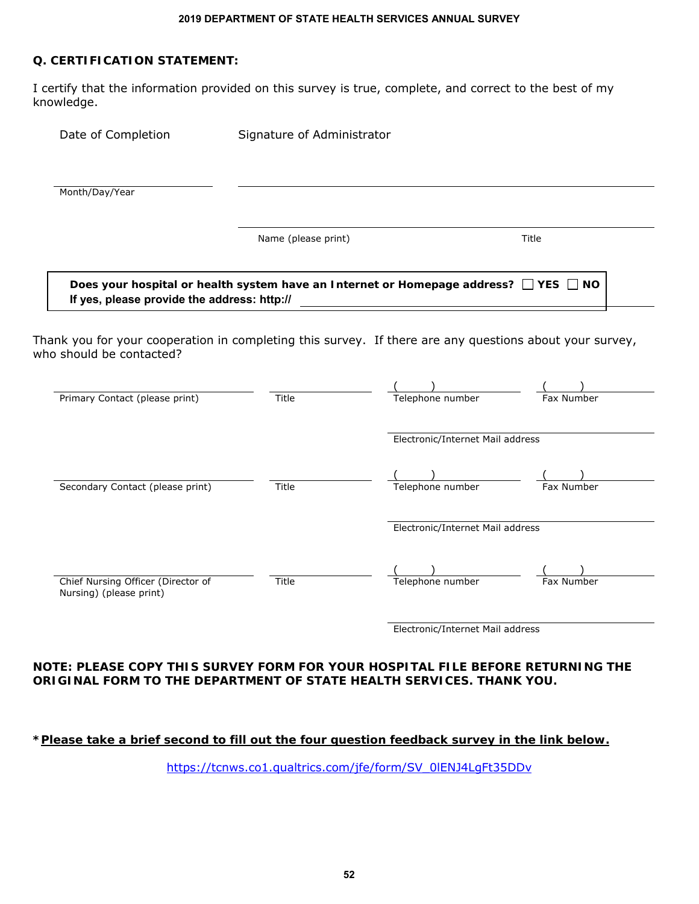**Q. CERTIFICATION STATEMENT:**

I certify that the information provided on this survey is true, complete, and correct to the best of my knowledge.

| Date of Completion | Signature of Administrator | |
|---|---|---|
| ____________________ | ________________________________________ | |
| Month/Day/Year | | |
| | ________________________________________ | |
| | Name (please print) | Title |

**Does your hospital or health system have an Internet or Homepage address?** ☐ **YES** ☐ **NO**
**If yes, please provide the address: http://** ____________________

Thank you for your cooperation in completing this survey. If there are any questions about your survey, who should be contacted?

| | | | |
|---|---|---|---|
| Primary Contact (please print) | Title | ( ) Telephone number | ( ) Fax Number |
| | | Electronic/Internet Mail address | |
| Secondary Contact (please print) | Title | ( ) Telephone number | ( ) Fax Number |
| | | Electronic/Internet Mail address | |
| Chief Nursing Officer (Director of Nursing) (please print) | Title | ( ) Telephone number | ( ) Fax Number |
| | | Electronic/Internet Mail address | |

**NOTE: PLEASE COPY THIS SURVEY FORM FOR YOUR HOSPITAL FILE BEFORE RETURNING THE ORIGINAL FORM TO THE DEPARTMENT OF STATE HEALTH SERVICES. THANK YOU.**

**\*Please take a brief second to fill out the four question feedback survey in the link below.**

https://tcnws.co1.qualtrics.com/jfe/form/SV_0lENJ4LgFt35DDv